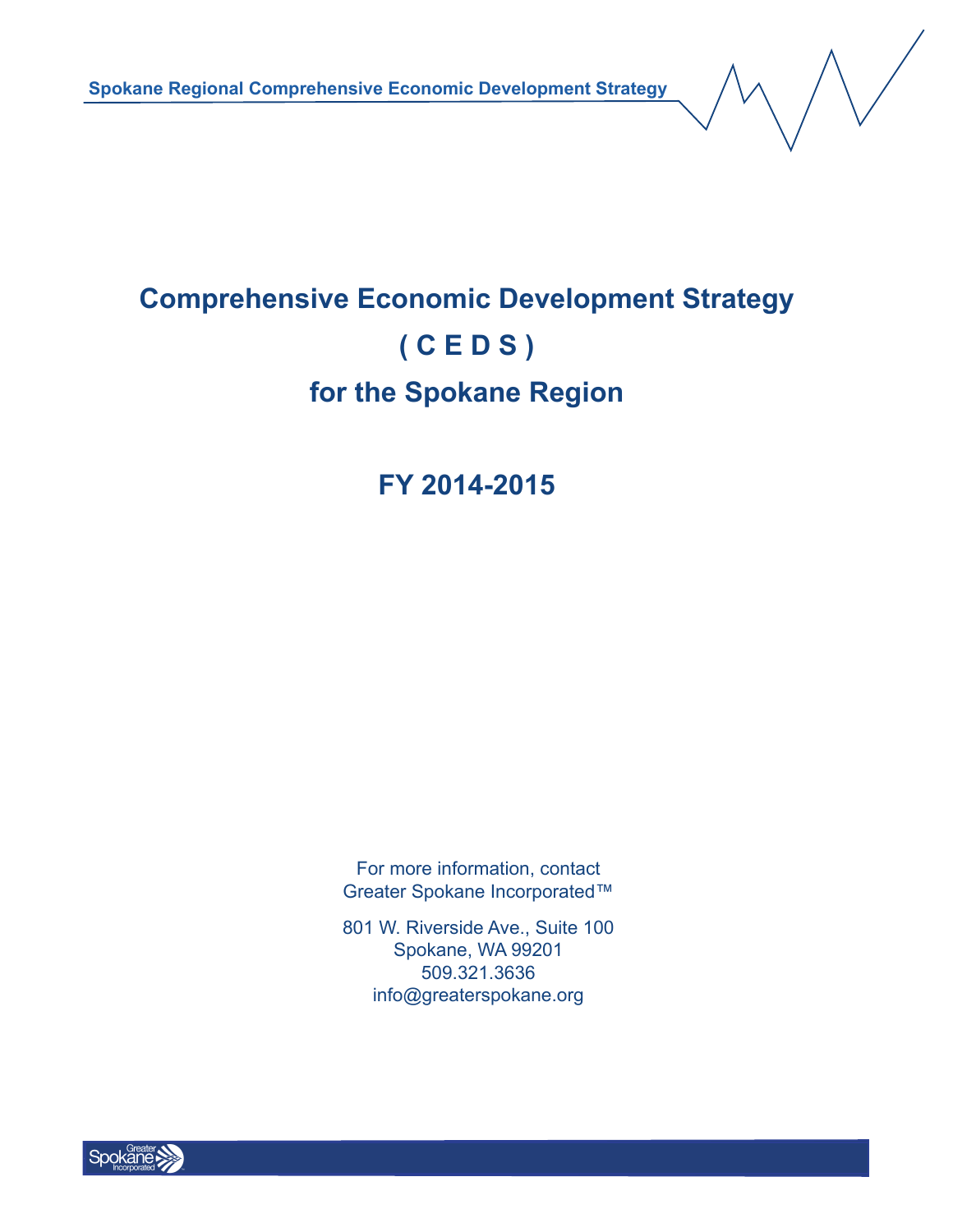# Comprehensive Economic Development Strategy

# ( C E D S )

# for the Spokane Region

## FY 2014-2015

For more information, contact
Greater Spokane Incorporated™

801 W. Riverside Ave., Suite 100
Spokane, WA 99201
509.321.3636
info@greaterspokane.org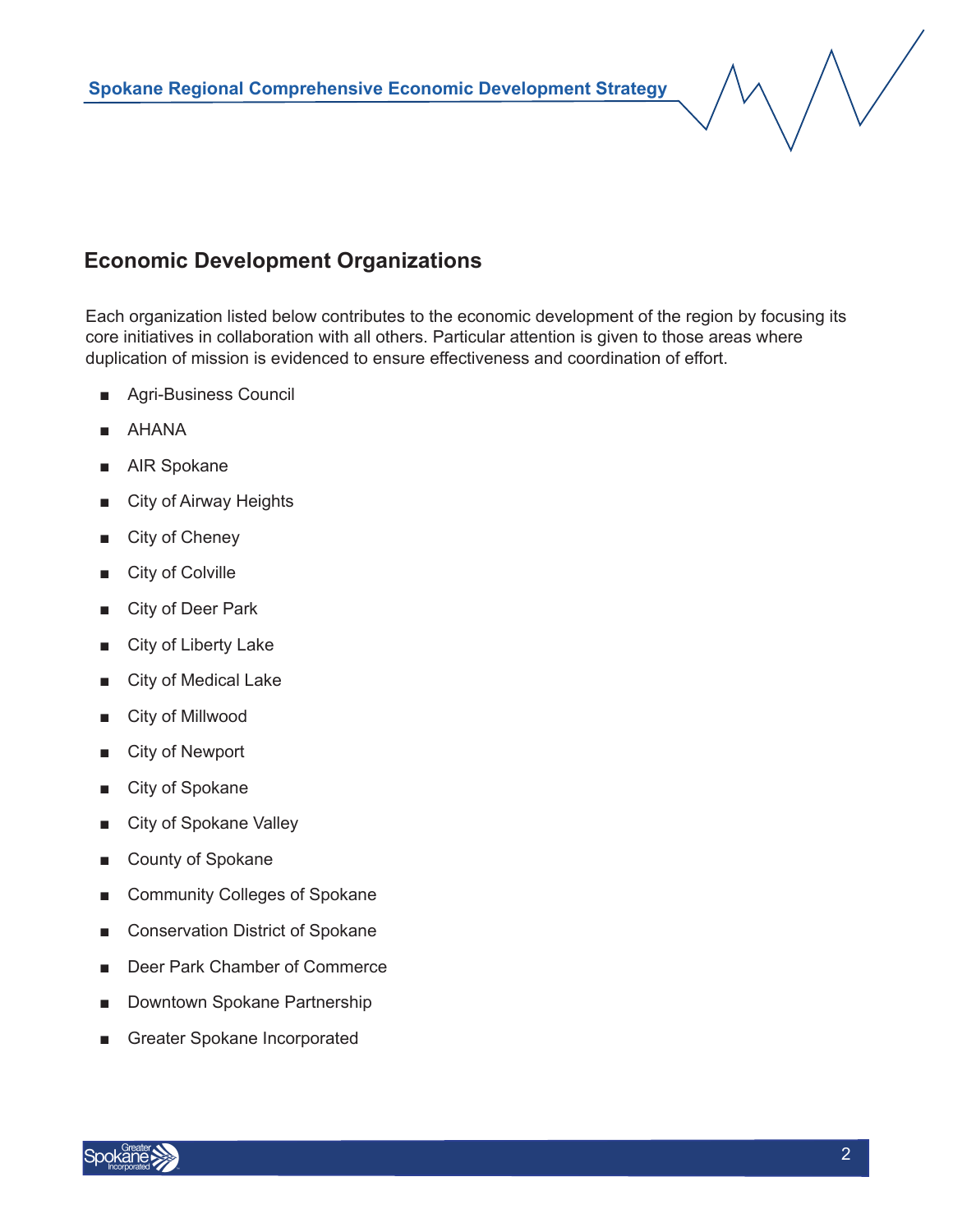## Economic Development Organizations

Each organization listed below contributes to the economic development of the region by focusing its core initiatives in collaboration with all others. Particular attention is given to those areas where duplication of mission is evidenced to ensure effectiveness and coordination of effort.

- Agri-Business Council
- AHANA
- AIR Spokane
- City of Airway Heights
- City of Cheney
- City of Colville
- City of Deer Park
- City of Liberty Lake
- City of Medical Lake
- City of Millwood
- City of Newport
- City of Spokane
- City of Spokane Valley
- County of Spokane
- Community Colleges of Spokane
- Conservation District of Spokane
- Deer Park Chamber of Commerce
- Downtown Spokane Partnership
- Greater Spokane Incorporated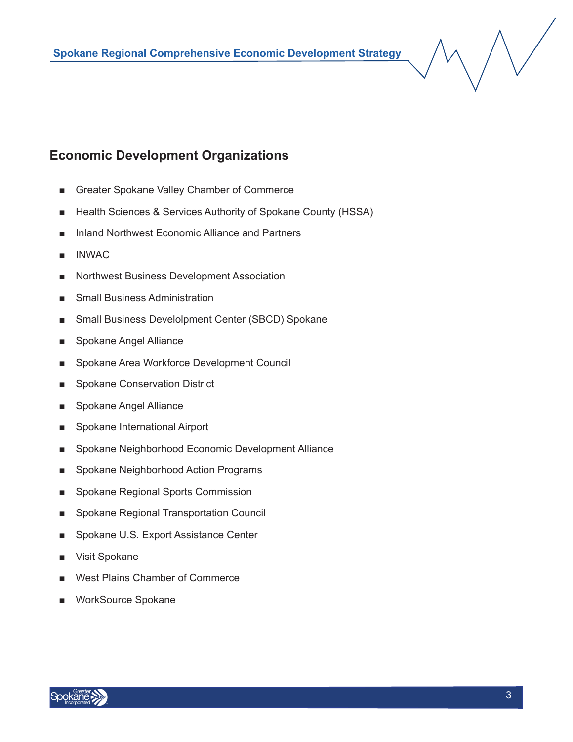## Economic Development Organizations

- Greater Spokane Valley Chamber of Commerce
- Health Sciences & Services Authority of Spokane County (HSSA)
- Inland Northwest Economic Alliance and Partners
- INWAC
- Northwest Business Development Association
- Small Business Administration
- Small Business Develolpment Center (SBCD) Spokane
- Spokane Angel Alliance
- Spokane Area Workforce Development Council
- Spokane Conservation District
- Spokane Angel Alliance
- Spokane International Airport
- Spokane Neighborhood Economic Development Alliance
- Spokane Neighborhood Action Programs
- Spokane Regional Sports Commission
- Spokane Regional Transportation Council
- Spokane U.S. Export Assistance Center
- Visit Spokane
- West Plains Chamber of Commerce
- WorkSource Spokane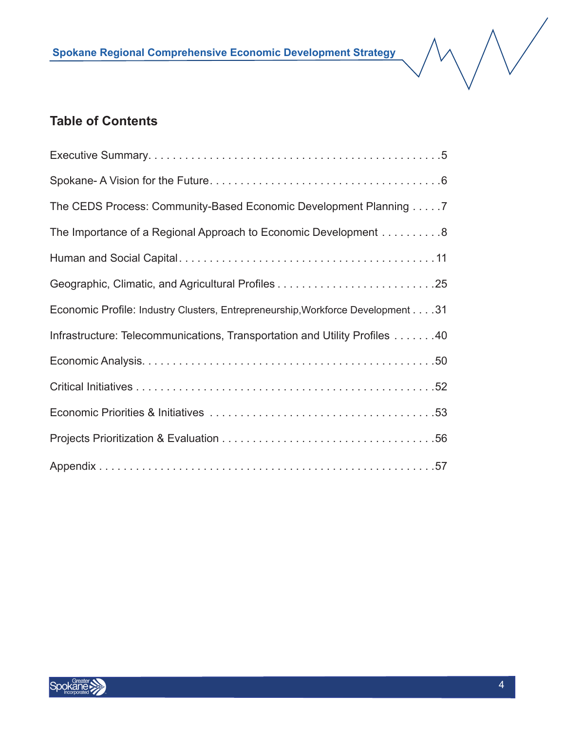## Table of Contents

| Section | Page |
|---|---|
| Executive Summary | 5 |
| Spokane- A Vision for the Future | 6 |
| The CEDS Process: Community-Based Economic Development Planning | 7 |
| The Importance of a Regional Approach to Economic Development | 8 |
| Human and Social Capital | 11 |
| Geographic, Climatic, and Agricultural Profiles | 25 |
| Economic Profile: Industry Clusters, Entrepreneurship,Workforce Development | 31 |
| Infrastructure: Telecommunications, Transportation and Utility Profiles | 40 |
| Economic Analysis | 50 |
| Critical Initiatives | 52 |
| Economic Priorities & Initiatives | 53 |
| Projects Prioritization & Evaluation | 56 |
| Appendix | 57 |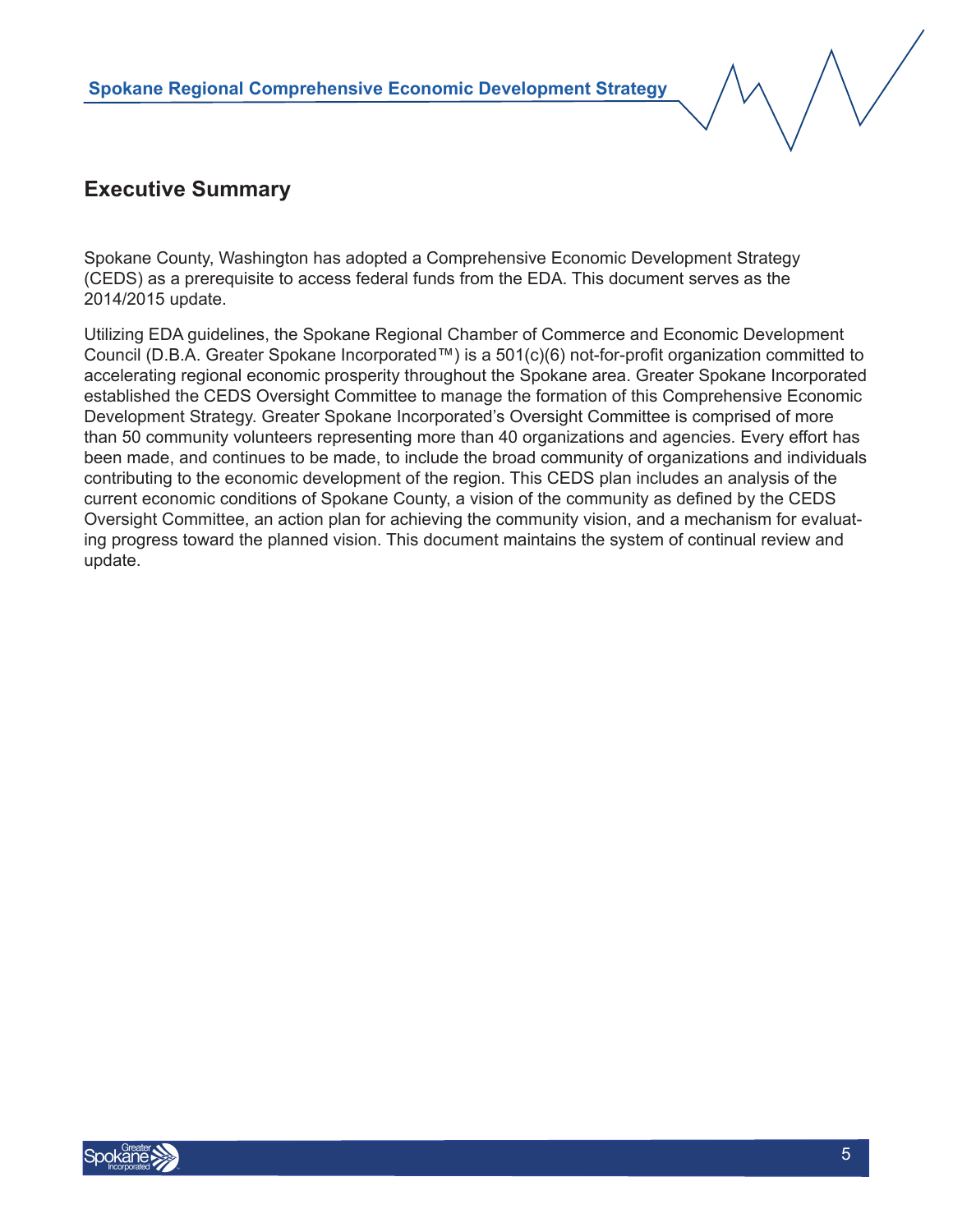## Executive Summary

Spokane County, Washington has adopted a Comprehensive Economic Development Strategy (CEDS) as a prerequisite to access federal funds from the EDA. This document serves as the 2014/2015 update.

Utilizing EDA guidelines, the Spokane Regional Chamber of Commerce and Economic Development Council (D.B.A. Greater Spokane Incorporated™) is a 501(c)(6) not-for-profit organization committed to accelerating regional economic prosperity throughout the Spokane area. Greater Spokane Incorporated established the CEDS Oversight Committee to manage the formation of this Comprehensive Economic Development Strategy. Greater Spokane Incorporated's Oversight Committee is comprised of more than 50 community volunteers representing more than 40 organizations and agencies. Every effort has been made, and continues to be made, to include the broad community of organizations and individuals contributing to the economic development of the region. This CEDS plan includes an analysis of the current economic conditions of Spokane County, a vision of the community as defined by the CEDS Oversight Committee, an action plan for achieving the community vision, and a mechanism for evaluating progress toward the planned vision. This document maintains the system of continual review and update.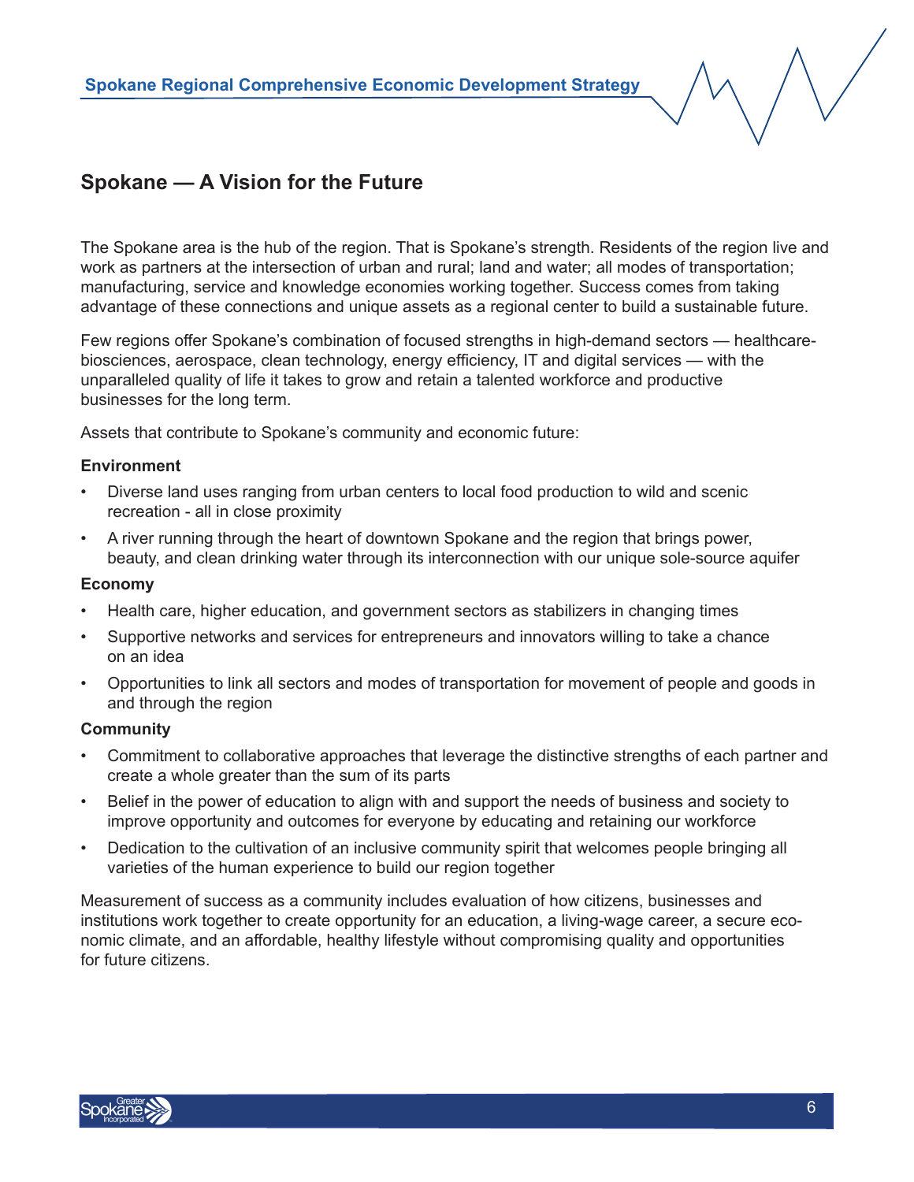## Spokane — A Vision for the Future

The Spokane area is the hub of the region. That is Spokane's strength. Residents of the region live and work as partners at the intersection of urban and rural; land and water; all modes of transportation; manufacturing, service and knowledge economies working together. Success comes from taking advantage of these connections and unique assets as a regional center to build a sustainable future.

Few regions offer Spokane's combination of focused strengths in high-demand sectors — healthcare-biosciences, aerospace, clean technology, energy efficiency, IT and digital services — with the unparalleled quality of life it takes to grow and retain a talented workforce and productive businesses for the long term.

Assets that contribute to Spokane's community and economic future:

**Environment**

- Diverse land uses ranging from urban centers to local food production to wild and scenic recreation - all in close proximity
- A river running through the heart of downtown Spokane and the region that brings power, beauty, and clean drinking water through its interconnection with our unique sole-source aquifer

**Economy**

- Health care, higher education, and government sectors as stabilizers in changing times
- Supportive networks and services for entrepreneurs and innovators willing to take a chance on an idea
- Opportunities to link all sectors and modes of transportation for movement of people and goods in and through the region

**Community**

- Commitment to collaborative approaches that leverage the distinctive strengths of each partner and create a whole greater than the sum of its parts
- Belief in the power of education to align with and support the needs of business and society to improve opportunity and outcomes for everyone by educating and retaining our workforce
- Dedication to the cultivation of an inclusive community spirit that welcomes people bringing all varieties of the human experience to build our region together

Measurement of success as a community includes evaluation of how citizens, businesses and institutions work together to create opportunity for an education, a living-wage career, a secure economic climate, and an affordable, healthy lifestyle without compromising quality and opportunities for future citizens.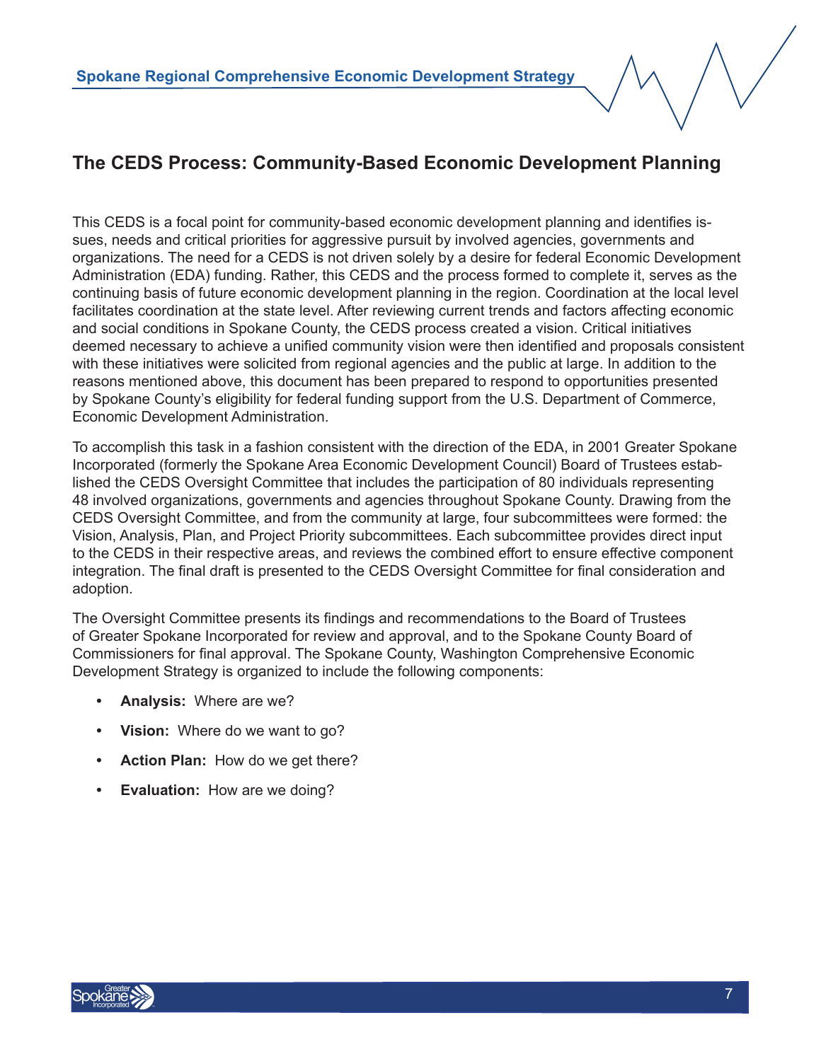## The CEDS Process: Community-Based Economic Development Planning

This CEDS is a focal point for community-based economic development planning and identifies issues, needs and critical priorities for aggressive pursuit by involved agencies, governments and organizations. The need for a CEDS is not driven solely by a desire for federal Economic Development Administration (EDA) funding. Rather, this CEDS and the process formed to complete it, serves as the continuing basis of future economic development planning in the region. Coordination at the local level facilitates coordination at the state level. After reviewing current trends and factors affecting economic and social conditions in Spokane County, the CEDS process created a vision. Critical initiatives deemed necessary to achieve a unified community vision were then identified and proposals consistent with these initiatives were solicited from regional agencies and the public at large. In addition to the reasons mentioned above, this document has been prepared to respond to opportunities presented by Spokane County's eligibility for federal funding support from the U.S. Department of Commerce, Economic Development Administration.

To accomplish this task in a fashion consistent with the direction of the EDA, in 2001 Greater Spokane Incorporated (formerly the Spokane Area Economic Development Council) Board of Trustees established the CEDS Oversight Committee that includes the participation of 80 individuals representing 48 involved organizations, governments and agencies throughout Spokane County. Drawing from the CEDS Oversight Committee, and from the community at large, four subcommittees were formed: the Vision, Analysis, Plan, and Project Priority subcommittees. Each subcommittee provides direct input to the CEDS in their respective areas, and reviews the combined effort to ensure effective component integration. The final draft is presented to the CEDS Oversight Committee for final consideration and adoption.

The Oversight Committee presents its findings and recommendations to the Board of Trustees of Greater Spokane Incorporated for review and approval, and to the Spokane County Board of Commissioners for final approval. The Spokane County, Washington Comprehensive Economic Development Strategy is organized to include the following components:

- **Analysis:** Where are we?
- **Vision:** Where do we want to go?
- **Action Plan:** How do we get there?
- **Evaluation:** How are we doing?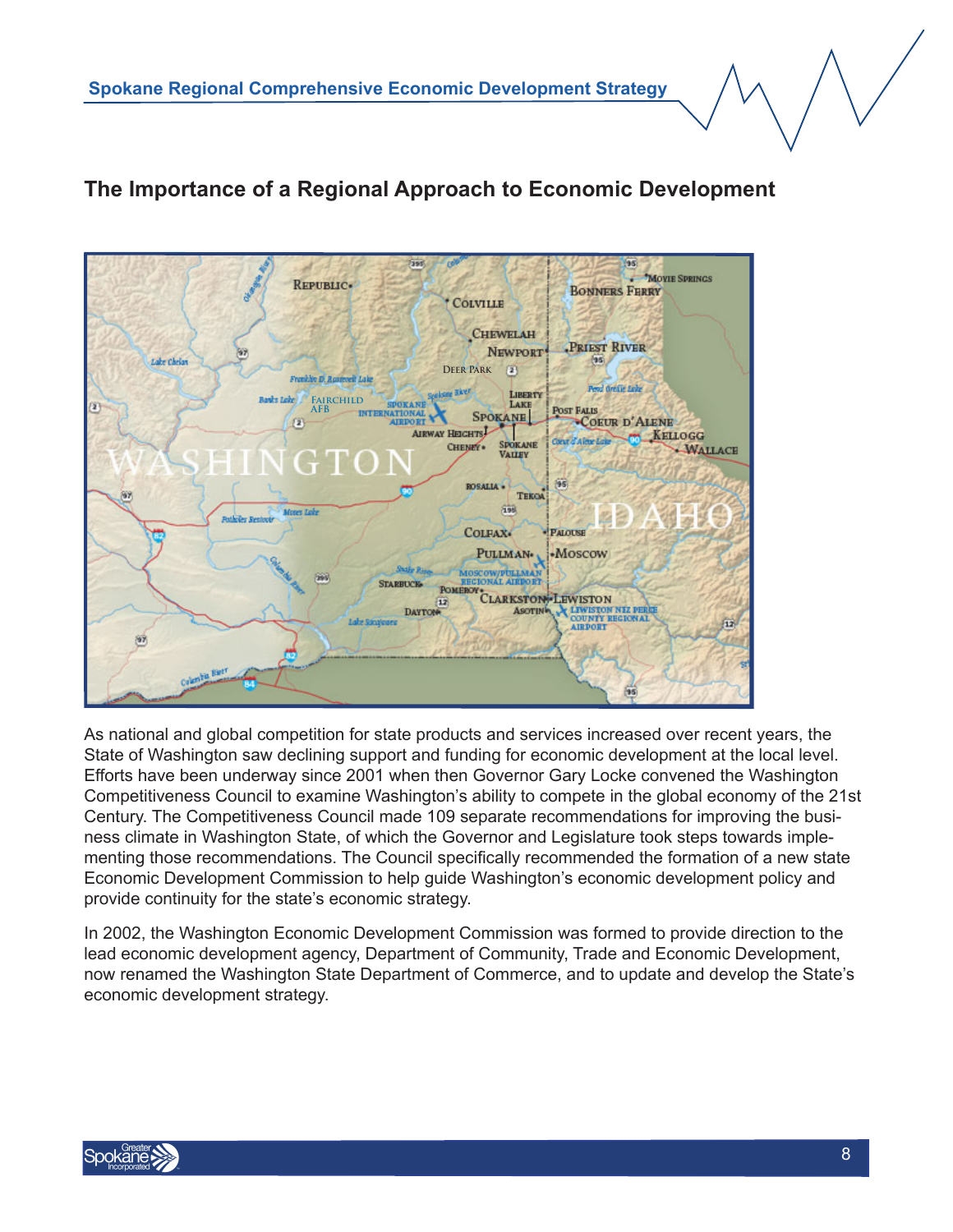## The Importance of a Regional Approach to Economic Development

As national and global competition for state products and services increased over recent years, the State of Washington saw declining support and funding for economic development at the local level. Efforts have been underway since 2001 when then Governor Gary Locke convened the Washington Competitiveness Council to examine Washington's ability to compete in the global economy of the 21st Century. The Competitiveness Council made 109 separate recommendations for improving the business climate in Washington State, of which the Governor and Legislature took steps towards implementing those recommendations. The Council specifically recommended the formation of a new state Economic Development Commission to help guide Washington's economic development policy and provide continuity for the state's economic strategy.

In 2002, the Washington Economic Development Commission was formed to provide direction to the lead economic development agency, Department of Community, Trade and Economic Development, now renamed the Washington State Department of Commerce, and to update and develop the State's economic development strategy.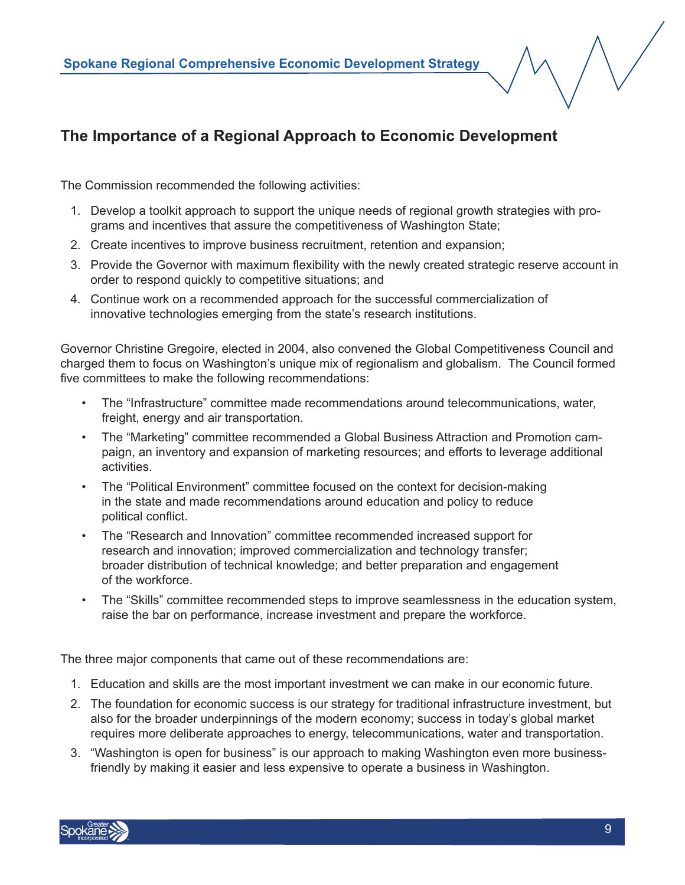## The Importance of a Regional Approach to Economic Development

The Commission recommended the following activities:

1. Develop a toolkit approach to support the unique needs of regional growth strategies with programs and incentives that assure the competitiveness of Washington State;
2. Create incentives to improve business recruitment, retention and expansion;
3. Provide the Governor with maximum flexibility with the newly created strategic reserve account in order to respond quickly to competitive situations; and
4. Continue work on a recommended approach for the successful commercialization of innovative technologies emerging from the state's research institutions.

Governor Christine Gregoire, elected in 2004, also convened the Global Competitiveness Council and charged them to focus on Washington's unique mix of regionalism and globalism. The Council formed five committees to make the following recommendations:

- The "Infrastructure" committee made recommendations around telecommunications, water, freight, energy and air transportation.
- The "Marketing" committee recommended a Global Business Attraction and Promotion campaign, an inventory and expansion of marketing resources; and efforts to leverage additional activities.
- The "Political Environment" committee focused on the context for decision-making in the state and made recommendations around education and policy to reduce political conflict.
- The "Research and Innovation" committee recommended increased support for research and innovation; improved commercialization and technology transfer; broader distribution of technical knowledge; and better preparation and engagement of the workforce.
- The "Skills" committee recommended steps to improve seamlessness in the education system, raise the bar on performance, increase investment and prepare the workforce.

The three major components that came out of these recommendations are:

1. Education and skills are the most important investment we can make in our economic future.
2. The foundation for economic success is our strategy for traditional infrastructure investment, but also for the broader underpinnings of the modern economy; success in today's global market requires more deliberate approaches to energy, telecommunications, water and transportation.
3. "Washington is open for business" is our approach to making Washington even more business-friendly by making it easier and less expensive to operate a business in Washington.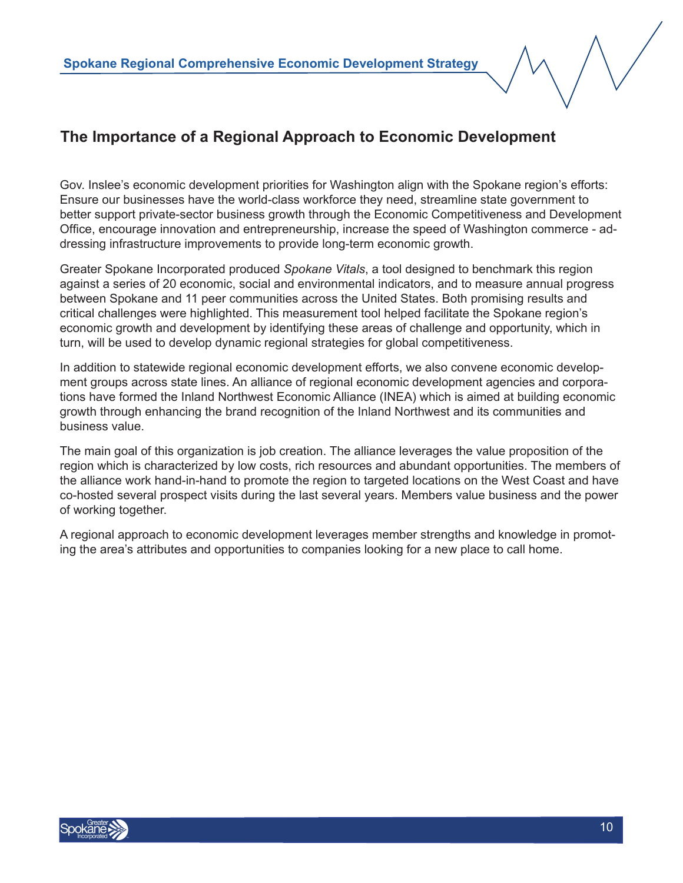## The Importance of a Regional Approach to Economic Development

Gov. Inslee's economic development priorities for Washington align with the Spokane region's efforts: Ensure our businesses have the world-class workforce they need, streamline state government to better support private-sector business growth through the Economic Competitiveness and Development Office, encourage innovation and entrepreneurship, increase the speed of Washington commerce - addressing infrastructure improvements to provide long-term economic growth.

Greater Spokane Incorporated produced *Spokane Vitals*, a tool designed to benchmark this region against a series of 20 economic, social and environmental indicators, and to measure annual progress between Spokane and 11 peer communities across the United States. Both promising results and critical challenges were highlighted. This measurement tool helped facilitate the Spokane region's economic growth and development by identifying these areas of challenge and opportunity, which in turn, will be used to develop dynamic regional strategies for global competitiveness.

In addition to statewide regional economic development efforts, we also convene economic development groups across state lines. An alliance of regional economic development agencies and corporations have formed the Inland Northwest Economic Alliance (INEA) which is aimed at building economic growth through enhancing the brand recognition of the Inland Northwest and its communities and business value.

The main goal of this organization is job creation. The alliance leverages the value proposition of the region which is characterized by low costs, rich resources and abundant opportunities. The members of the alliance work hand-in-hand to promote the region to targeted locations on the West Coast and have co-hosted several prospect visits during the last several years. Members value business and the power of working together.

A regional approach to economic development leverages member strengths and knowledge in promoting the area's attributes and opportunities to companies looking for a new place to call home.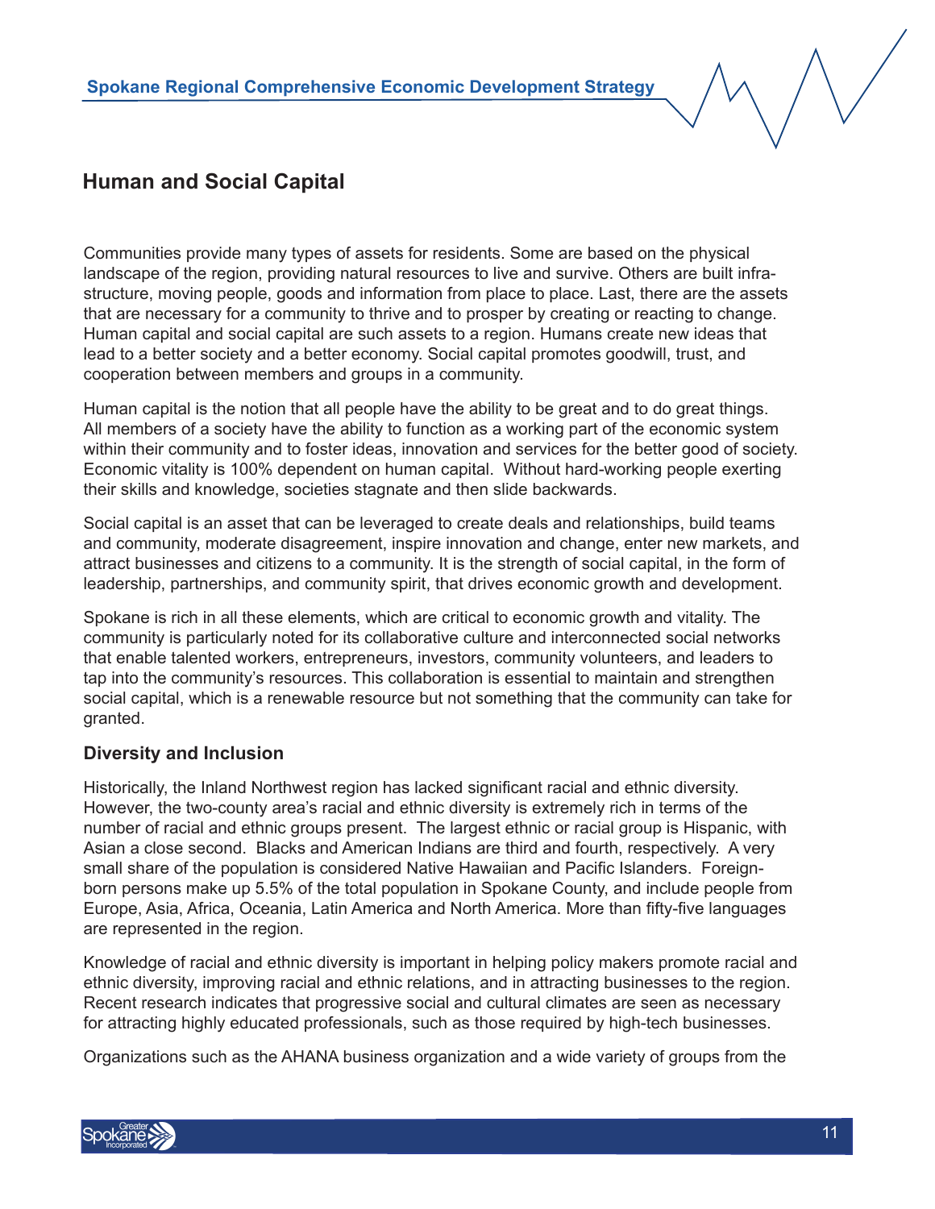## Human and Social Capital

Communities provide many types of assets for residents. Some are based on the physical landscape of the region, providing natural resources to live and survive. Others are built infrastructure, moving people, goods and information from place to place. Last, there are the assets that are necessary for a community to thrive and to prosper by creating or reacting to change. Human capital and social capital are such assets to a region. Humans create new ideas that lead to a better society and a better economy. Social capital promotes goodwill, trust, and cooperation between members and groups in a community.

Human capital is the notion that all people have the ability to be great and to do great things. All members of a society have the ability to function as a working part of the economic system within their community and to foster ideas, innovation and services for the better good of society. Economic vitality is 100% dependent on human capital. Without hard-working people exerting their skills and knowledge, societies stagnate and then slide backwards.

Social capital is an asset that can be leveraged to create deals and relationships, build teams and community, moderate disagreement, inspire innovation and change, enter new markets, and attract businesses and citizens to a community. It is the strength of social capital, in the form of leadership, partnerships, and community spirit, that drives economic growth and development.

Spokane is rich in all these elements, which are critical to economic growth and vitality. The community is particularly noted for its collaborative culture and interconnected social networks that enable talented workers, entrepreneurs, investors, community volunteers, and leaders to tap into the community's resources. This collaboration is essential to maintain and strengthen social capital, which is a renewable resource but not something that the community can take for granted.

### Diversity and Inclusion

Historically, the Inland Northwest region has lacked significant racial and ethnic diversity. However, the two-county area's racial and ethnic diversity is extremely rich in terms of the number of racial and ethnic groups present. The largest ethnic or racial group is Hispanic, with Asian a close second. Blacks and American Indians are third and fourth, respectively. A very small share of the population is considered Native Hawaiian and Pacific Islanders. Foreign-born persons make up 5.5% of the total population in Spokane County, and include people from Europe, Asia, Africa, Oceania, Latin America and North America. More than fifty-five languages are represented in the region.

Knowledge of racial and ethnic diversity is important in helping policy makers promote racial and ethnic diversity, improving racial and ethnic relations, and in attracting businesses to the region. Recent research indicates that progressive social and cultural climates are seen as necessary for attracting highly educated professionals, such as those required by high-tech businesses.

Organizations such as the AHANA business organization and a wide variety of groups from the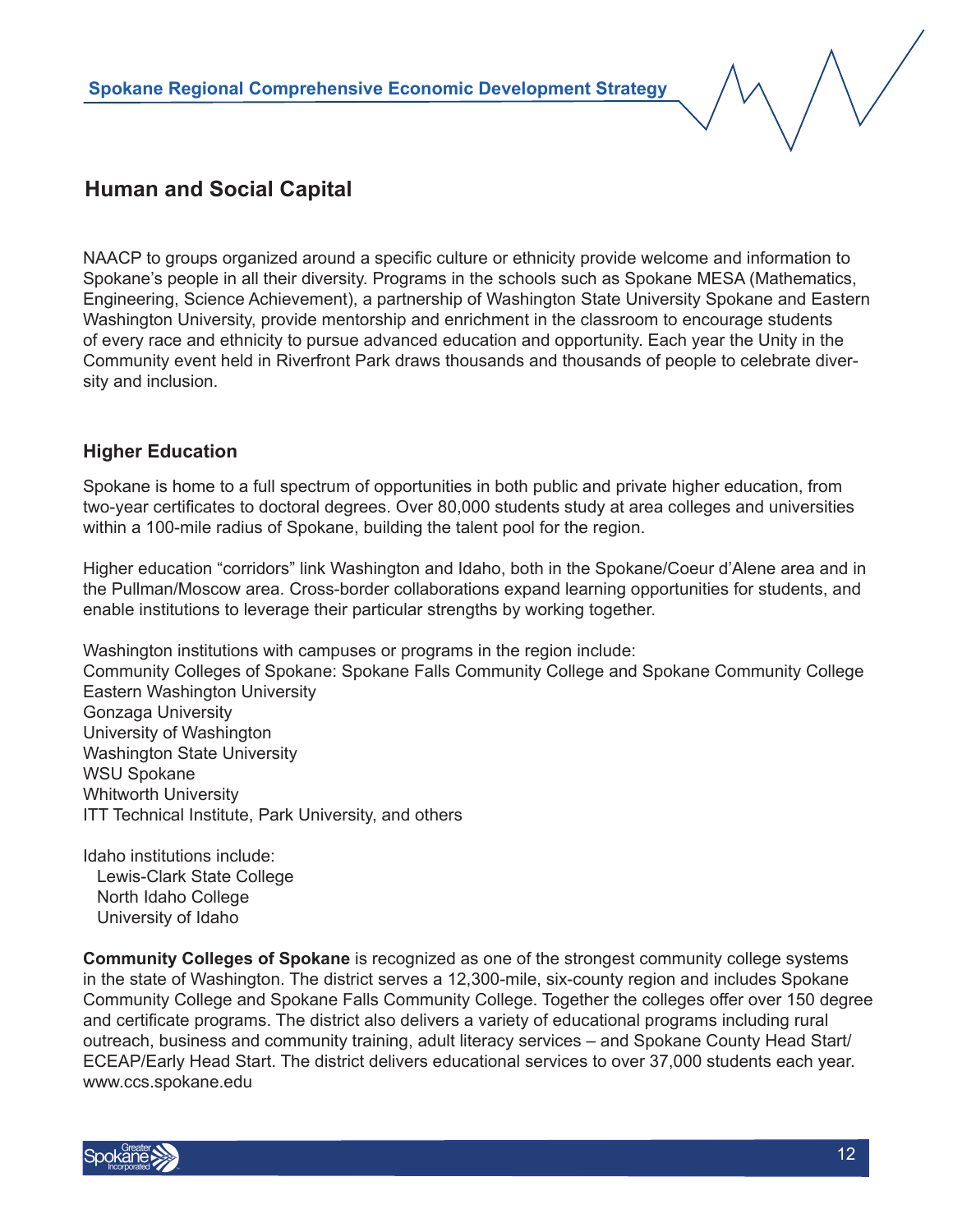## Human and Social Capital

NAACP to groups organized around a specific culture or ethnicity provide welcome and information to Spokane's people in all their diversity. Programs in the schools such as Spokane MESA (Mathematics, Engineering, Science Achievement), a partnership of Washington State University Spokane and Eastern Washington University, provide mentorship and enrichment in the classroom to encourage students of every race and ethnicity to pursue advanced education and opportunity. Each year the Unity in the Community event held in Riverfront Park draws thousands and thousands of people to celebrate diversity and inclusion.

### Higher Education

Spokane is home to a full spectrum of opportunities in both public and private higher education, from two-year certificates to doctoral degrees. Over 80,000 students study at area colleges and universities within a 100-mile radius of Spokane, building the talent pool for the region.

Higher education "corridors" link Washington and Idaho, both in the Spokane/Coeur d'Alene area and in the Pullman/Moscow area. Cross-border collaborations expand learning opportunities for students, and enable institutions to leverage their particular strengths by working together.

Washington institutions with campuses or programs in the region include:
Community Colleges of Spokane: Spokane Falls Community College and Spokane Community College
Eastern Washington University
Gonzaga University
University of Washington
Washington State University
WSU Spokane
Whitworth University
ITT Technical Institute, Park University, and others

Idaho institutions include:
Lewis-Clark State College
North Idaho College
University of Idaho

**Community Colleges of Spokane** is recognized as one of the strongest community college systems in the state of Washington. The district serves a 12,300-mile, six-county region and includes Spokane Community College and Spokane Falls Community College. Together the colleges offer over 150 degree and certificate programs. The district also delivers a variety of educational programs including rural outreach, business and community training, adult literacy services – and Spokane County Head Start/ECEAP/Early Head Start. The district delivers educational services to over 37,000 students each year. www.ccs.spokane.edu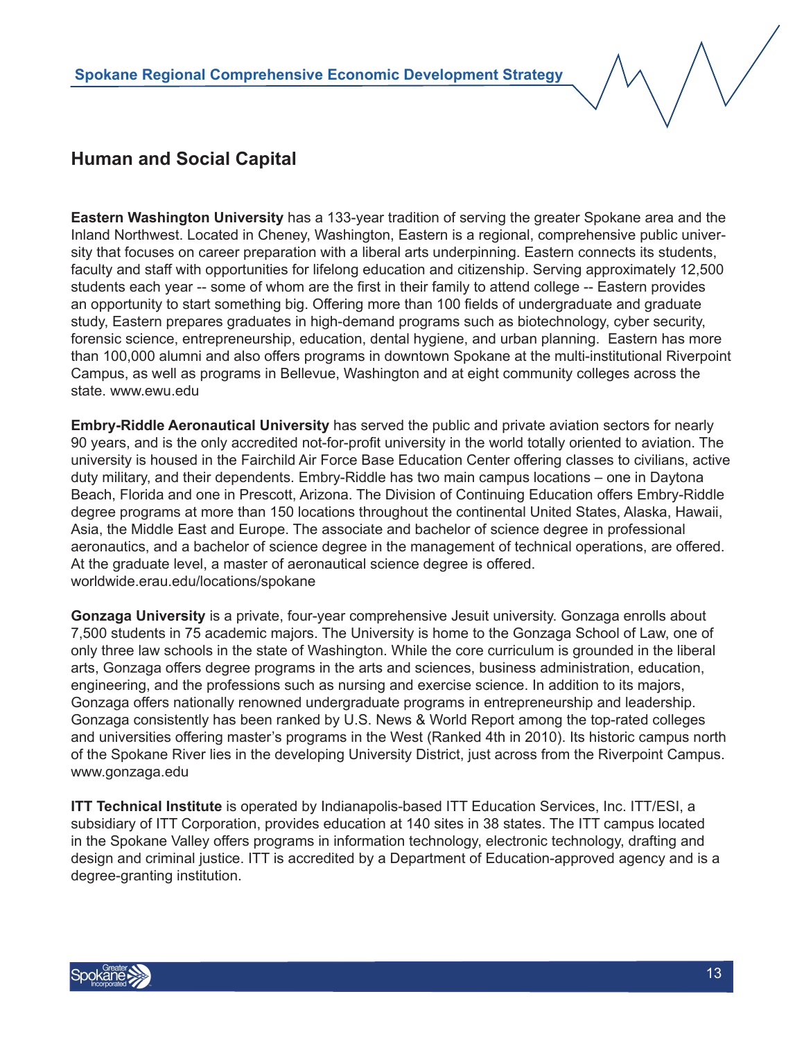## Human and Social Capital

**Eastern Washington University** has a 133-year tradition of serving the greater Spokane area and the Inland Northwest. Located in Cheney, Washington, Eastern is a regional, comprehensive public university that focuses on career preparation with a liberal arts underpinning. Eastern connects its students, faculty and staff with opportunities for lifelong education and citizenship. Serving approximately 12,500 students each year -- some of whom are the first in their family to attend college -- Eastern provides an opportunity to start something big. Offering more than 100 fields of undergraduate and graduate study, Eastern prepares graduates in high-demand programs such as biotechnology, cyber security, forensic science, entrepreneurship, education, dental hygiene, and urban planning. Eastern has more than 100,000 alumni and also offers programs in downtown Spokane at the multi-institutional Riverpoint Campus, as well as programs in Bellevue, Washington and at eight community colleges across the state. www.ewu.edu

**Embry-Riddle Aeronautical University** has served the public and private aviation sectors for nearly 90 years, and is the only accredited not-for-profit university in the world totally oriented to aviation. The university is housed in the Fairchild Air Force Base Education Center offering classes to civilians, active duty military, and their dependents. Embry-Riddle has two main campus locations – one in Daytona Beach, Florida and one in Prescott, Arizona. The Division of Continuing Education offers Embry-Riddle degree programs at more than 150 locations throughout the continental United States, Alaska, Hawaii, Asia, the Middle East and Europe. The associate and bachelor of science degree in professional aeronautics, and a bachelor of science degree in the management of technical operations, are offered. At the graduate level, a master of aeronautical science degree is offered.
worldwide.erau.edu/locations/spokane

**Gonzaga University** is a private, four-year comprehensive Jesuit university. Gonzaga enrolls about 7,500 students in 75 academic majors. The University is home to the Gonzaga School of Law, one of only three law schools in the state of Washington. While the core curriculum is grounded in the liberal arts, Gonzaga offers degree programs in the arts and sciences, business administration, education, engineering, and the professions such as nursing and exercise science. In addition to its majors, Gonzaga offers nationally renowned undergraduate programs in entrepreneurship and leadership. Gonzaga consistently has been ranked by U.S. News & World Report among the top-rated colleges and universities offering master's programs in the West (Ranked 4th in 2010). Its historic campus north of the Spokane River lies in the developing University District, just across from the Riverpoint Campus.
www.gonzaga.edu

**ITT Technical Institute** is operated by Indianapolis-based ITT Education Services, Inc. ITT/ESI, a subsidiary of ITT Corporation, provides education at 140 sites in 38 states. The ITT campus located in the Spokane Valley offers programs in information technology, electronic technology, drafting and design and criminal justice. ITT is accredited by a Department of Education-approved agency and is a degree-granting institution.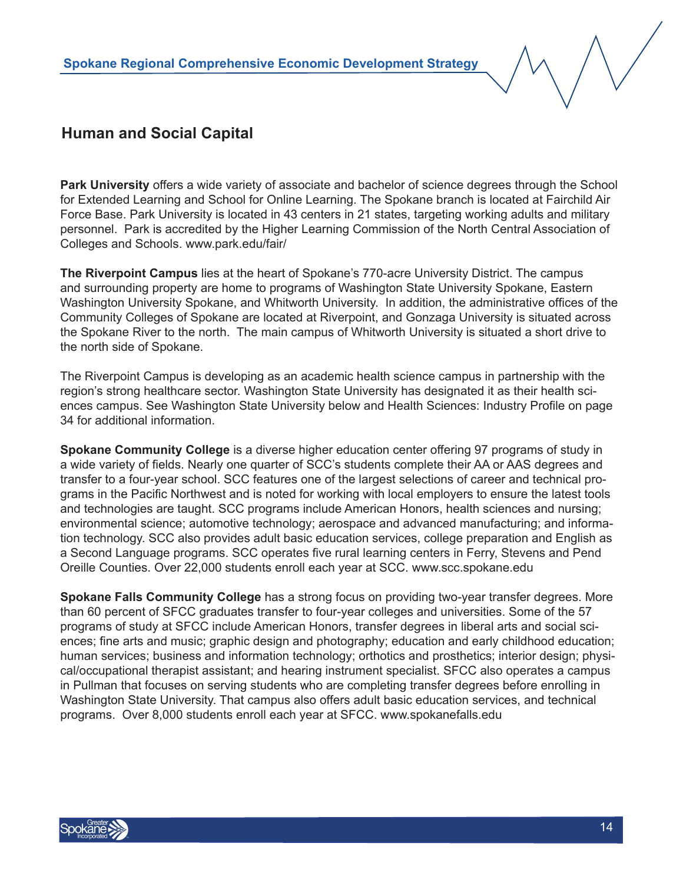## Human and Social Capital

**Park University** offers a wide variety of associate and bachelor of science degrees through the School for Extended Learning and School for Online Learning. The Spokane branch is located at Fairchild Air Force Base. Park University is located in 43 centers in 21 states, targeting working adults and military personnel. Park is accredited by the Higher Learning Commission of the North Central Association of Colleges and Schools. www.park.edu/fair/

**The Riverpoint Campus** lies at the heart of Spokane's 770-acre University District. The campus and surrounding property are home to programs of Washington State University Spokane, Eastern Washington University Spokane, and Whitworth University. In addition, the administrative offices of the Community Colleges of Spokane are located at Riverpoint, and Gonzaga University is situated across the Spokane River to the north. The main campus of Whitworth University is situated a short drive to the north side of Spokane.

The Riverpoint Campus is developing as an academic health science campus in partnership with the region's strong healthcare sector. Washington State University has designated it as their health sciences campus. See Washington State University below and Health Sciences: Industry Profile on page 34 for additional information.

**Spokane Community College** is a diverse higher education center offering 97 programs of study in a wide variety of fields. Nearly one quarter of SCC's students complete their AA or AAS degrees and transfer to a four-year school. SCC features one of the largest selections of career and technical programs in the Pacific Northwest and is noted for working with local employers to ensure the latest tools and technologies are taught. SCC programs include American Honors, health sciences and nursing; environmental science; automotive technology; aerospace and advanced manufacturing; and information technology. SCC also provides adult basic education services, college preparation and English as a Second Language programs. SCC operates five rural learning centers in Ferry, Stevens and Pend Oreille Counties. Over 22,000 students enroll each year at SCC. www.scc.spokane.edu

**Spokane Falls Community College** has a strong focus on providing two-year transfer degrees. More than 60 percent of SFCC graduates transfer to four-year colleges and universities. Some of the 57 programs of study at SFCC include American Honors, transfer degrees in liberal arts and social sciences; fine arts and music; graphic design and photography; education and early childhood education; human services; business and information technology; orthotics and prosthetics; interior design; physical/occupational therapist assistant; and hearing instrument specialist. SFCC also operates a campus in Pullman that focuses on serving students who are completing transfer degrees before enrolling in Washington State University. That campus also offers adult basic education services, and technical programs. Over 8,000 students enroll each year at SFCC. www.spokanefalls.edu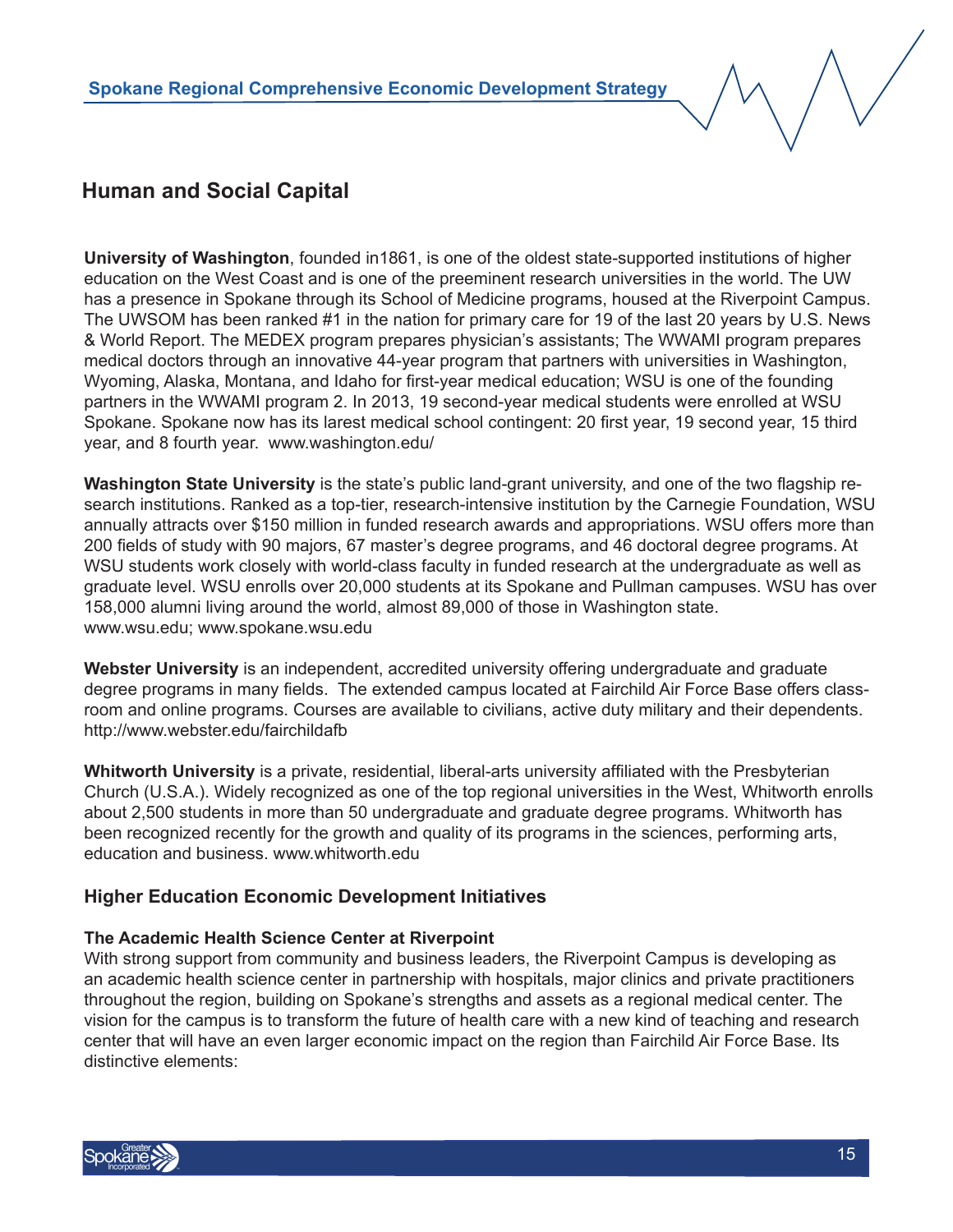## Human and Social Capital

**University of Washington**, founded in1861, is one of the oldest state-supported institutions of higher education on the West Coast and is one of the preeminent research universities in the world. The UW has a presence in Spokane through its School of Medicine programs, housed at the Riverpoint Campus. The UWSOM has been ranked #1 in the nation for primary care for 19 of the last 20 years by U.S. News & World Report. The MEDEX program prepares physician's assistants; The WWAMI program prepares medical doctors through an innovative 44-year program that partners with universities in Washington, Wyoming, Alaska, Montana, and Idaho for first-year medical education; WSU is one of the founding partners in the WWAMI program 2. In 2013, 19 second-year medical students were enrolled at WSU Spokane. Spokane now has its larest medical school contingent: 20 first year, 19 second year, 15 third year, and 8 fourth year. www.washington.edu/

**Washington State University** is the state's public land-grant university, and one of the two flagship research institutions. Ranked as a top-tier, research-intensive institution by the Carnegie Foundation, WSU annually attracts over $150 million in funded research awards and appropriations. WSU offers more than 200 fields of study with 90 majors, 67 master's degree programs, and 46 doctoral degree programs. At WSU students work closely with world-class faculty in funded research at the undergraduate as well as graduate level. WSU enrolls over 20,000 students at its Spokane and Pullman campuses. WSU has over 158,000 alumni living around the world, almost 89,000 of those in Washington state. www.wsu.edu; www.spokane.wsu.edu

**Webster University** is an independent, accredited university offering undergraduate and graduate degree programs in many fields. The extended campus located at Fairchild Air Force Base offers classroom and online programs. Courses are available to civilians, active duty military and their dependents. http://www.webster.edu/fairchildafb

**Whitworth University** is a private, residential, liberal-arts university affiliated with the Presbyterian Church (U.S.A.). Widely recognized as one of the top regional universities in the West, Whitworth enrolls about 2,500 students in more than 50 undergraduate and graduate degree programs. Whitworth has been recognized recently for the growth and quality of its programs in the sciences, performing arts, education and business. www.whitworth.edu

### Higher Education Economic Development Initiatives

**The Academic Health Science Center at Riverpoint**

With strong support from community and business leaders, the Riverpoint Campus is developing as an academic health science center in partnership with hospitals, major clinics and private practitioners throughout the region, building on Spokane's strengths and assets as a regional medical center. The vision for the campus is to transform the future of health care with a new kind of teaching and research center that will have an even larger economic impact on the region than Fairchild Air Force Base. Its distinctive elements: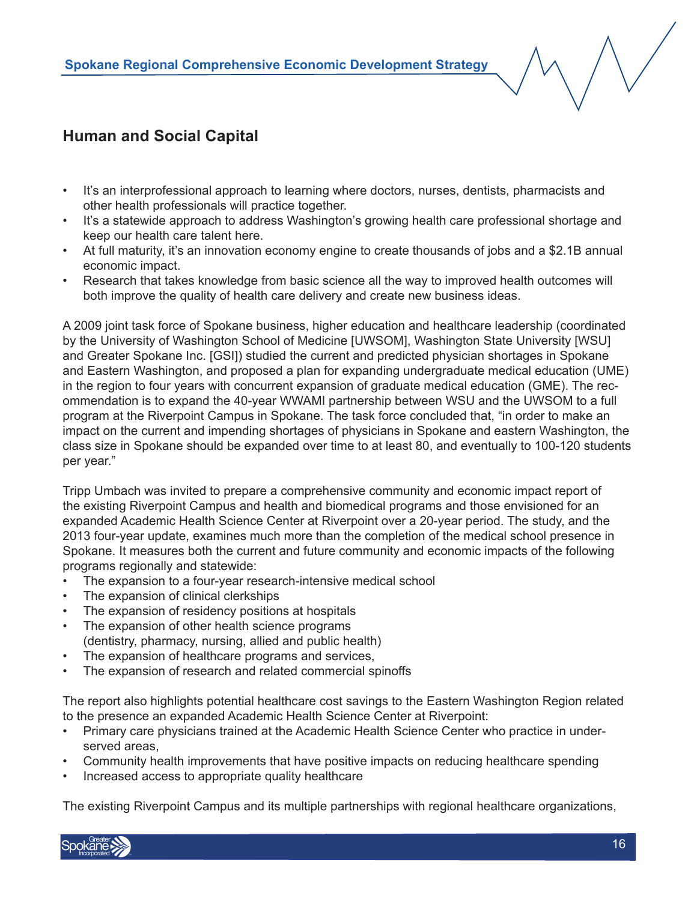## Human and Social Capital

- It's an interprofessional approach to learning where doctors, nurses, dentists, pharmacists and other health professionals will practice together.
- It's a statewide approach to address Washington's growing health care professional shortage and keep our health care talent here.
- At full maturity, it's an innovation economy engine to create thousands of jobs and a $2.1B annual economic impact.
- Research that takes knowledge from basic science all the way to improved health outcomes will both improve the quality of health care delivery and create new business ideas.

A 2009 joint task force of Spokane business, higher education and healthcare leadership (coordinated by the University of Washington School of Medicine [UWSOM], Washington State University [WSU] and Greater Spokane Inc. [GSI]) studied the current and predicted physician shortages in Spokane and Eastern Washington, and proposed a plan for expanding undergraduate medical education (UME) in the region to four years with concurrent expansion of graduate medical education (GME). The recommendation is to expand the 40-year WWAMI partnership between WSU and the UWSOM to a full program at the Riverpoint Campus in Spokane. The task force concluded that, "in order to make an impact on the current and impending shortages of physicians in Spokane and eastern Washington, the class size in Spokane should be expanded over time to at least 80, and eventually to 100-120 students per year."

Tripp Umbach was invited to prepare a comprehensive community and economic impact report of the existing Riverpoint Campus and health and biomedical programs and those envisioned for an expanded Academic Health Science Center at Riverpoint over a 20-year period. The study, and the 2013 four-year update, examines much more than the completion of the medical school presence in Spokane. It measures both the current and future community and economic impacts of the following programs regionally and statewide:

- The expansion to a four-year research-intensive medical school
- The expansion of clinical clerkships
- The expansion of residency positions at hospitals
- The expansion of other health science programs (dentistry, pharmacy, nursing, allied and public health)
- The expansion of healthcare programs and services,
- The expansion of research and related commercial spinoffs

The report also highlights potential healthcare cost savings to the Eastern Washington Region related to the presence an expanded Academic Health Science Center at Riverpoint:

- Primary care physicians trained at the Academic Health Science Center who practice in underserved areas,
- Community health improvements that have positive impacts on reducing healthcare spending
- Increased access to appropriate quality healthcare

The existing Riverpoint Campus and its multiple partnerships with regional healthcare organizations,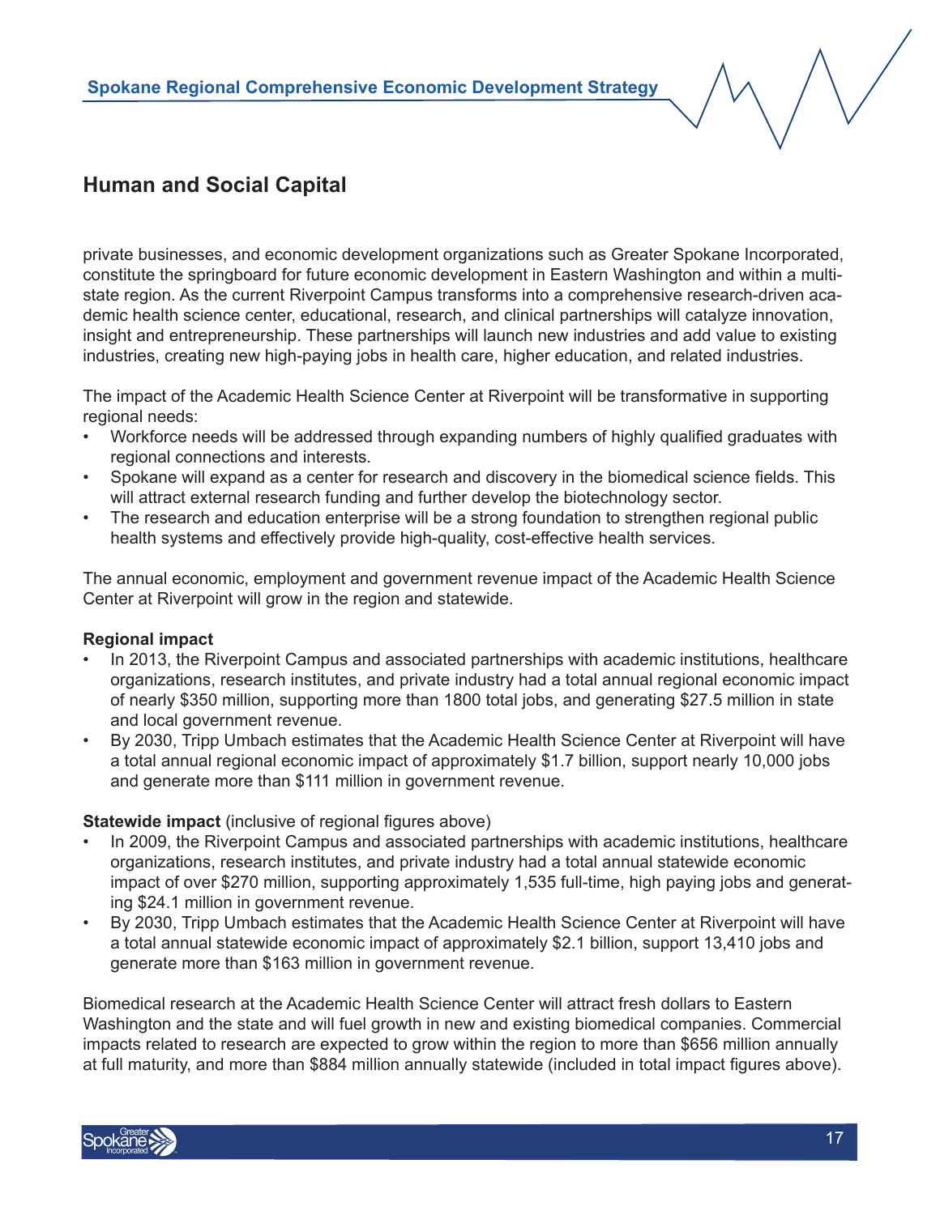## Human and Social Capital

private businesses, and economic development organizations such as Greater Spokane Incorporated, constitute the springboard for future economic development in Eastern Washington and within a multi-state region. As the current Riverpoint Campus transforms into a comprehensive research-driven academic health science center, educational, research, and clinical partnerships will catalyze innovation, insight and entrepreneurship. These partnerships will launch new industries and add value to existing industries, creating new high-paying jobs in health care, higher education, and related industries.

The impact of the Academic Health Science Center at Riverpoint will be transformative in supporting regional needs:

- Workforce needs will be addressed through expanding numbers of highly qualified graduates with regional connections and interests.
- Spokane will expand as a center for research and discovery in the biomedical science fields. This will attract external research funding and further develop the biotechnology sector.
- The research and education enterprise will be a strong foundation to strengthen regional public health systems and effectively provide high-quality, cost-effective health services.

The annual economic, employment and government revenue impact of the Academic Health Science Center at Riverpoint will grow in the region and statewide.

**Regional impact**

- In 2013, the Riverpoint Campus and associated partnerships with academic institutions, healthcare organizations, research institutes, and private industry had a total annual regional economic impact of nearly $350 million, supporting more than 1800 total jobs, and generating $27.5 million in state and local government revenue.
- By 2030, Tripp Umbach estimates that the Academic Health Science Center at Riverpoint will have a total annual regional economic impact of approximately $1.7 billion, support nearly 10,000 jobs and generate more than $111 million in government revenue.

**Statewide impact** (inclusive of regional figures above)

- In 2009, the Riverpoint Campus and associated partnerships with academic institutions, healthcare organizations, research institutes, and private industry had a total annual statewide economic impact of over $270 million, supporting approximately 1,535 full-time, high paying jobs and generating $24.1 million in government revenue.
- By 2030, Tripp Umbach estimates that the Academic Health Science Center at Riverpoint will have a total annual statewide economic impact of approximately $2.1 billion, support 13,410 jobs and generate more than $163 million in government revenue.

Biomedical research at the Academic Health Science Center will attract fresh dollars to Eastern Washington and the state and will fuel growth in new and existing biomedical companies. Commercial impacts related to research are expected to grow within the region to more than $656 million annually at full maturity, and more than $884 million annually statewide (included in total impact figures above).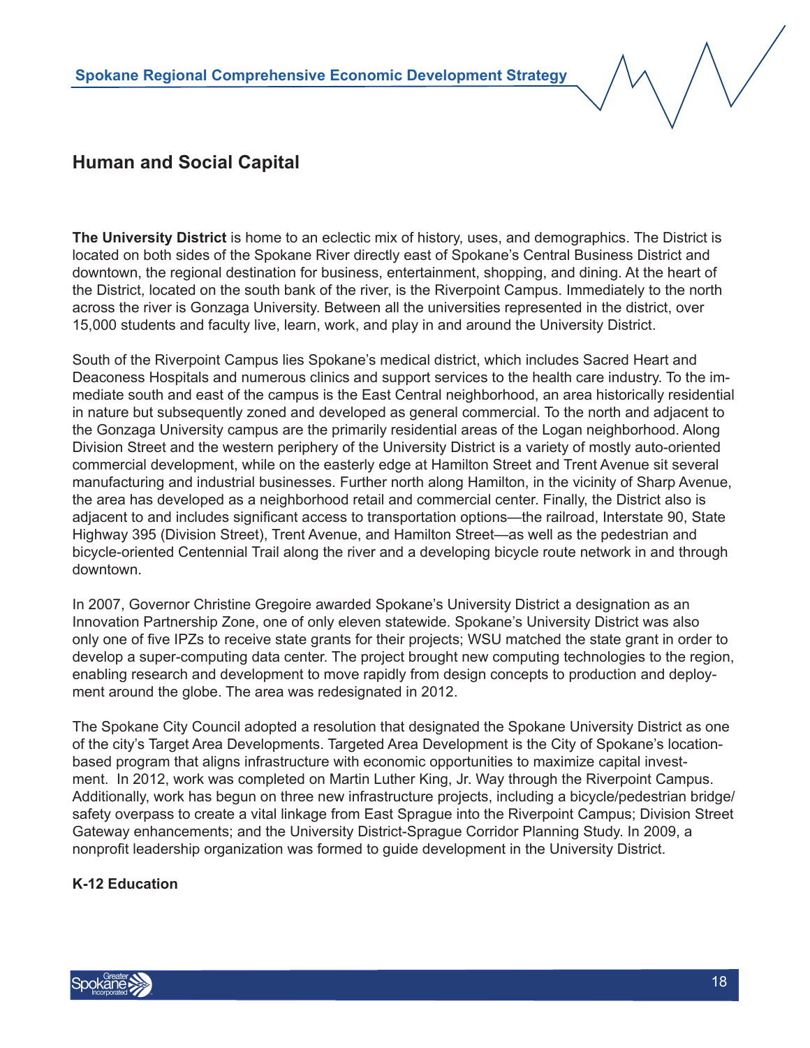## Human and Social Capital

**The University District** is home to an eclectic mix of history, uses, and demographics. The District is located on both sides of the Spokane River directly east of Spokane's Central Business District and downtown, the regional destination for business, entertainment, shopping, and dining. At the heart of the District, located on the south bank of the river, is the Riverpoint Campus. Immediately to the north across the river is Gonzaga University. Between all the universities represented in the district, over 15,000 students and faculty live, learn, work, and play in and around the University District.

South of the Riverpoint Campus lies Spokane's medical district, which includes Sacred Heart and Deaconess Hospitals and numerous clinics and support services to the health care industry. To the immediate south and east of the campus is the East Central neighborhood, an area historically residential in nature but subsequently zoned and developed as general commercial. To the north and adjacent to the Gonzaga University campus are the primarily residential areas of the Logan neighborhood. Along Division Street and the western periphery of the University District is a variety of mostly auto-oriented commercial development, while on the easterly edge at Hamilton Street and Trent Avenue sit several manufacturing and industrial businesses. Further north along Hamilton, in the vicinity of Sharp Avenue, the area has developed as a neighborhood retail and commercial center. Finally, the District also is adjacent to and includes significant access to transportation options—the railroad, Interstate 90, State Highway 395 (Division Street), Trent Avenue, and Hamilton Street—as well as the pedestrian and bicycle-oriented Centennial Trail along the river and a developing bicycle route network in and through downtown.

In 2007, Governor Christine Gregoire awarded Spokane's University District a designation as an Innovation Partnership Zone, one of only eleven statewide. Spokane's University District was also only one of five IPZs to receive state grants for their projects; WSU matched the state grant in order to develop a super-computing data center. The project brought new computing technologies to the region, enabling research and development to move rapidly from design concepts to production and deployment around the globe. The area was redesignated in 2012.

The Spokane City Council adopted a resolution that designated the Spokane University District as one of the city's Target Area Developments. Targeted Area Development is the City of Spokane's location-based program that aligns infrastructure with economic opportunities to maximize capital investment. In 2012, work was completed on Martin Luther King, Jr. Way through the Riverpoint Campus. Additionally, work has begun on three new infrastructure projects, including a bicycle/pedestrian bridge/safety overpass to create a vital linkage from East Sprague into the Riverpoint Campus; Division Street Gateway enhancements; and the University District-Sprague Corridor Planning Study. In 2009, a nonprofit leadership organization was formed to guide development in the University District.

**K-12 Education**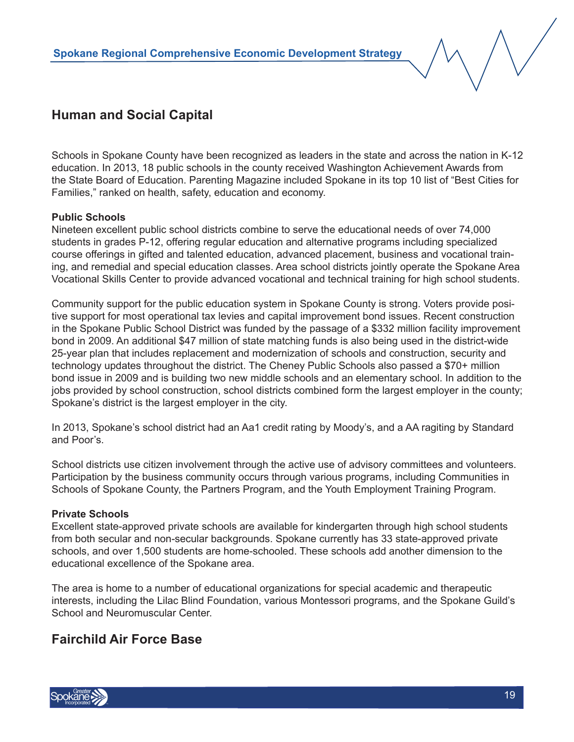## Human and Social Capital

Schools in Spokane County have been recognized as leaders in the state and across the nation in K-12 education. In 2013, 18 public schools in the county received Washington Achievement Awards from the State Board of Education. Parenting Magazine included Spokane in its top 10 list of "Best Cities for Families," ranked on health, safety, education and economy.

**Public Schools**

Nineteen excellent public school districts combine to serve the educational needs of over 74,000 students in grades P-12, offering regular education and alternative programs including specialized course offerings in gifted and talented education, advanced placement, business and vocational training, and remedial and special education classes. Area school districts jointly operate the Spokane Area Vocational Skills Center to provide advanced vocational and technical training for high school students.

Community support for the public education system in Spokane County is strong. Voters provide positive support for most operational tax levies and capital improvement bond issues. Recent construction in the Spokane Public School District was funded by the passage of a $332 million facility improvement bond in 2009. An additional $47 million of state matching funds is also being used in the district-wide 25-year plan that includes replacement and modernization of schools and construction, security and technology updates throughout the district. The Cheney Public Schools also passed a $70+ million bond issue in 2009 and is building two new middle schools and an elementary school. In addition to the jobs provided by school construction, school districts combined form the largest employer in the county; Spokane's district is the largest employer in the city.

In 2013, Spokane's school district had an Aa1 credit rating by Moody's, and a AA ragiting by Standard and Poor's.

School districts use citizen involvement through the active use of advisory committees and volunteers. Participation by the business community occurs through various programs, including Communities in Schools of Spokane County, the Partners Program, and the Youth Employment Training Program.

**Private Schools**

Excellent state-approved private schools are available for kindergarten through high school students from both secular and non-secular backgrounds. Spokane currently has 33 state-approved private schools, and over 1,500 students are home-schooled. These schools add another dimension to the educational excellence of the Spokane area.

The area is home to a number of educational organizations for special academic and therapeutic interests, including the Lilac Blind Foundation, various Montessori programs, and the Spokane Guild's School and Neuromuscular Center.

## Fairchild Air Force Base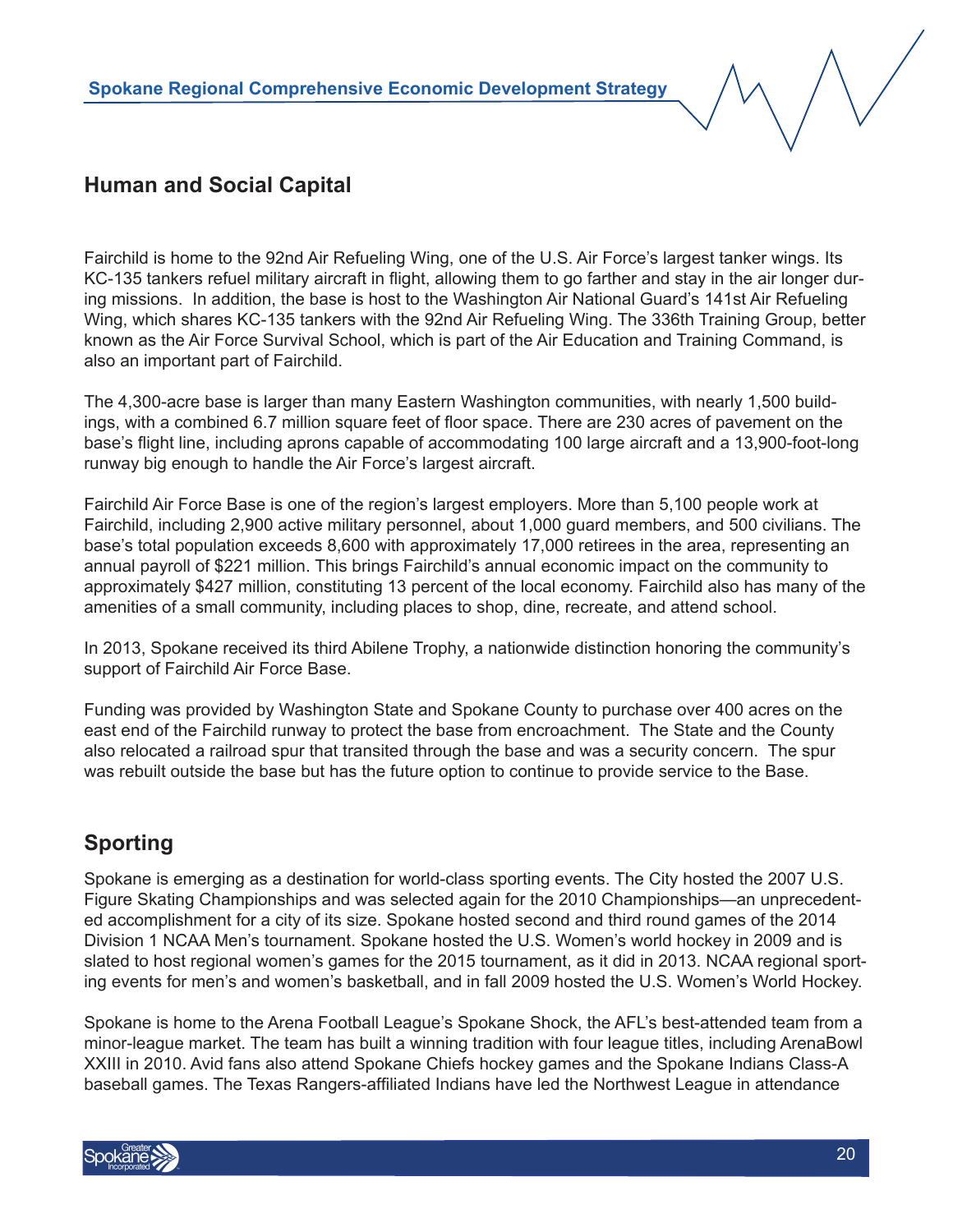## Human and Social Capital

Fairchild is home to the 92nd Air Refueling Wing, one of the U.S. Air Force's largest tanker wings. Its KC-135 tankers refuel military aircraft in flight, allowing them to go farther and stay in the air longer during missions. In addition, the base is host to the Washington Air National Guard's 141st Air Refueling Wing, which shares KC-135 tankers with the 92nd Air Refueling Wing. The 336th Training Group, better known as the Air Force Survival School, which is part of the Air Education and Training Command, is also an important part of Fairchild.

The 4,300-acre base is larger than many Eastern Washington communities, with nearly 1,500 buildings, with a combined 6.7 million square feet of floor space. There are 230 acres of pavement on the base's flight line, including aprons capable of accommodating 100 large aircraft and a 13,900-foot-long runway big enough to handle the Air Force's largest aircraft.

Fairchild Air Force Base is one of the region's largest employers. More than 5,100 people work at Fairchild, including 2,900 active military personnel, about 1,000 guard members, and 500 civilians. The base's total population exceeds 8,600 with approximately 17,000 retirees in the area, representing an annual payroll of $221 million. This brings Fairchild's annual economic impact on the community to approximately $427 million, constituting 13 percent of the local economy. Fairchild also has many of the amenities of a small community, including places to shop, dine, recreate, and attend school.

In 2013, Spokane received its third Abilene Trophy, a nationwide distinction honoring the community's support of Fairchild Air Force Base.

Funding was provided by Washington State and Spokane County to purchase over 400 acres on the east end of the Fairchild runway to protect the base from encroachment. The State and the County also relocated a railroad spur that transited through the base and was a security concern. The spur was rebuilt outside the base but has the future option to continue to provide service to the Base.

## Sporting

Spokane is emerging as a destination for world-class sporting events. The City hosted the 2007 U.S. Figure Skating Championships and was selected again for the 2010 Championships—an unprecedented accomplishment for a city of its size. Spokane hosted second and third round games of the 2014 Division 1 NCAA Men's tournament. Spokane hosted the U.S. Women's world hockey in 2009 and is slated to host regional women's games for the 2015 tournament, as it did in 2013. NCAA regional sporting events for men's and women's basketball, and in fall 2009 hosted the U.S. Women's World Hockey.

Spokane is home to the Arena Football League's Spokane Shock, the AFL's best-attended team from a minor-league market. The team has built a winning tradition with four league titles, including ArenaBowl XXIII in 2010. Avid fans also attend Spokane Chiefs hockey games and the Spokane Indians Class-A baseball games. The Texas Rangers-affiliated Indians have led the Northwest League in attendance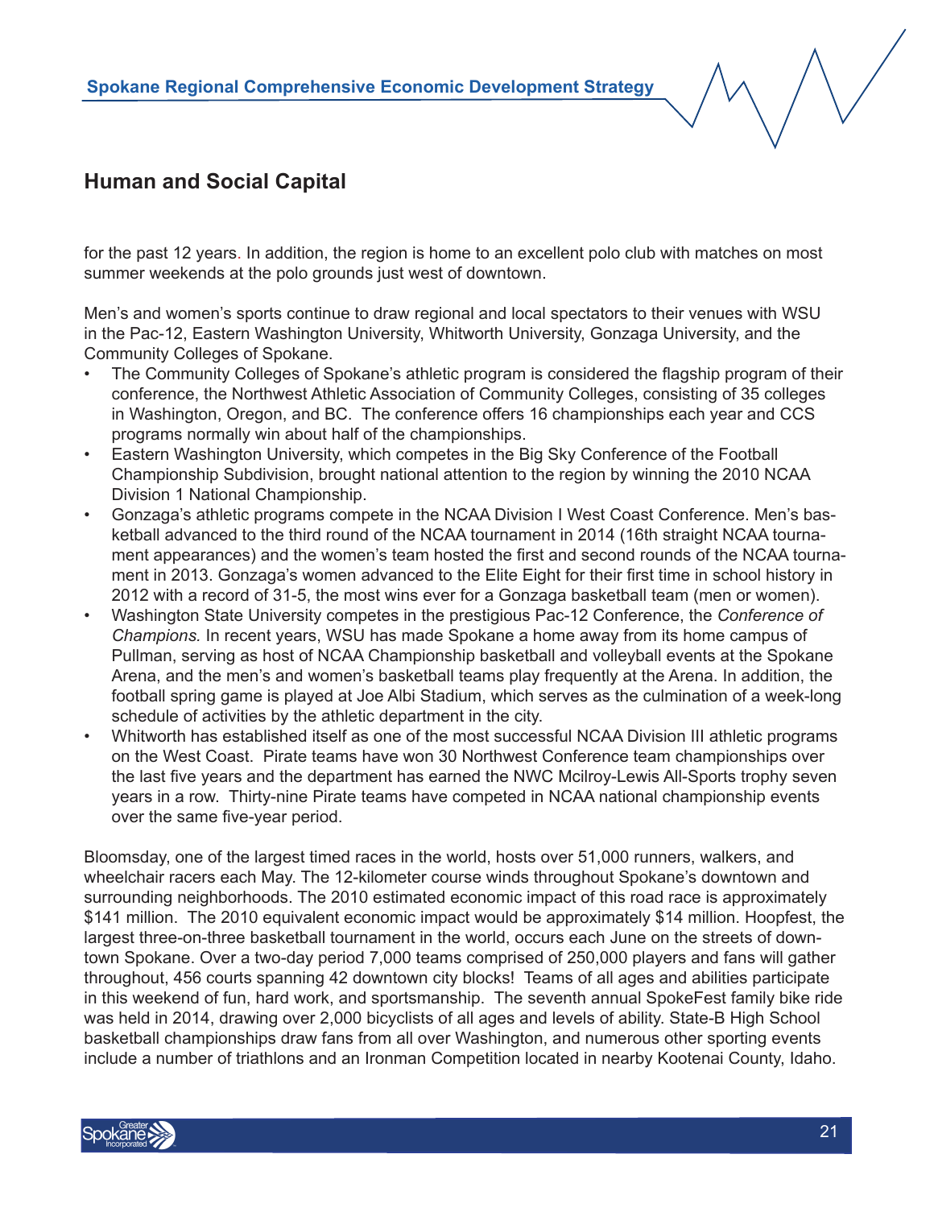## Human and Social Capital

for the past 12 years. In addition, the region is home to an excellent polo club with matches on most summer weekends at the polo grounds just west of downtown.

Men's and women's sports continue to draw regional and local spectators to their venues with WSU in the Pac-12, Eastern Washington University, Whitworth University, Gonzaga University, and the Community Colleges of Spokane.

- The Community Colleges of Spokane's athletic program is considered the flagship program of their conference, the Northwest Athletic Association of Community Colleges, consisting of 35 colleges in Washington, Oregon, and BC. The conference offers 16 championships each year and CCS programs normally win about half of the championships.
- Eastern Washington University, which competes in the Big Sky Conference of the Football Championship Subdivision, brought national attention to the region by winning the 2010 NCAA Division 1 National Championship.
- Gonzaga's athletic programs compete in the NCAA Division I West Coast Conference. Men's basketball advanced to the third round of the NCAA tournament in 2014 (16th straight NCAA tournament appearances) and the women's team hosted the first and second rounds of the NCAA tournament in 2013. Gonzaga's women advanced to the Elite Eight for their first time in school history in 2012 with a record of 31-5, the most wins ever for a Gonzaga basketball team (men or women).
- Washington State University competes in the prestigious Pac-12 Conference, the *Conference of Champions.* In recent years, WSU has made Spokane a home away from its home campus of Pullman, serving as host of NCAA Championship basketball and volleyball events at the Spokane Arena, and the men's and women's basketball teams play frequently at the Arena. In addition, the football spring game is played at Joe Albi Stadium, which serves as the culmination of a week-long schedule of activities by the athletic department in the city.
- Whitworth has established itself as one of the most successful NCAA Division III athletic programs on the West Coast. Pirate teams have won 30 Northwest Conference team championships over the last five years and the department has earned the NWC Mcilroy-Lewis All-Sports trophy seven years in a row. Thirty-nine Pirate teams have competed in NCAA national championship events over the same five-year period.

Bloomsday, one of the largest timed races in the world, hosts over 51,000 runners, walkers, and wheelchair racers each May. The 12-kilometer course winds throughout Spokane's downtown and surrounding neighborhoods. The 2010 estimated economic impact of this road race is approximately $141 million. The 2010 equivalent economic impact would be approximately $14 million. Hoopfest, the largest three-on-three basketball tournament in the world, occurs each June on the streets of downtown Spokane. Over a two-day period 7,000 teams comprised of 250,000 players and fans will gather throughout, 456 courts spanning 42 downtown city blocks! Teams of all ages and abilities participate in this weekend of fun, hard work, and sportsmanship. The seventh annual SpokeFest family bike ride was held in 2014, drawing over 2,000 bicyclists of all ages and levels of ability. State-B High School basketball championships draw fans from all over Washington, and numerous other sporting events include a number of triathlons and an Ironman Competition located in nearby Kootenai County, Idaho.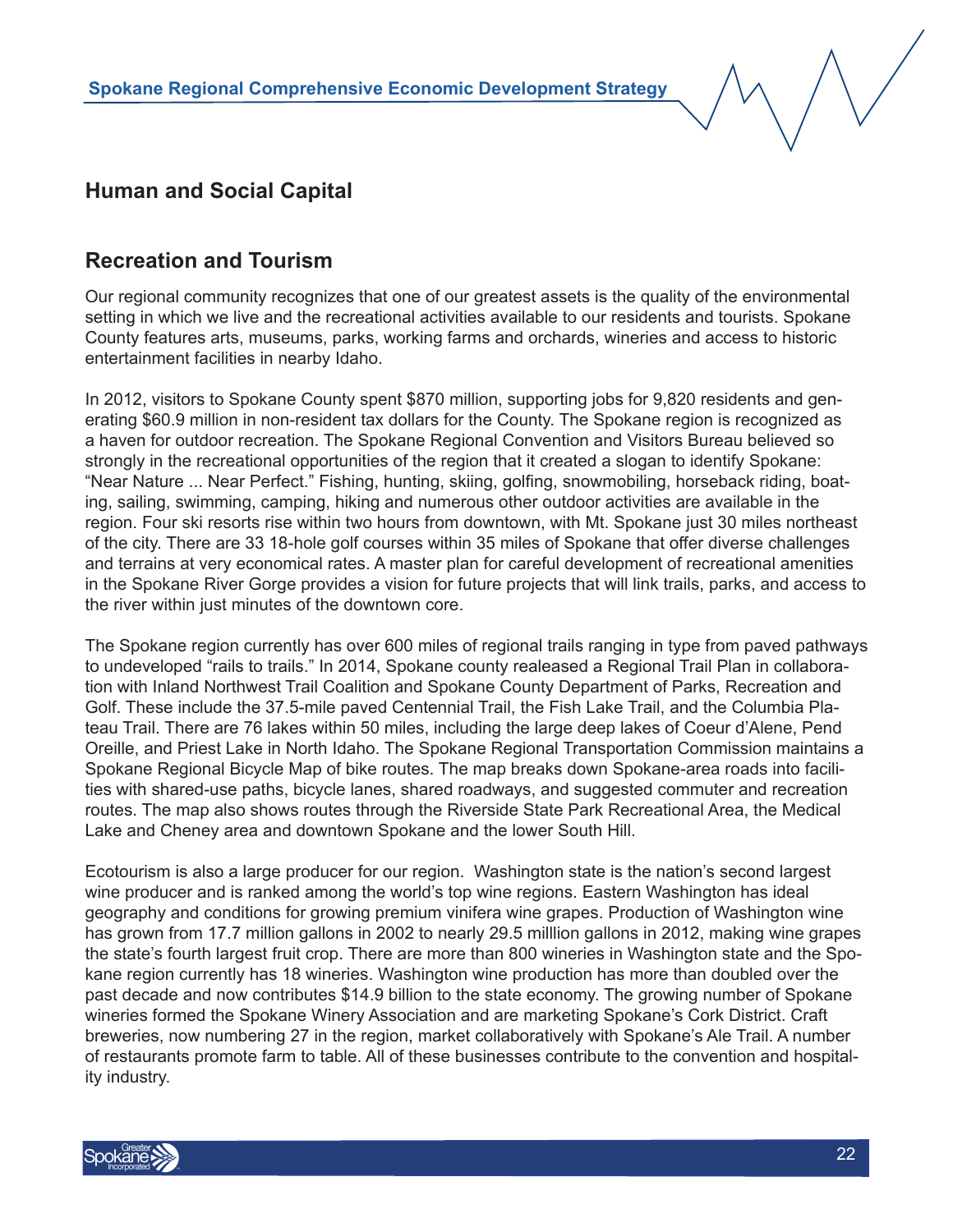## Human and Social Capital

## Recreation and Tourism

Our regional community recognizes that one of our greatest assets is the quality of the environmental setting in which we live and the recreational activities available to our residents and tourists. Spokane County features arts, museums, parks, working farms and orchards, wineries and access to historic entertainment facilities in nearby Idaho.

In 2012, visitors to Spokane County spent $870 million, supporting jobs for 9,820 residents and generating $60.9 million in non-resident tax dollars for the County. The Spokane region is recognized as a haven for outdoor recreation. The Spokane Regional Convention and Visitors Bureau believed so strongly in the recreational opportunities of the region that it created a slogan to identify Spokane: "Near Nature ... Near Perfect." Fishing, hunting, skiing, golfing, snowmobiling, horseback riding, boating, sailing, swimming, camping, hiking and numerous other outdoor activities are available in the region. Four ski resorts rise within two hours from downtown, with Mt. Spokane just 30 miles northeast of the city. There are 33 18-hole golf courses within 35 miles of Spokane that offer diverse challenges and terrains at very economical rates. A master plan for careful development of recreational amenities in the Spokane River Gorge provides a vision for future projects that will link trails, parks, and access to the river within just minutes of the downtown core.

The Spokane region currently has over 600 miles of regional trails ranging in type from paved pathways to undeveloped "rails to trails." In 2014, Spokane county realeased a Regional Trail Plan in collaboration with Inland Northwest Trail Coalition and Spokane County Department of Parks, Recreation and Golf. These include the 37.5-mile paved Centennial Trail, the Fish Lake Trail, and the Columbia Plateau Trail. There are 76 lakes within 50 miles, including the large deep lakes of Coeur d'Alene, Pend Oreille, and Priest Lake in North Idaho. The Spokane Regional Transportation Commission maintains a Spokane Regional Bicycle Map of bike routes. The map breaks down Spokane-area roads into facilities with shared-use paths, bicycle lanes, shared roadways, and suggested commuter and recreation routes. The map also shows routes through the Riverside State Park Recreational Area, the Medical Lake and Cheney area and downtown Spokane and the lower South Hill.

Ecotourism is also a large producer for our region. Washington state is the nation's second largest wine producer and is ranked among the world's top wine regions. Eastern Washington has ideal geography and conditions for growing premium vinifera wine grapes. Production of Washington wine has grown from 17.7 million gallons in 2002 to nearly 29.5 milllion gallons in 2012, making wine grapes the state's fourth largest fruit crop. There are more than 800 wineries in Washington state and the Spokane region currently has 18 wineries. Washington wine production has more than doubled over the past decade and now contributes $14.9 billion to the state economy. The growing number of Spokane wineries formed the Spokane Winery Association and are marketing Spokane's Cork District. Craft breweries, now numbering 27 in the region, market collaboratively with Spokane's Ale Trail. A number of restaurants promote farm to table. All of these businesses contribute to the convention and hospitality industry.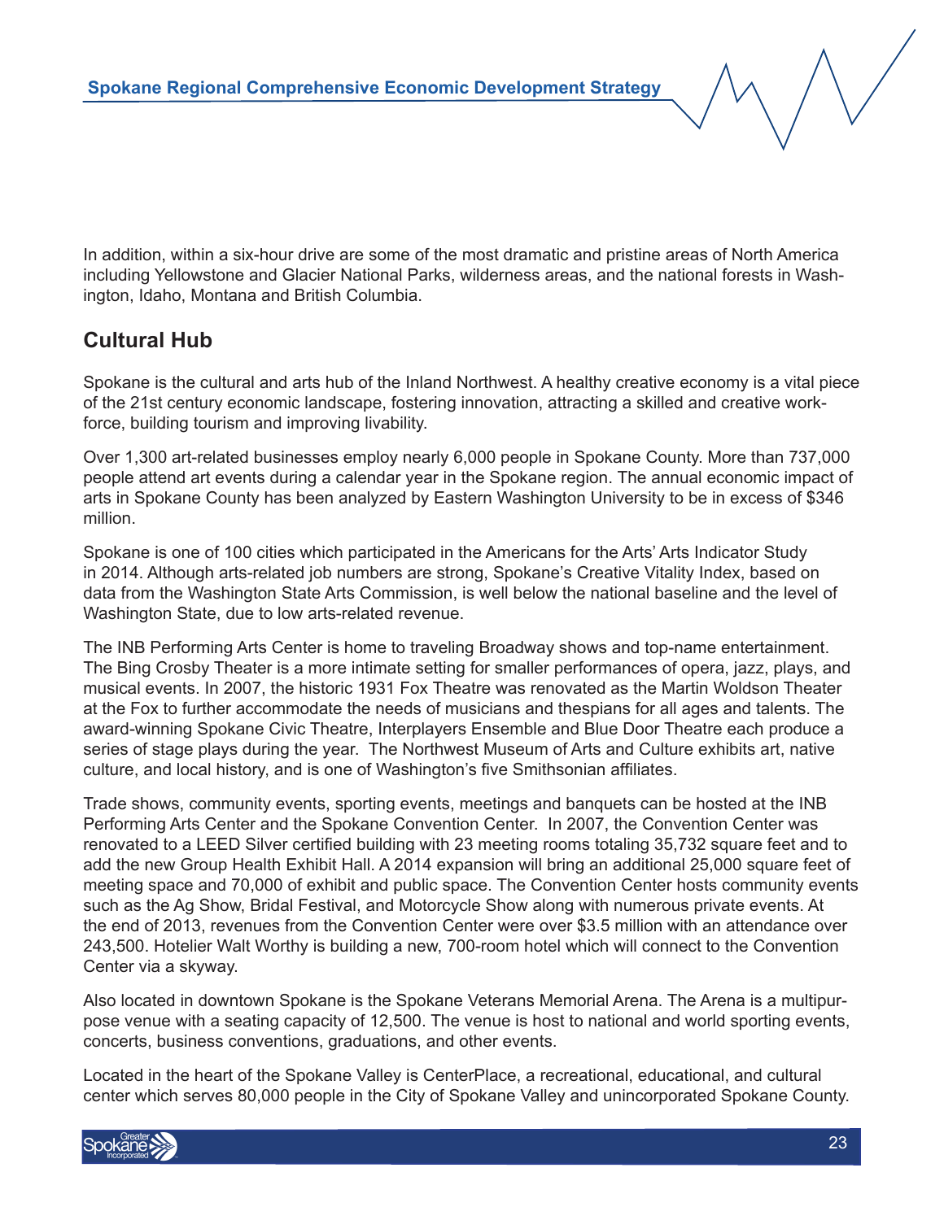In addition, within a six-hour drive are some of the most dramatic and pristine areas of North America including Yellowstone and Glacier National Parks, wilderness areas, and the national forests in Washington, Idaho, Montana and British Columbia.

## Cultural Hub

Spokane is the cultural and arts hub of the Inland Northwest. A healthy creative economy is a vital piece of the 21st century economic landscape, fostering innovation, attracting a skilled and creative workforce, building tourism and improving livability.

Over 1,300 art-related businesses employ nearly 6,000 people in Spokane County. More than 737,000 people attend art events during a calendar year in the Spokane region. The annual economic impact of arts in Spokane County has been analyzed by Eastern Washington University to be in excess of $346 million.

Spokane is one of 100 cities which participated in the Americans for the Arts' Arts Indicator Study in 2014. Although arts-related job numbers are strong, Spokane's Creative Vitality Index, based on data from the Washington State Arts Commission, is well below the national baseline and the level of Washington State, due to low arts-related revenue.

The INB Performing Arts Center is home to traveling Broadway shows and top-name entertainment. The Bing Crosby Theater is a more intimate setting for smaller performances of opera, jazz, plays, and musical events. In 2007, the historic 1931 Fox Theatre was renovated as the Martin Woldson Theater at the Fox to further accommodate the needs of musicians and thespians for all ages and talents. The award-winning Spokane Civic Theatre, Interplayers Ensemble and Blue Door Theatre each produce a series of stage plays during the year. The Northwest Museum of Arts and Culture exhibits art, native culture, and local history, and is one of Washington's five Smithsonian affiliates.

Trade shows, community events, sporting events, meetings and banquets can be hosted at the INB Performing Arts Center and the Spokane Convention Center. In 2007, the Convention Center was renovated to a LEED Silver certified building with 23 meeting rooms totaling 35,732 square feet and to add the new Group Health Exhibit Hall. A 2014 expansion will bring an additional 25,000 square feet of meeting space and 70,000 of exhibit and public space. The Convention Center hosts community events such as the Ag Show, Bridal Festival, and Motorcycle Show along with numerous private events. At the end of 2013, revenues from the Convention Center were over $3.5 million with an attendance over 243,500. Hotelier Walt Worthy is building a new, 700-room hotel which will connect to the Convention Center via a skyway.

Also located in downtown Spokane is the Spokane Veterans Memorial Arena. The Arena is a multipurpose venue with a seating capacity of 12,500. The venue is host to national and world sporting events, concerts, business conventions, graduations, and other events.

Located in the heart of the Spokane Valley is CenterPlace, a recreational, educational, and cultural center which serves 80,000 people in the City of Spokane Valley and unincorporated Spokane County.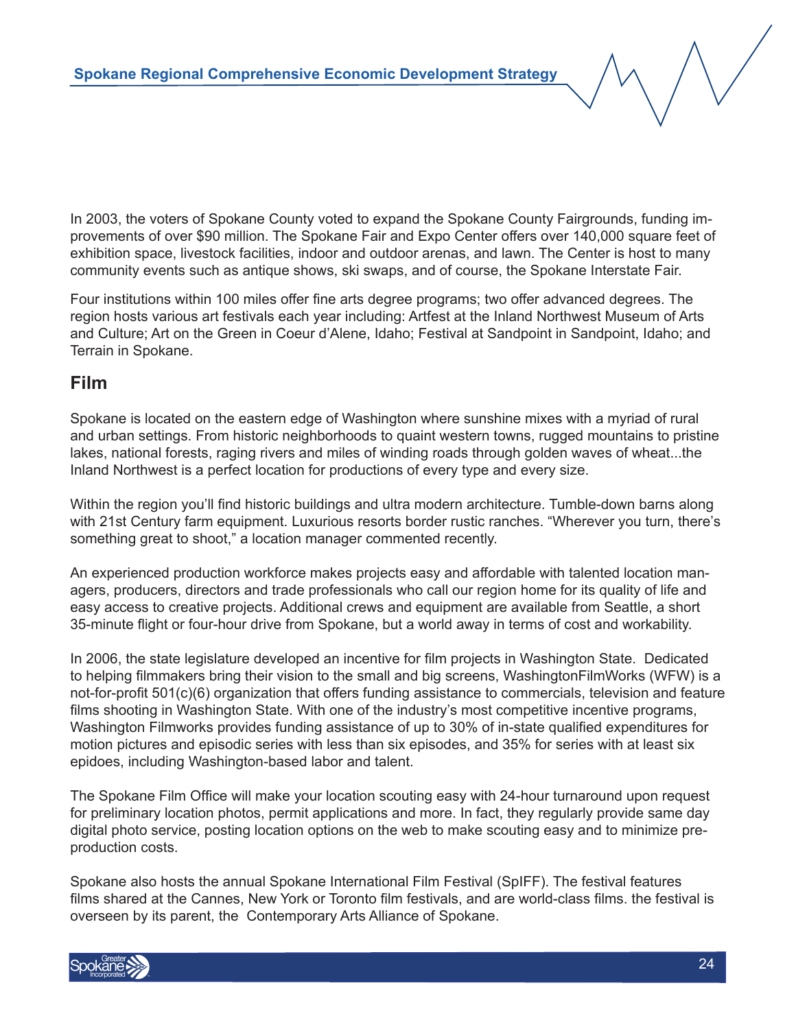In 2003, the voters of Spokane County voted to expand the Spokane County Fairgrounds, funding improvements of over $90 million. The Spokane Fair and Expo Center offers over 140,000 square feet of exhibition space, livestock facilities, indoor and outdoor arenas, and lawn. The Center is host to many community events such as antique shows, ski swaps, and of course, the Spokane Interstate Fair.

Four institutions within 100 miles offer fine arts degree programs; two offer advanced degrees. The region hosts various art festivals each year including: Artfest at the Inland Northwest Museum of Arts and Culture; Art on the Green in Coeur d'Alene, Idaho; Festival at Sandpoint in Sandpoint, Idaho; and Terrain in Spokane.

## Film

Spokane is located on the eastern edge of Washington where sunshine mixes with a myriad of rural and urban settings. From historic neighborhoods to quaint western towns, rugged mountains to pristine lakes, national forests, raging rivers and miles of winding roads through golden waves of wheat...the Inland Northwest is a perfect location for productions of every type and every size.

Within the region you'll find historic buildings and ultra modern architecture. Tumble-down barns along with 21st Century farm equipment. Luxurious resorts border rustic ranches. "Wherever you turn, there's something great to shoot," a location manager commented recently.

An experienced production workforce makes projects easy and affordable with talented location managers, producers, directors and trade professionals who call our region home for its quality of life and easy access to creative projects. Additional crews and equipment are available from Seattle, a short 35-minute flight or four-hour drive from Spokane, but a world away in terms of cost and workability.

In 2006, the state legislature developed an incentive for film projects in Washington State. Dedicated to helping filmmakers bring their vision to the small and big screens, WashingtonFilmWorks (WFW) is a not-for-profit 501(c)(6) organization that offers funding assistance to commercials, television and feature films shooting in Washington State. With one of the industry's most competitive incentive programs, Washington Filmworks provides funding assistance of up to 30% of in-state qualified expenditures for motion pictures and episodic series with less than six episodes, and 35% for series with at least six epidoes, including Washington-based labor and talent.

The Spokane Film Office will make your location scouting easy with 24-hour turnaround upon request for preliminary location photos, permit applications and more. In fact, they regularly provide same day digital photo service, posting location options on the web to make scouting easy and to minimize pre-production costs.

Spokane also hosts the annual Spokane International Film Festival (SpIFF). The festival features films shared at the Cannes, New York or Toronto film festivals, and are world-class films. the festival is overseen by its parent, the Contemporary Arts Alliance of Spokane.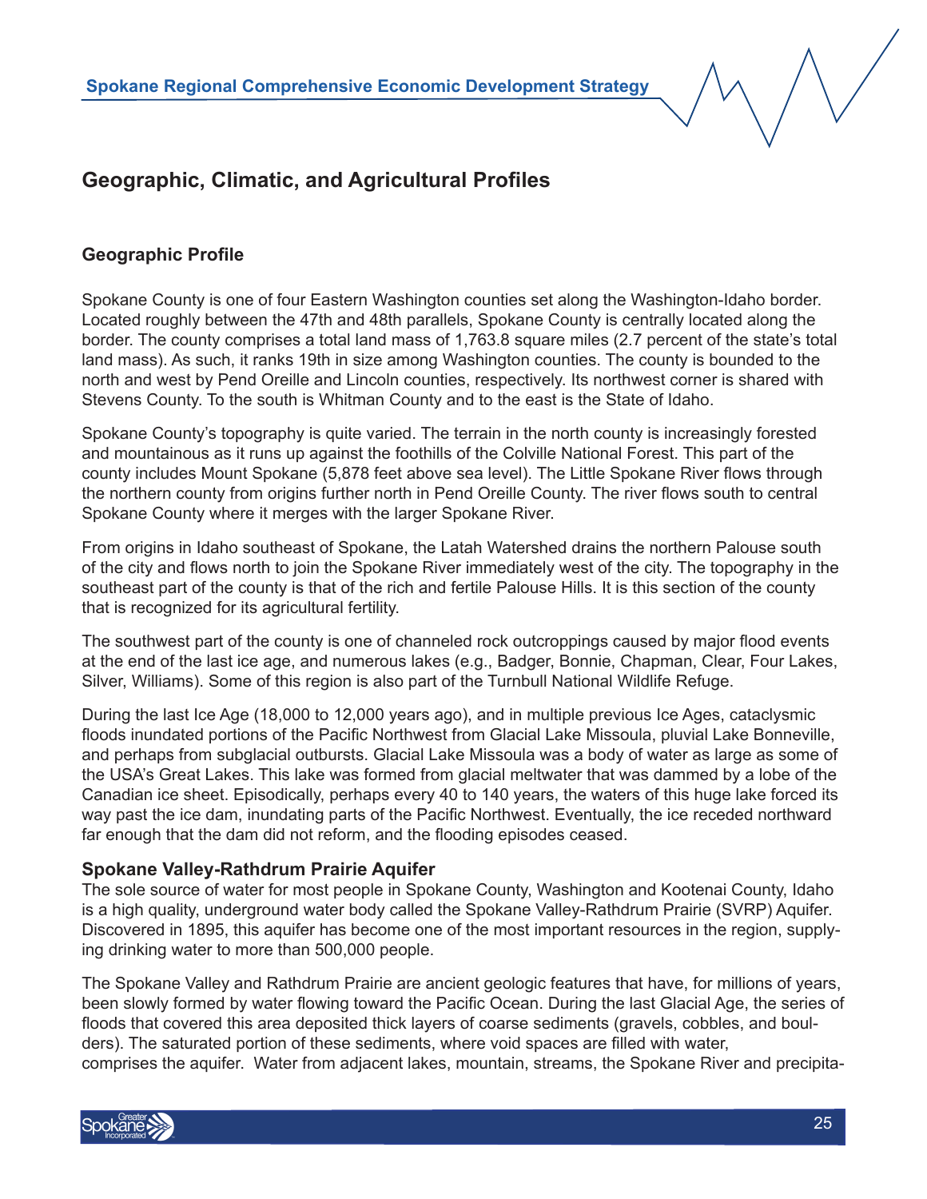## Geographic, Climatic, and Agricultural Profiles

### Geographic Profile

Spokane County is one of four Eastern Washington counties set along the Washington-Idaho border. Located roughly between the 47th and 48th parallels, Spokane County is centrally located along the border. The county comprises a total land mass of 1,763.8 square miles (2.7 percent of the state's total land mass). As such, it ranks 19th in size among Washington counties. The county is bounded to the north and west by Pend Oreille and Lincoln counties, respectively. Its northwest corner is shared with Stevens County. To the south is Whitman County and to the east is the State of Idaho.

Spokane County's topography is quite varied. The terrain in the north county is increasingly forested and mountainous as it runs up against the foothills of the Colville National Forest. This part of the county includes Mount Spokane (5,878 feet above sea level). The Little Spokane River flows through the northern county from origins further north in Pend Oreille County. The river flows south to central Spokane County where it merges with the larger Spokane River.

From origins in Idaho southeast of Spokane, the Latah Watershed drains the northern Palouse south of the city and flows north to join the Spokane River immediately west of the city. The topography in the southeast part of the county is that of the rich and fertile Palouse Hills. It is this section of the county that is recognized for its agricultural fertility.

The southwest part of the county is one of channeled rock outcroppings caused by major flood events at the end of the last ice age, and numerous lakes (e.g., Badger, Bonnie, Chapman, Clear, Four Lakes, Silver, Williams). Some of this region is also part of the Turnbull National Wildlife Refuge.

During the last Ice Age (18,000 to 12,000 years ago), and in multiple previous Ice Ages, cataclysmic floods inundated portions of the Pacific Northwest from Glacial Lake Missoula, pluvial Lake Bonneville, and perhaps from subglacial outbursts. Glacial Lake Missoula was a body of water as large as some of the USA's Great Lakes. This lake was formed from glacial meltwater that was dammed by a lobe of the Canadian ice sheet. Episodically, perhaps every 40 to 140 years, the waters of this huge lake forced its way past the ice dam, inundating parts of the Pacific Northwest. Eventually, the ice receded northward far enough that the dam did not reform, and the flooding episodes ceased.

### Spokane Valley-Rathdrum Prairie Aquifer

The sole source of water for most people in Spokane County, Washington and Kootenai County, Idaho is a high quality, underground water body called the Spokane Valley-Rathdrum Prairie (SVRP) Aquifer. Discovered in 1895, this aquifer has become one of the most important resources in the region, supplying drinking water to more than 500,000 people.

The Spokane Valley and Rathdrum Prairie are ancient geologic features that have, for millions of years, been slowly formed by water flowing toward the Pacific Ocean. During the last Glacial Age, the series of floods that covered this area deposited thick layers of coarse sediments (gravels, cobbles, and boulders). The saturated portion of these sediments, where void spaces are filled with water, comprises the aquifer. Water from adjacent lakes, mountain, streams, the Spokane River and precipita-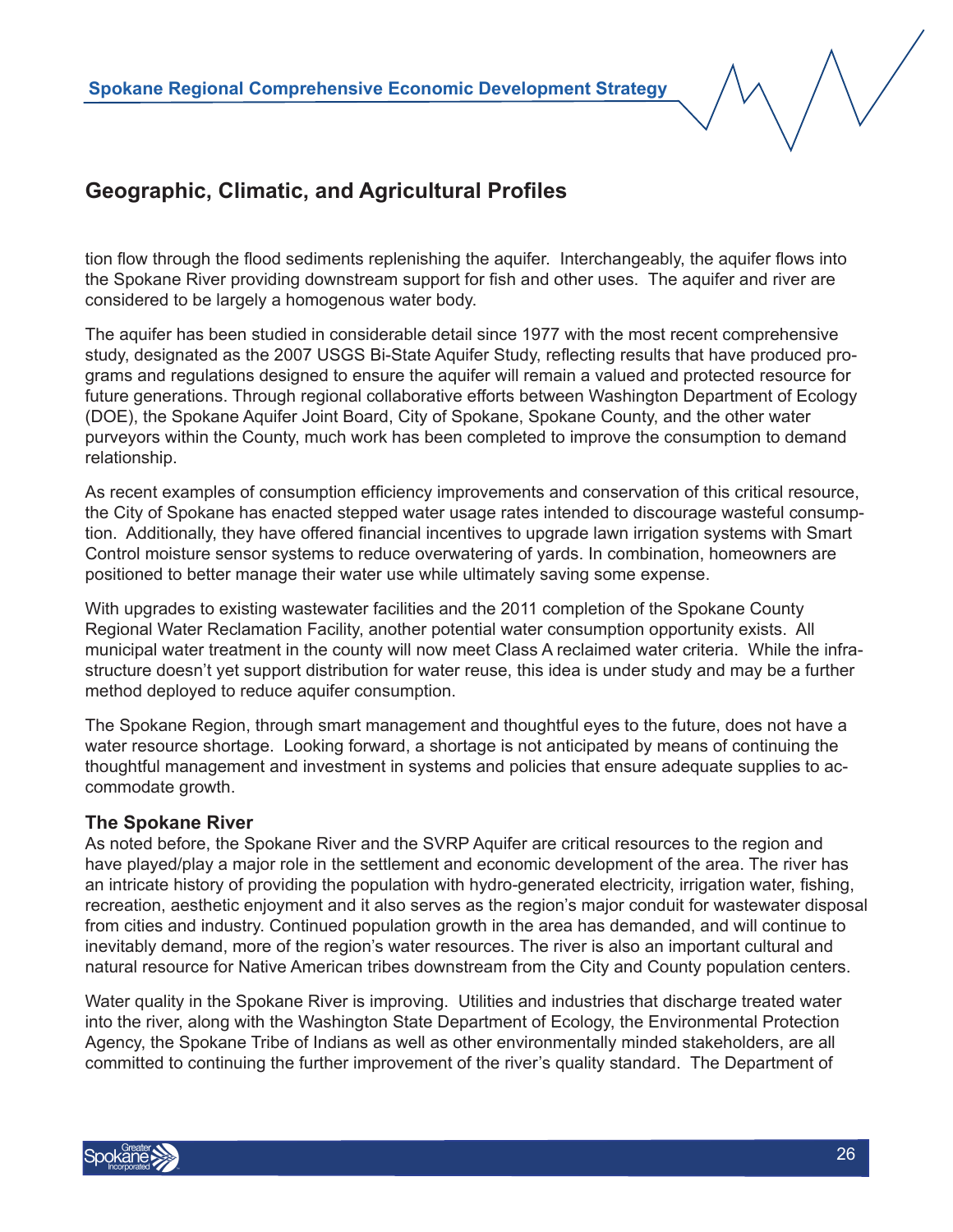## Geographic, Climatic, and Agricultural Profiles

tion flow through the flood sediments replenishing the aquifer. Interchangeably, the aquifer flows into the Spokane River providing downstream support for fish and other uses. The aquifer and river are considered to be largely a homogenous water body.

The aquifer has been studied in considerable detail since 1977 with the most recent comprehensive study, designated as the 2007 USGS Bi-State Aquifer Study, reflecting results that have produced programs and regulations designed to ensure the aquifer will remain a valued and protected resource for future generations. Through regional collaborative efforts between Washington Department of Ecology (DOE), the Spokane Aquifer Joint Board, City of Spokane, Spokane County, and the other water purveyors within the County, much work has been completed to improve the consumption to demand relationship.

As recent examples of consumption efficiency improvements and conservation of this critical resource, the City of Spokane has enacted stepped water usage rates intended to discourage wasteful consumption. Additionally, they have offered financial incentives to upgrade lawn irrigation systems with Smart Control moisture sensor systems to reduce overwatering of yards. In combination, homeowners are positioned to better manage their water use while ultimately saving some expense.

With upgrades to existing wastewater facilities and the 2011 completion of the Spokane County Regional Water Reclamation Facility, another potential water consumption opportunity exists. All municipal water treatment in the county will now meet Class A reclaimed water criteria. While the infrastructure doesn't yet support distribution for water reuse, this idea is under study and may be a further method deployed to reduce aquifer consumption.

The Spokane Region, through smart management and thoughtful eyes to the future, does not have a water resource shortage. Looking forward, a shortage is not anticipated by means of continuing the thoughtful management and investment in systems and policies that ensure adequate supplies to accommodate growth.

### The Spokane River

As noted before, the Spokane River and the SVRP Aquifer are critical resources to the region and have played/play a major role in the settlement and economic development of the area. The river has an intricate history of providing the population with hydro-generated electricity, irrigation water, fishing, recreation, aesthetic enjoyment and it also serves as the region's major conduit for wastewater disposal from cities and industry. Continued population growth in the area has demanded, and will continue to inevitably demand, more of the region's water resources. The river is also an important cultural and natural resource for Native American tribes downstream from the City and County population centers.

Water quality in the Spokane River is improving. Utilities and industries that discharge treated water into the river, along with the Washington State Department of Ecology, the Environmental Protection Agency, the Spokane Tribe of Indians as well as other environmentally minded stakeholders, are all committed to continuing the further improvement of the river's quality standard. The Department of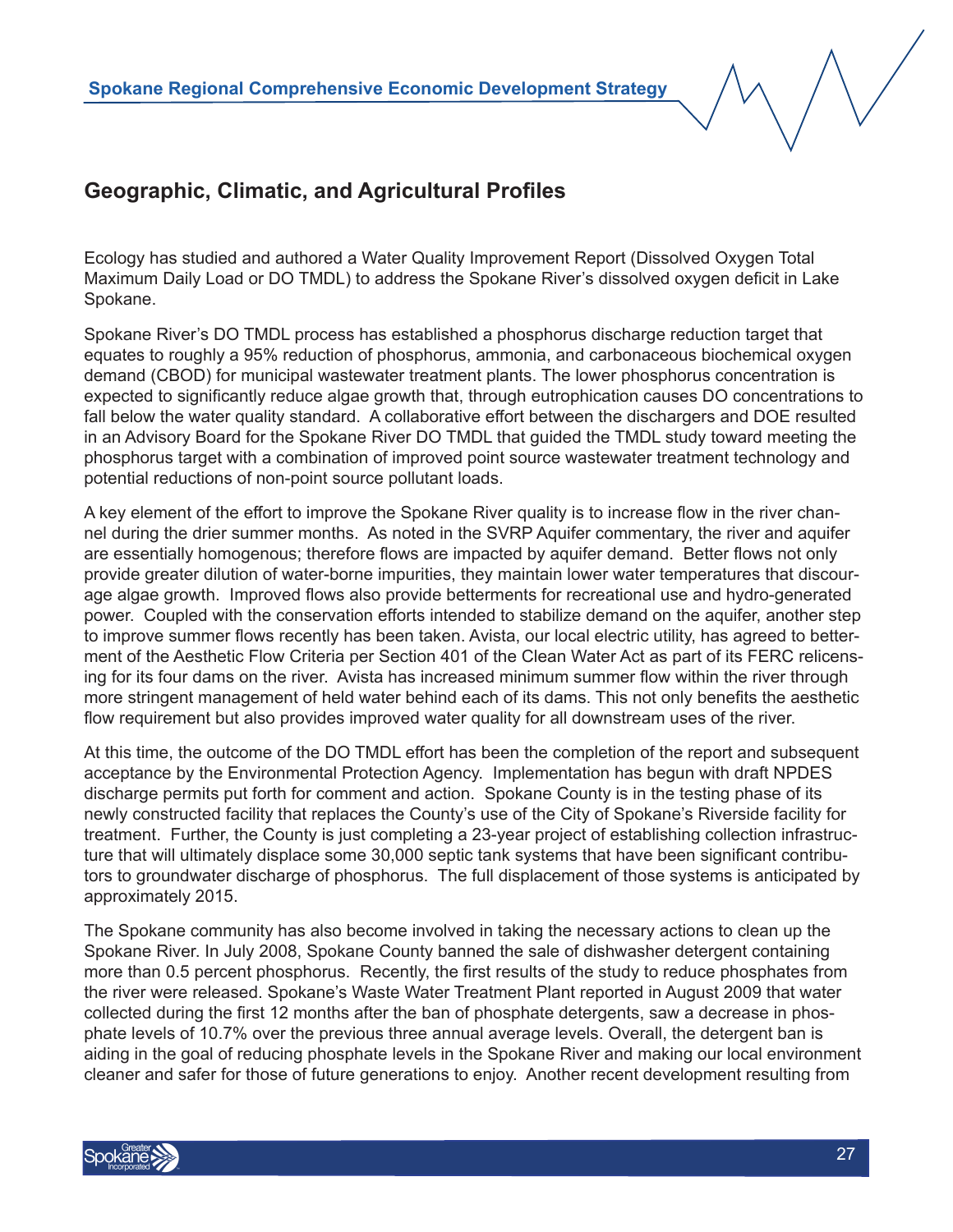## Geographic, Climatic, and Agricultural Profiles

Ecology has studied and authored a Water Quality Improvement Report (Dissolved Oxygen Total Maximum Daily Load or DO TMDL) to address the Spokane River's dissolved oxygen deficit in Lake Spokane.

Spokane River's DO TMDL process has established a phosphorus discharge reduction target that equates to roughly a 95% reduction of phosphorus, ammonia, and carbonaceous biochemical oxygen demand (CBOD) for municipal wastewater treatment plants. The lower phosphorus concentration is expected to significantly reduce algae growth that, through eutrophication causes DO concentrations to fall below the water quality standard. A collaborative effort between the dischargers and DOE resulted in an Advisory Board for the Spokane River DO TMDL that guided the TMDL study toward meeting the phosphorus target with a combination of improved point source wastewater treatment technology and potential reductions of non-point source pollutant loads.

A key element of the effort to improve the Spokane River quality is to increase flow in the river channel during the drier summer months. As noted in the SVRP Aquifer commentary, the river and aquifer are essentially homogenous; therefore flows are impacted by aquifer demand. Better flows not only provide greater dilution of water-borne impurities, they maintain lower water temperatures that discourage algae growth. Improved flows also provide betterments for recreational use and hydro-generated power. Coupled with the conservation efforts intended to stabilize demand on the aquifer, another step to improve summer flows recently has been taken. Avista, our local electric utility, has agreed to betterment of the Aesthetic Flow Criteria per Section 401 of the Clean Water Act as part of its FERC relicensing for its four dams on the river. Avista has increased minimum summer flow within the river through more stringent management of held water behind each of its dams. This not only benefits the aesthetic flow requirement but also provides improved water quality for all downstream uses of the river.

At this time, the outcome of the DO TMDL effort has been the completion of the report and subsequent acceptance by the Environmental Protection Agency. Implementation has begun with draft NPDES discharge permits put forth for comment and action. Spokane County is in the testing phase of its newly constructed facility that replaces the County's use of the City of Spokane's Riverside facility for treatment. Further, the County is just completing a 23-year project of establishing collection infrastructure that will ultimately displace some 30,000 septic tank systems that have been significant contributors to groundwater discharge of phosphorus. The full displacement of those systems is anticipated by approximately 2015.

The Spokane community has also become involved in taking the necessary actions to clean up the Spokane River. In July 2008, Spokane County banned the sale of dishwasher detergent containing more than 0.5 percent phosphorus. Recently, the first results of the study to reduce phosphates from the river were released. Spokane's Waste Water Treatment Plant reported in August 2009 that water collected during the first 12 months after the ban of phosphate detergents, saw a decrease in phosphate levels of 10.7% over the previous three annual average levels. Overall, the detergent ban is aiding in the goal of reducing phosphate levels in the Spokane River and making our local environment cleaner and safer for those of future generations to enjoy. Another recent development resulting from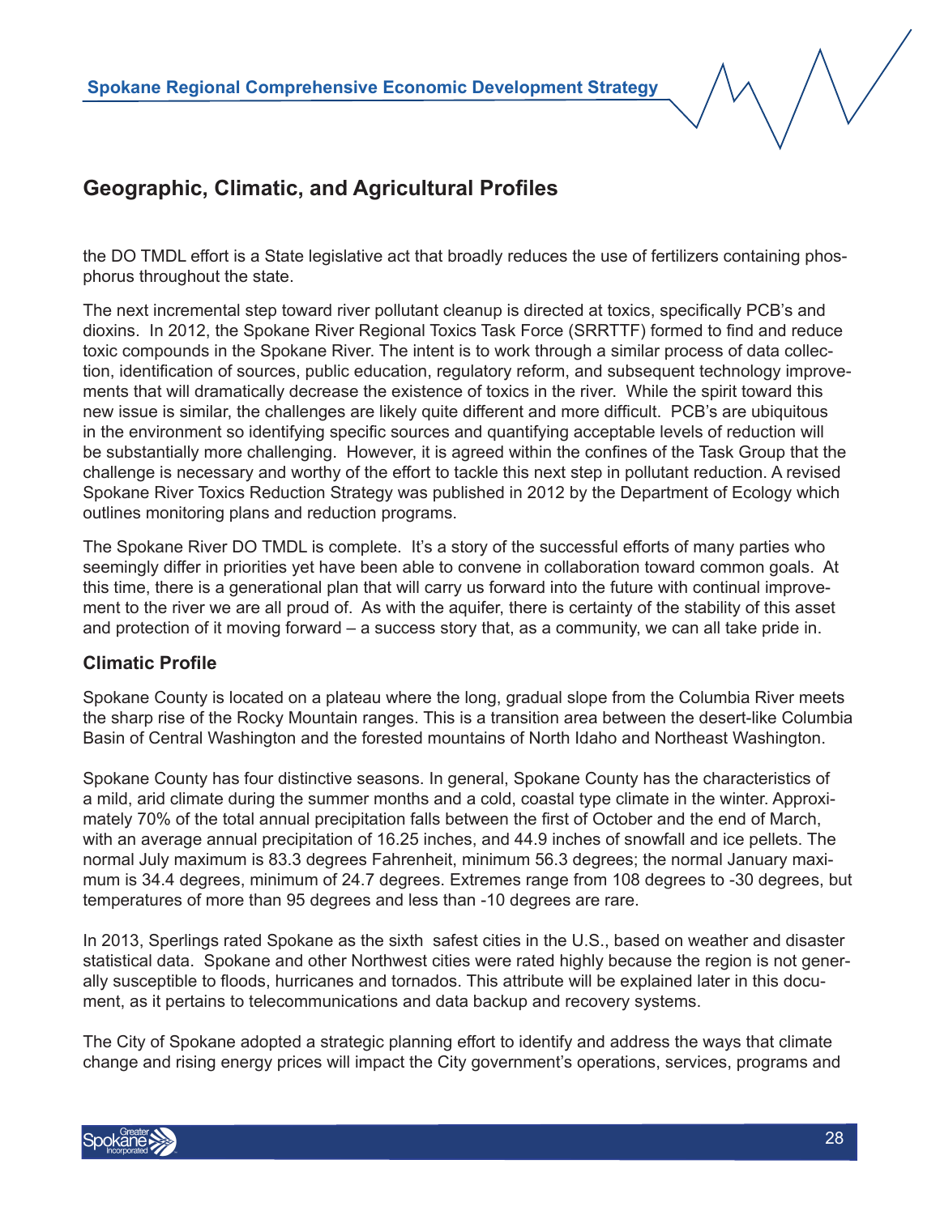## Geographic, Climatic, and Agricultural Profiles

the DO TMDL effort is a State legislative act that broadly reduces the use of fertilizers containing phosphorus throughout the state.

The next incremental step toward river pollutant cleanup is directed at toxics, specifically PCB's and dioxins. In 2012, the Spokane River Regional Toxics Task Force (SRRTTF) formed to find and reduce toxic compounds in the Spokane River. The intent is to work through a similar process of data collection, identification of sources, public education, regulatory reform, and subsequent technology improvements that will dramatically decrease the existence of toxics in the river. While the spirit toward this new issue is similar, the challenges are likely quite different and more difficult. PCB's are ubiquitous in the environment so identifying specific sources and quantifying acceptable levels of reduction will be substantially more challenging. However, it is agreed within the confines of the Task Group that the challenge is necessary and worthy of the effort to tackle this next step in pollutant reduction. A revised Spokane River Toxics Reduction Strategy was published in 2012 by the Department of Ecology which outlines monitoring plans and reduction programs.

The Spokane River DO TMDL is complete. It's a story of the successful efforts of many parties who seemingly differ in priorities yet have been able to convene in collaboration toward common goals. At this time, there is a generational plan that will carry us forward into the future with continual improvement to the river we are all proud of. As with the aquifer, there is certainty of the stability of this asset and protection of it moving forward – a success story that, as a community, we can all take pride in.

### Climatic Profile

Spokane County is located on a plateau where the long, gradual slope from the Columbia River meets the sharp rise of the Rocky Mountain ranges. This is a transition area between the desert-like Columbia Basin of Central Washington and the forested mountains of North Idaho and Northeast Washington.

Spokane County has four distinctive seasons. In general, Spokane County has the characteristics of a mild, arid climate during the summer months and a cold, coastal type climate in the winter. Approximately 70% of the total annual precipitation falls between the first of October and the end of March, with an average annual precipitation of 16.25 inches, and 44.9 inches of snowfall and ice pellets. The normal July maximum is 83.3 degrees Fahrenheit, minimum 56.3 degrees; the normal January maximum is 34.4 degrees, minimum of 24.7 degrees. Extremes range from 108 degrees to -30 degrees, but temperatures of more than 95 degrees and less than -10 degrees are rare.

In 2013, Sperlings rated Spokane as the sixth safest cities in the U.S., based on weather and disaster statistical data. Spokane and other Northwest cities were rated highly because the region is not generally susceptible to floods, hurricanes and tornados. This attribute will be explained later in this document, as it pertains to telecommunications and data backup and recovery systems.

The City of Spokane adopted a strategic planning effort to identify and address the ways that climate change and rising energy prices will impact the City government's operations, services, programs and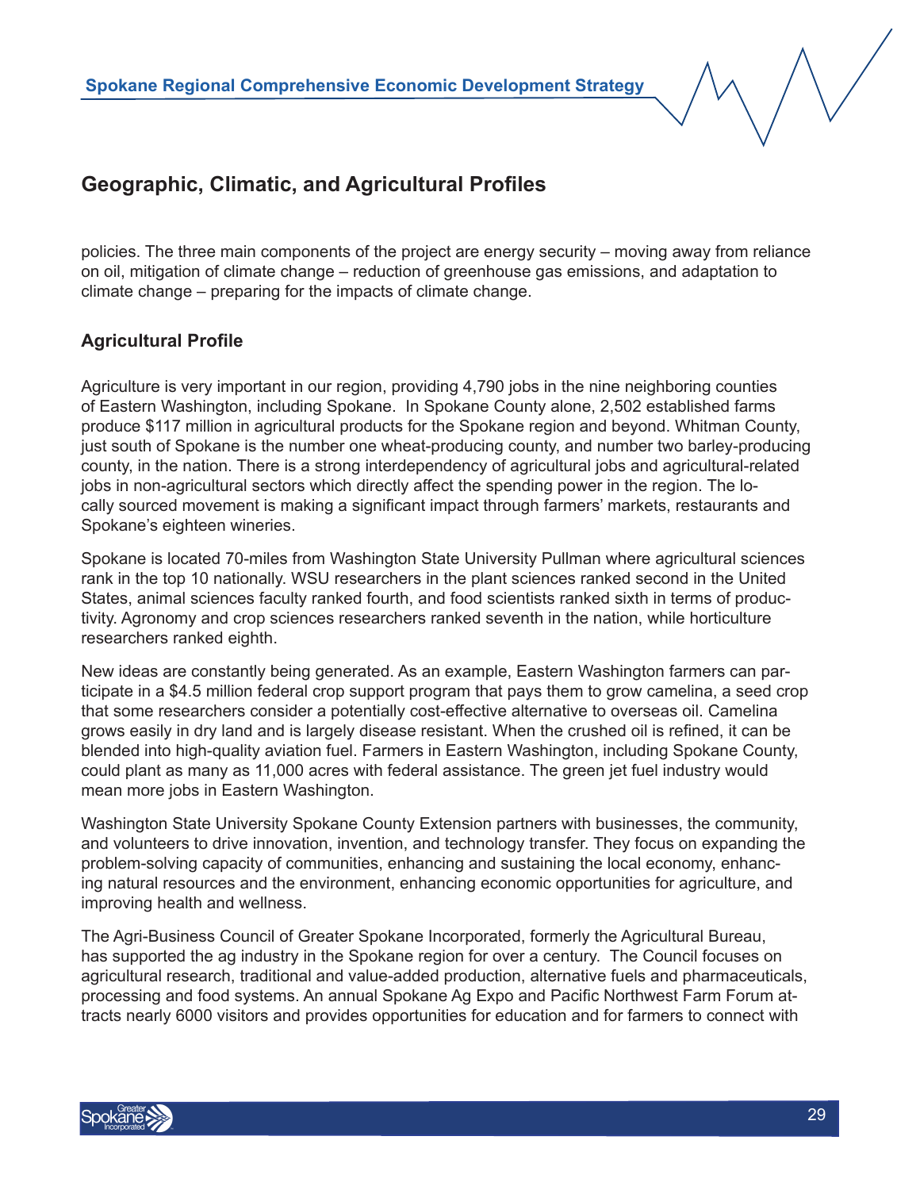## Geographic, Climatic, and Agricultural Profiles

policies. The three main components of the project are energy security – moving away from reliance on oil, mitigation of climate change – reduction of greenhouse gas emissions, and adaptation to climate change – preparing for the impacts of climate change.

### Agricultural Profile

Agriculture is very important in our region, providing 4,790 jobs in the nine neighboring counties of Eastern Washington, including Spokane. In Spokane County alone, 2,502 established farms produce $117 million in agricultural products for the Spokane region and beyond. Whitman County, just south of Spokane is the number one wheat-producing county, and number two barley-producing county, in the nation. There is a strong interdependency of agricultural jobs and agricultural-related jobs in non-agricultural sectors which directly affect the spending power in the region. The locally sourced movement is making a significant impact through farmers' markets, restaurants and Spokane's eighteen wineries.

Spokane is located 70-miles from Washington State University Pullman where agricultural sciences rank in the top 10 nationally. WSU researchers in the plant sciences ranked second in the United States, animal sciences faculty ranked fourth, and food scientists ranked sixth in terms of productivity. Agronomy and crop sciences researchers ranked seventh in the nation, while horticulture researchers ranked eighth.

New ideas are constantly being generated. As an example, Eastern Washington farmers can participate in a $4.5 million federal crop support program that pays them to grow camelina, a seed crop that some researchers consider a potentially cost-effective alternative to overseas oil. Camelina grows easily in dry land and is largely disease resistant. When the crushed oil is refined, it can be blended into high-quality aviation fuel. Farmers in Eastern Washington, including Spokane County, could plant as many as 11,000 acres with federal assistance. The green jet fuel industry would mean more jobs in Eastern Washington.

Washington State University Spokane County Extension partners with businesses, the community, and volunteers to drive innovation, invention, and technology transfer. They focus on expanding the problem-solving capacity of communities, enhancing and sustaining the local economy, enhancing natural resources and the environment, enhancing economic opportunities for agriculture, and improving health and wellness.

The Agri-Business Council of Greater Spokane Incorporated, formerly the Agricultural Bureau, has supported the ag industry in the Spokane region for over a century. The Council focuses on agricultural research, traditional and value-added production, alternative fuels and pharmaceuticals, processing and food systems. An annual Spokane Ag Expo and Pacific Northwest Farm Forum attracts nearly 6000 visitors and provides opportunities for education and for farmers to connect with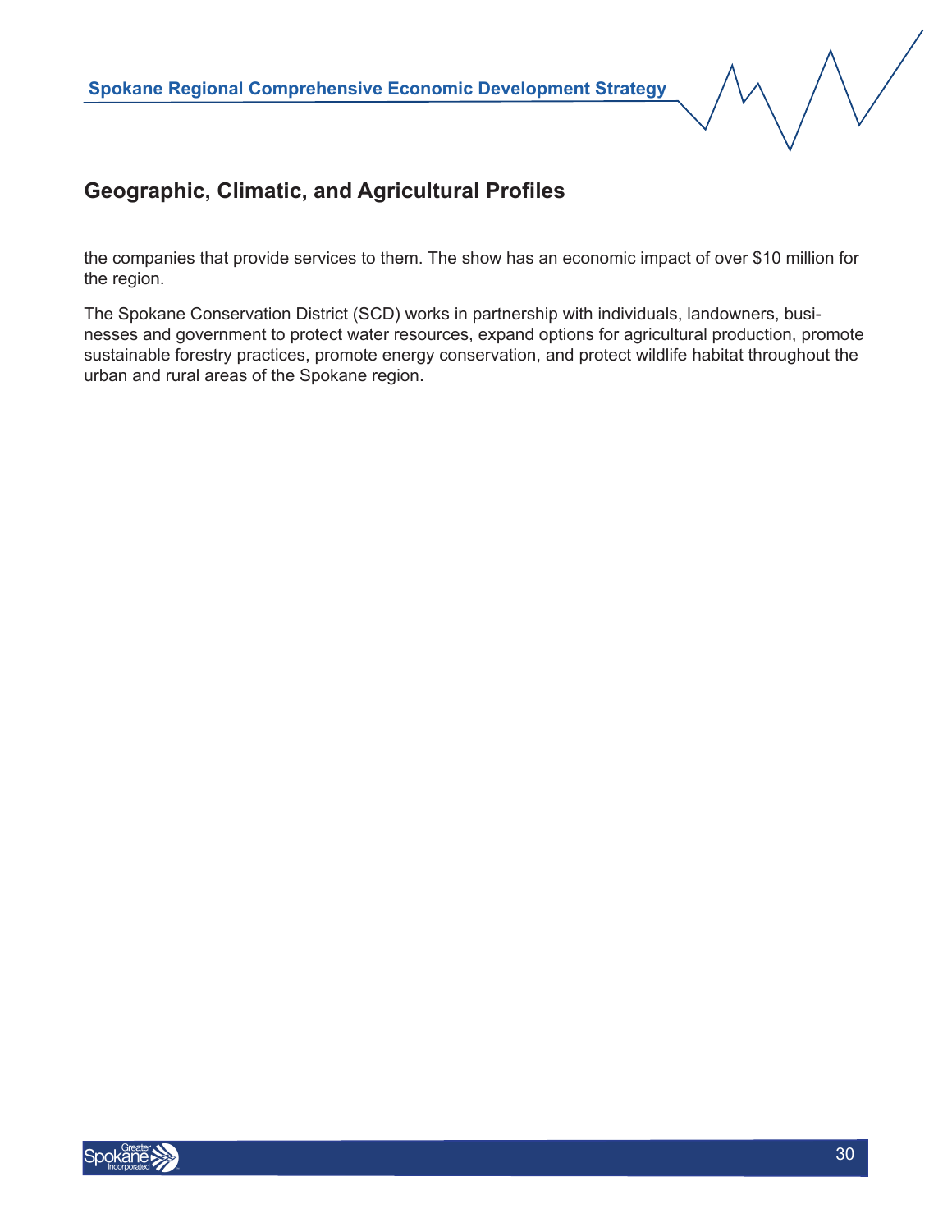## Geographic, Climatic, and Agricultural Profiles

the companies that provide services to them. The show has an economic impact of over $10 million for the region.

The Spokane Conservation District (SCD) works in partnership with individuals, landowners, businesses and government to protect water resources, expand options for agricultural production, promote sustainable forestry practices, promote energy conservation, and protect wildlife habitat throughout the urban and rural areas of the Spokane region.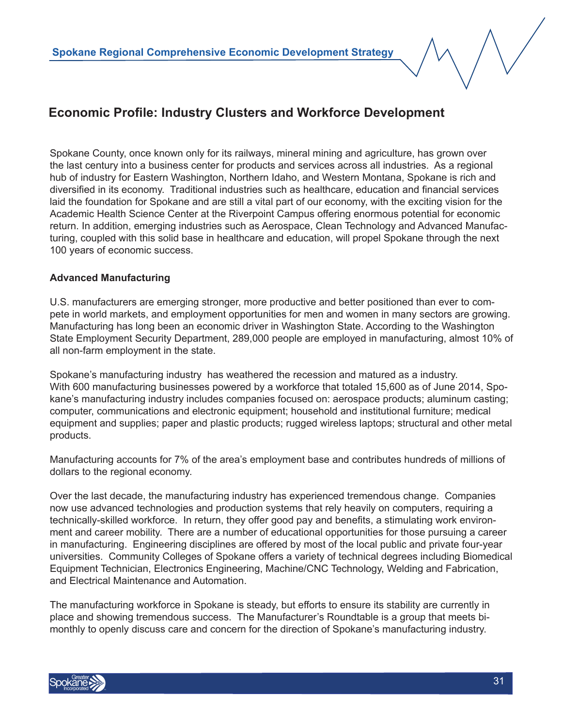## Economic Profile: Industry Clusters and Workforce Development

Spokane County, once known only for its railways, mineral mining and agriculture, has grown over the last century into a business center for products and services across all industries. As a regional hub of industry for Eastern Washington, Northern Idaho, and Western Montana, Spokane is rich and diversified in its economy. Traditional industries such as healthcare, education and financial services laid the foundation for Spokane and are still a vital part of our economy, with the exciting vision for the Academic Health Science Center at the Riverpoint Campus offering enormous potential for economic return. In addition, emerging industries such as Aerospace, Clean Technology and Advanced Manufacturing, coupled with this solid base in healthcare and education, will propel Spokane through the next 100 years of economic success.

### Advanced Manufacturing

U.S. manufacturers are emerging stronger, more productive and better positioned than ever to compete in world markets, and employment opportunities for men and women in many sectors are growing. Manufacturing has long been an economic driver in Washington State. According to the Washington State Employment Security Department, 289,000 people are employed in manufacturing, almost 10% of all non-farm employment in the state.

Spokane's manufacturing industry has weathered the recession and matured as a industry. With 600 manufacturing businesses powered by a workforce that totaled 15,600 as of June 2014, Spokane's manufacturing industry includes companies focused on: aerospace products; aluminum casting; computer, communications and electronic equipment; household and institutional furniture; medical equipment and supplies; paper and plastic products; rugged wireless laptops; structural and other metal products.

Manufacturing accounts for 7% of the area's employment base and contributes hundreds of millions of dollars to the regional economy.

Over the last decade, the manufacturing industry has experienced tremendous change. Companies now use advanced technologies and production systems that rely heavily on computers, requiring a technically-skilled workforce. In return, they offer good pay and benefits, a stimulating work environment and career mobility. There are a number of educational opportunities for those pursuing a career in manufacturing. Engineering disciplines are offered by most of the local public and private four-year universities. Community Colleges of Spokane offers a variety of technical degrees including Biomedical Equipment Technician, Electronics Engineering, Machine/CNC Technology, Welding and Fabrication, and Electrical Maintenance and Automation.

The manufacturing workforce in Spokane is steady, but efforts to ensure its stability are currently in place and showing tremendous success. The Manufacturer's Roundtable is a group that meets bi-monthly to openly discuss care and concern for the direction of Spokane's manufacturing industry.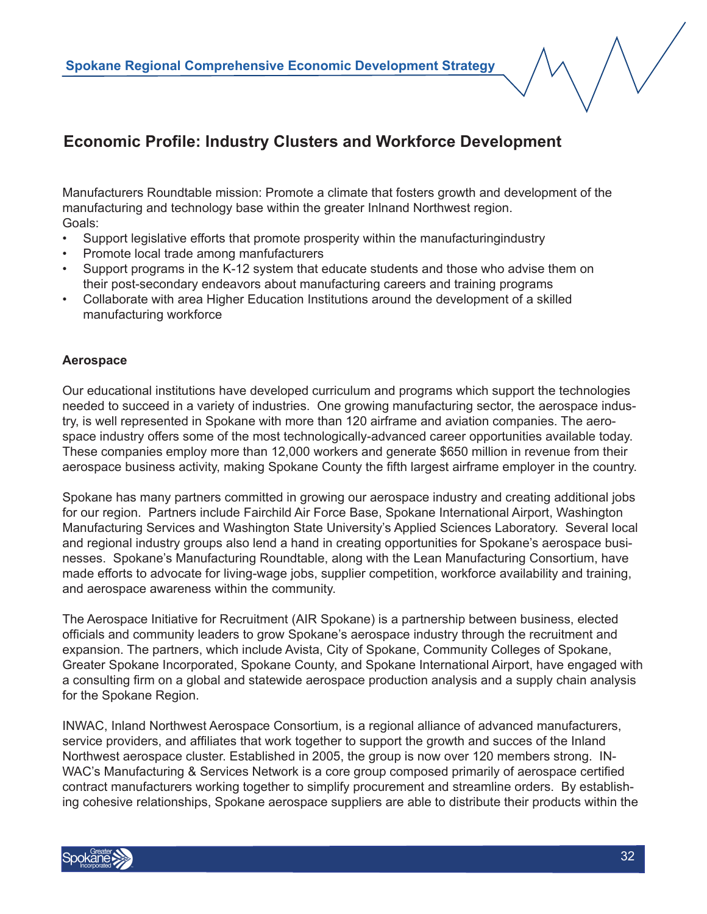## Economic Profile: Industry Clusters and Workforce Development

Manufacturers Roundtable mission: Promote a climate that fosters growth and development of the manufacturing and technology base within the greater Inlnand Northwest region.
Goals:

- Support legislative efforts that promote prosperity within the manufacturingindustry
- Promote local trade among manfufacturers
- Support programs in the K-12 system that educate students and those who advise them on their post-secondary endeavors about manufacturing careers and training programs
- Collaborate with area Higher Education Institutions around the development of a skilled manufacturing workforce

**Aerospace**

Our educational institutions have developed curriculum and programs which support the technologies needed to succeed in a variety of industries. One growing manufacturing sector, the aerospace industry, is well represented in Spokane with more than 120 airframe and aviation companies. The aerospace industry offers some of the most technologically-advanced career opportunities available today. These companies employ more than 12,000 workers and generate $650 million in revenue from their aerospace business activity, making Spokane County the fifth largest airframe employer in the country.

Spokane has many partners committed in growing our aerospace industry and creating additional jobs for our region. Partners include Fairchild Air Force Base, Spokane International Airport, Washington Manufacturing Services and Washington State University's Applied Sciences Laboratory. Several local and regional industry groups also lend a hand in creating opportunities for Spokane's aerospace businesses. Spokane's Manufacturing Roundtable, along with the Lean Manufacturing Consortium, have made efforts to advocate for living-wage jobs, supplier competition, workforce availability and training, and aerospace awareness within the community.

The Aerospace Initiative for Recruitment (AIR Spokane) is a partnership between business, elected officials and community leaders to grow Spokane's aerospace industry through the recruitment and expansion. The partners, which include Avista, City of Spokane, Community Colleges of Spokane, Greater Spokane Incorporated, Spokane County, and Spokane International Airport, have engaged with a consulting firm on a global and statewide aerospace production analysis and a supply chain analysis for the Spokane Region.

INWAC, Inland Northwest Aerospace Consortium, is a regional alliance of advanced manufacturers, service providers, and affiliates that work together to support the growth and succes of the Inland Northwest aerospace cluster. Established in 2005, the group is now over 120 members strong. INWAC's Manufacturing & Services Network is a core group composed primarily of aerospace certified contract manufacturers working together to simplify procurement and streamline orders. By establishing cohesive relationships, Spokane aerospace suppliers are able to distribute their products within the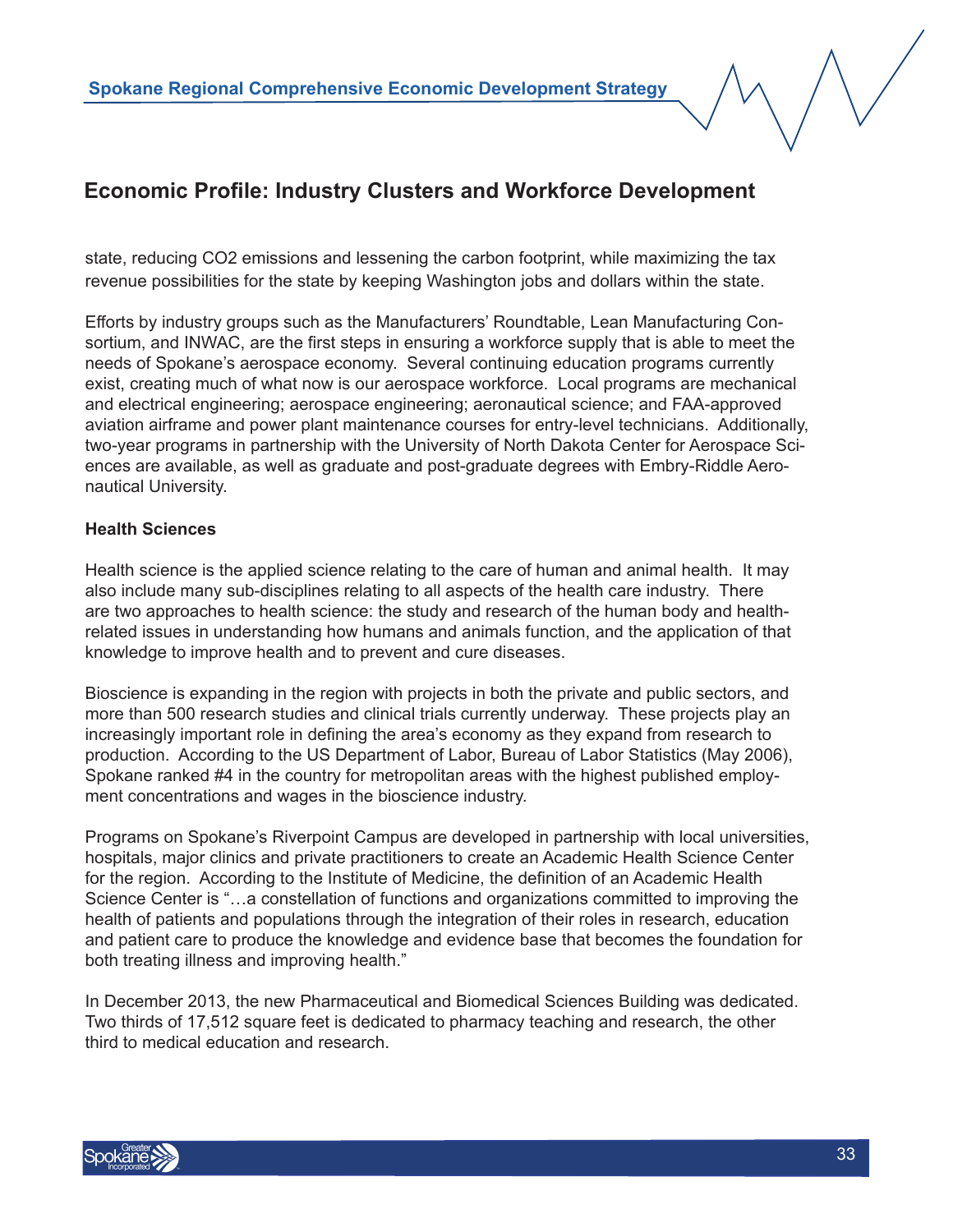## Economic Profile: Industry Clusters and Workforce Development

state, reducing $CO_2$ emissions and lessening the carbon footprint, while maximizing the tax revenue possibilities for the state by keeping Washington jobs and dollars within the state.

Efforts by industry groups such as the Manufacturers' Roundtable, Lean Manufacturing Consortium, and INWAC, are the first steps in ensuring a workforce supply that is able to meet the needs of Spokane's aerospace economy. Several continuing education programs currently exist, creating much of what now is our aerospace workforce. Local programs are mechanical and electrical engineering; aerospace engineering; aeronautical science; and FAA-approved aviation airframe and power plant maintenance courses for entry-level technicians. Additionally, two-year programs in partnership with the University of North Dakota Center for Aerospace Sciences are available, as well as graduate and post-graduate degrees with Embry-Riddle Aeronautical University.

**Health Sciences**

Health science is the applied science relating to the care of human and animal health. It may also include many sub-disciplines relating to all aspects of the health care industry. There are two approaches to health science: the study and research of the human body and health-related issues in understanding how humans and animals function, and the application of that knowledge to improve health and to prevent and cure diseases.

Bioscience is expanding in the region with projects in both the private and public sectors, and more than 500 research studies and clinical trials currently underway. These projects play an increasingly important role in defining the area's economy as they expand from research to production. According to the US Department of Labor, Bureau of Labor Statistics (May 2006), Spokane ranked #4 in the country for metropolitan areas with the highest published employment concentrations and wages in the bioscience industry.

Programs on Spokane's Riverpoint Campus are developed in partnership with local universities, hospitals, major clinics and private practitioners to create an Academic Health Science Center for the region. According to the Institute of Medicine, the definition of an Academic Health Science Center is "…a constellation of functions and organizations committed to improving the health of patients and populations through the integration of their roles in research, education and patient care to produce the knowledge and evidence base that becomes the foundation for both treating illness and improving health."

In December 2013, the new Pharmaceutical and Biomedical Sciences Building was dedicated. Two thirds of 17,512 square feet is dedicated to pharmacy teaching and research, the other third to medical education and research.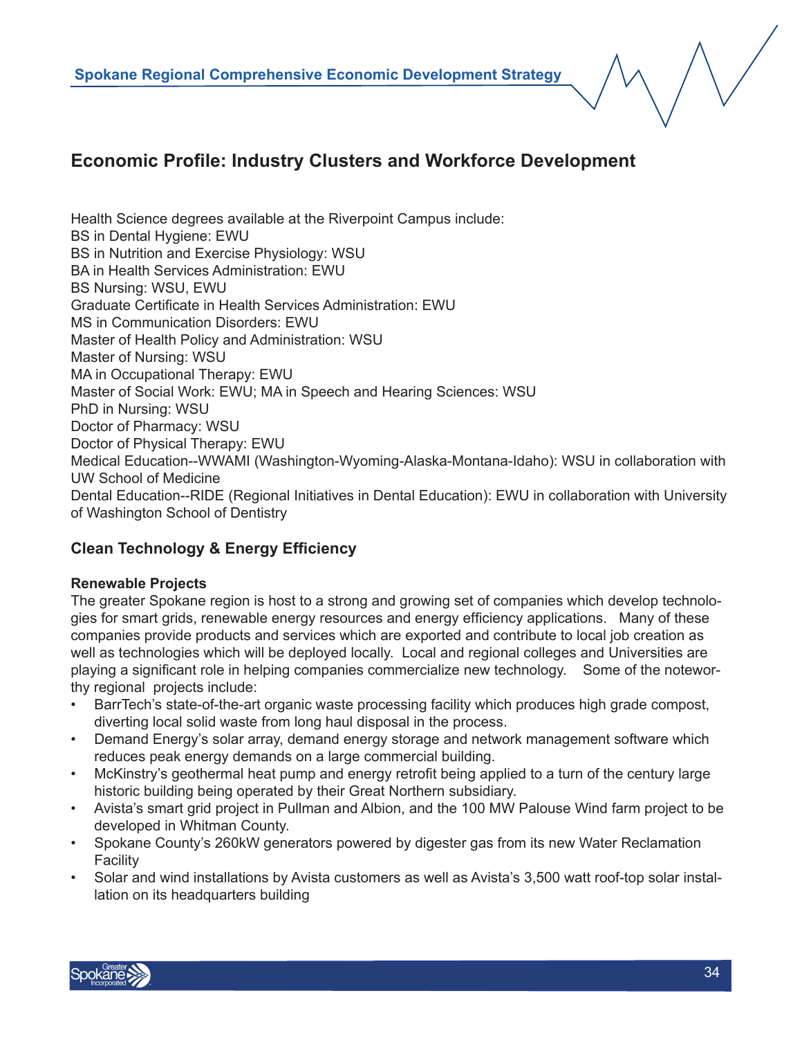## Economic Profile: Industry Clusters and Workforce Development

Health Science degrees available at the Riverpoint Campus include:
BS in Dental Hygiene: EWU
BS in Nutrition and Exercise Physiology: WSU
BA in Health Services Administration: EWU
BS Nursing: WSU, EWU
Graduate Certificate in Health Services Administration: EWU
MS in Communication Disorders: EWU
Master of Health Policy and Administration: WSU
Master of Nursing: WSU
MA in Occupational Therapy: EWU
Master of Social Work: EWU; MA in Speech and Hearing Sciences: WSU
PhD in Nursing: WSU
Doctor of Pharmacy: WSU
Doctor of Physical Therapy: EWU
Medical Education--WWAMI (Washington-Wyoming-Alaska-Montana-Idaho): WSU in collaboration with UW School of Medicine
Dental Education--RIDE (Regional Initiatives in Dental Education): EWU in collaboration with University of Washington School of Dentistry

### Clean Technology & Energy Efficiency

**Renewable Projects**

The greater Spokane region is host to a strong and growing set of companies which develop technologies for smart grids, renewable energy resources and energy efficiency applications. Many of these companies provide products and services which are exported and contribute to local job creation as well as technologies which will be deployed locally. Local and regional colleges and Universities are playing a significant role in helping companies commercialize new technology. Some of the noteworthy regional projects include:

- BarrTech's state-of-the-art organic waste processing facility which produces high grade compost, diverting local solid waste from long haul disposal in the process.
- Demand Energy's solar array, demand energy storage and network management software which reduces peak energy demands on a large commercial building.
- McKinstry's geothermal heat pump and energy retrofit being applied to a turn of the century large historic building being operated by their Great Northern subsidiary.
- Avista's smart grid project in Pullman and Albion, and the 100 MW Palouse Wind farm project to be developed in Whitman County.
- Spokane County's 260kW generators powered by digester gas from its new Water Reclamation Facility
- Solar and wind installations by Avista customers as well as Avista's 3,500 watt roof-top solar installation on its headquarters building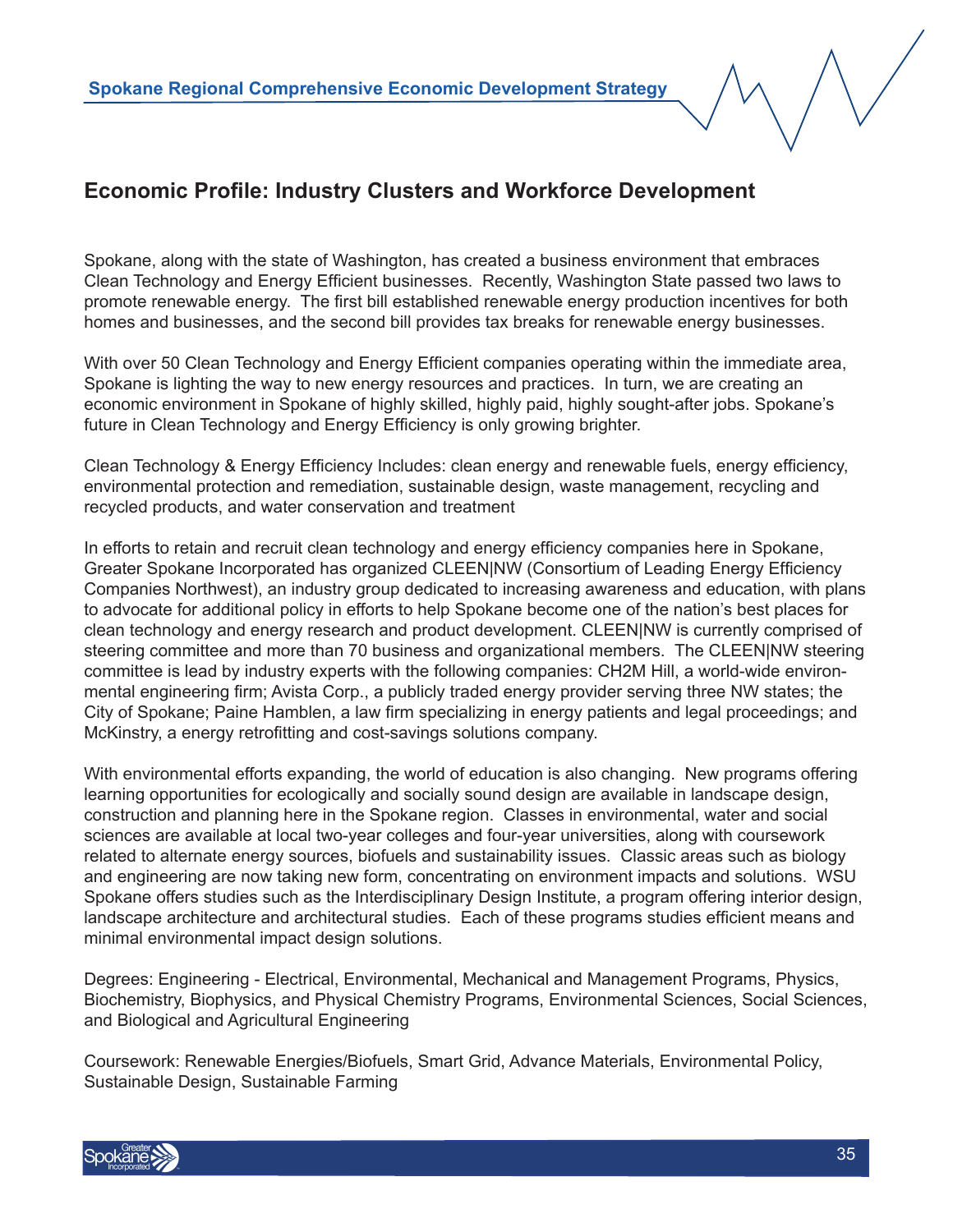## Economic Profile: Industry Clusters and Workforce Development

Spokane, along with the state of Washington, has created a business environment that embraces Clean Technology and Energy Efficient businesses. Recently, Washington State passed two laws to promote renewable energy. The first bill established renewable energy production incentives for both homes and businesses, and the second bill provides tax breaks for renewable energy businesses.

With over 50 Clean Technology and Energy Efficient companies operating within the immediate area, Spokane is lighting the way to new energy resources and practices. In turn, we are creating an economic environment in Spokane of highly skilled, highly paid, highly sought-after jobs. Spokane's future in Clean Technology and Energy Efficiency is only growing brighter.

Clean Technology & Energy Efficiency Includes: clean energy and renewable fuels, energy efficiency, environmental protection and remediation, sustainable design, waste management, recycling and recycled products, and water conservation and treatment

In efforts to retain and recruit clean technology and energy efficiency companies here in Spokane, Greater Spokane Incorporated has organized CLEEN|NW (Consortium of Leading Energy Efficiency Companies Northwest), an industry group dedicated to increasing awareness and education, with plans to advocate for additional policy in efforts to help Spokane become one of the nation's best places for clean technology and energy research and product development. CLEEN|NW is currently comprised of steering committee and more than 70 business and organizational members. The CLEEN|NW steering committee is lead by industry experts with the following companies: CH2M Hill, a world-wide environmental engineering firm; Avista Corp., a publicly traded energy provider serving three NW states; the City of Spokane; Paine Hamblen, a law firm specializing in energy patients and legal proceedings; and McKinstry, a energy retrofitting and cost-savings solutions company.

With environmental efforts expanding, the world of education is also changing. New programs offering learning opportunities for ecologically and socially sound design are available in landscape design, construction and planning here in the Spokane region. Classes in environmental, water and social sciences are available at local two-year colleges and four-year universities, along with coursework related to alternate energy sources, biofuels and sustainability issues. Classic areas such as biology and engineering are now taking new form, concentrating on environment impacts and solutions. WSU Spokane offers studies such as the Interdisciplinary Design Institute, a program offering interior design, landscape architecture and architectural studies. Each of these programs studies efficient means and minimal environmental impact design solutions.

Degrees: Engineering - Electrical, Environmental, Mechanical and Management Programs, Physics, Biochemistry, Biophysics, and Physical Chemistry Programs, Environmental Sciences, Social Sciences, and Biological and Agricultural Engineering

Coursework: Renewable Energies/Biofuels, Smart Grid, Advance Materials, Environmental Policy, Sustainable Design, Sustainable Farming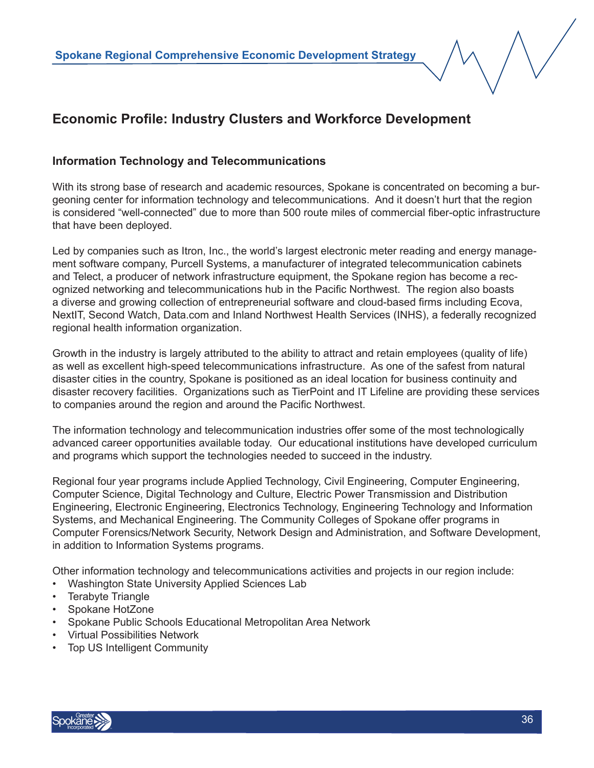## Economic Profile: Industry Clusters and Workforce Development

### Information Technology and Telecommunications

With its strong base of research and academic resources, Spokane is concentrated on becoming a burgeoning center for information technology and telecommunications. And it doesn't hurt that the region is considered "well-connected" due to more than 500 route miles of commercial fiber-optic infrastructure that have been deployed.

Led by companies such as Itron, Inc., the world's largest electronic meter reading and energy management software company, Purcell Systems, a manufacturer of integrated telecommunication cabinets and Telect, a producer of network infrastructure equipment, the Spokane region has become a recognized networking and telecommunications hub in the Pacific Northwest. The region also boasts a diverse and growing collection of entrepreneurial software and cloud-based firms including Ecova, NextIT, Second Watch, Data.com and Inland Northwest Health Services (INHS), a federally recognized regional health information organization.

Growth in the industry is largely attributed to the ability to attract and retain employees (quality of life) as well as excellent high-speed telecommunications infrastructure. As one of the safest from natural disaster cities in the country, Spokane is positioned as an ideal location for business continuity and disaster recovery facilities. Organizations such as TierPoint and IT Lifeline are providing these services to companies around the region and around the Pacific Northwest.

The information technology and telecommunication industries offer some of the most technologically advanced career opportunities available today. Our educational institutions have developed curriculum and programs which support the technologies needed to succeed in the industry.

Regional four year programs include Applied Technology, Civil Engineering, Computer Engineering, Computer Science, Digital Technology and Culture, Electric Power Transmission and Distribution Engineering, Electronic Engineering, Electronics Technology, Engineering Technology and Information Systems, and Mechanical Engineering. The Community Colleges of Spokane offer programs in Computer Forensics/Network Security, Network Design and Administration, and Software Development, in addition to Information Systems programs.

Other information technology and telecommunications activities and projects in our region include:

- Washington State University Applied Sciences Lab
- Terabyte Triangle
- Spokane HotZone
- Spokane Public Schools Educational Metropolitan Area Network
- Virtual Possibilities Network
- Top US Intelligent Community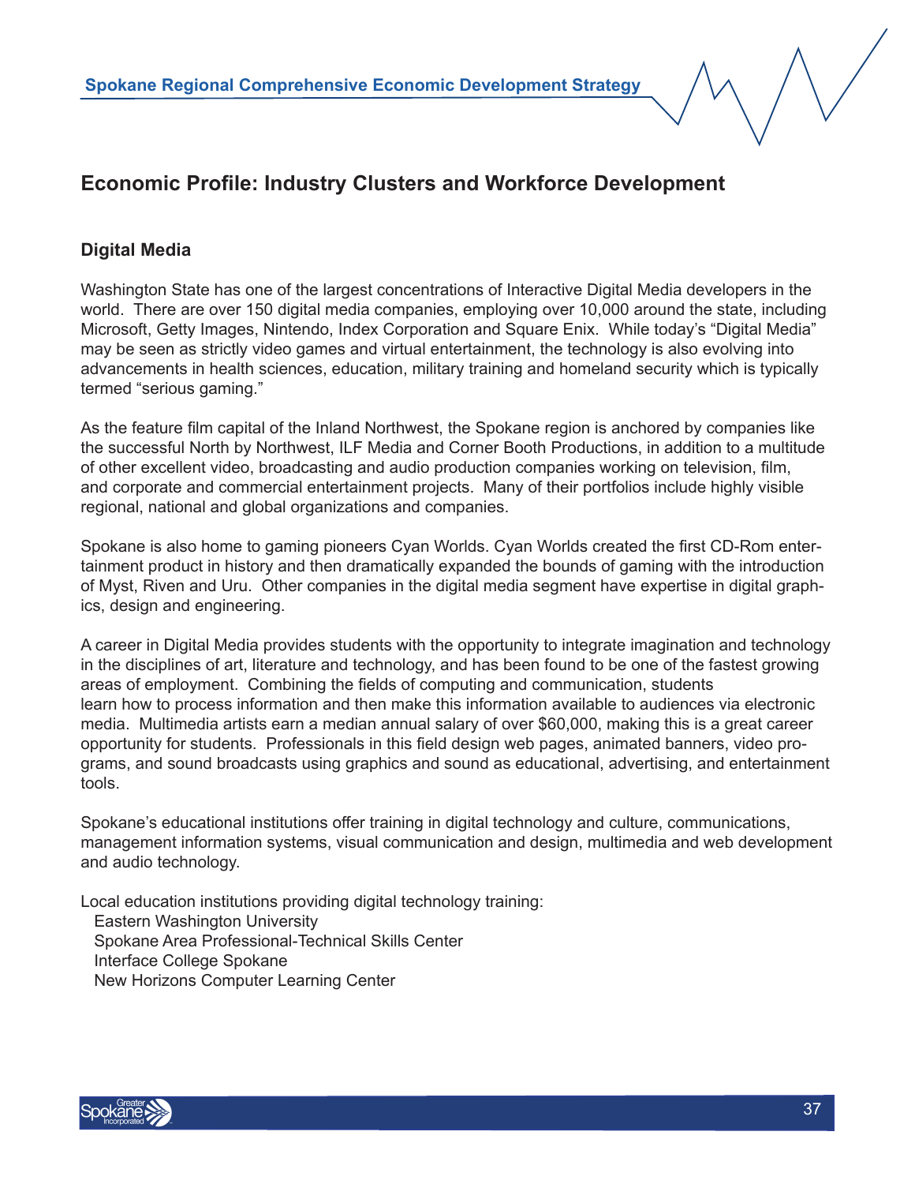## Economic Profile: Industry Clusters and Workforce Development

### Digital Media

Washington State has one of the largest concentrations of Interactive Digital Media developers in the world. There are over 150 digital media companies, employing over 10,000 around the state, including Microsoft, Getty Images, Nintendo, Index Corporation and Square Enix. While today's "Digital Media" may be seen as strictly video games and virtual entertainment, the technology is also evolving into advancements in health sciences, education, military training and homeland security which is typically termed "serious gaming."

As the feature film capital of the Inland Northwest, the Spokane region is anchored by companies like the successful North by Northwest, ILF Media and Corner Booth Productions, in addition to a multitude of other excellent video, broadcasting and audio production companies working on television, film, and corporate and commercial entertainment projects. Many of their portfolios include highly visible regional, national and global organizations and companies.

Spokane is also home to gaming pioneers Cyan Worlds. Cyan Worlds created the first CD-Rom entertainment product in history and then dramatically expanded the bounds of gaming with the introduction of Myst, Riven and Uru. Other companies in the digital media segment have expertise in digital graphics, design and engineering.

A career in Digital Media provides students with the opportunity to integrate imagination and technology in the disciplines of art, literature and technology, and has been found to be one of the fastest growing areas of employment. Combining the fields of computing and communication, students learn how to process information and then make this information available to audiences via electronic media. Multimedia artists earn a median annual salary of over $60,000, making this is a great career opportunity for students. Professionals in this field design web pages, animated banners, video programs, and sound broadcasts using graphics and sound as educational, advertising, and entertainment tools.

Spokane's educational institutions offer training in digital technology and culture, communications, management information systems, visual communication and design, multimedia and web development and audio technology.

Local education institutions providing digital technology training:

- Eastern Washington University
- Spokane Area Professional-Technical Skills Center
- Interface College Spokane
- New Horizons Computer Learning Center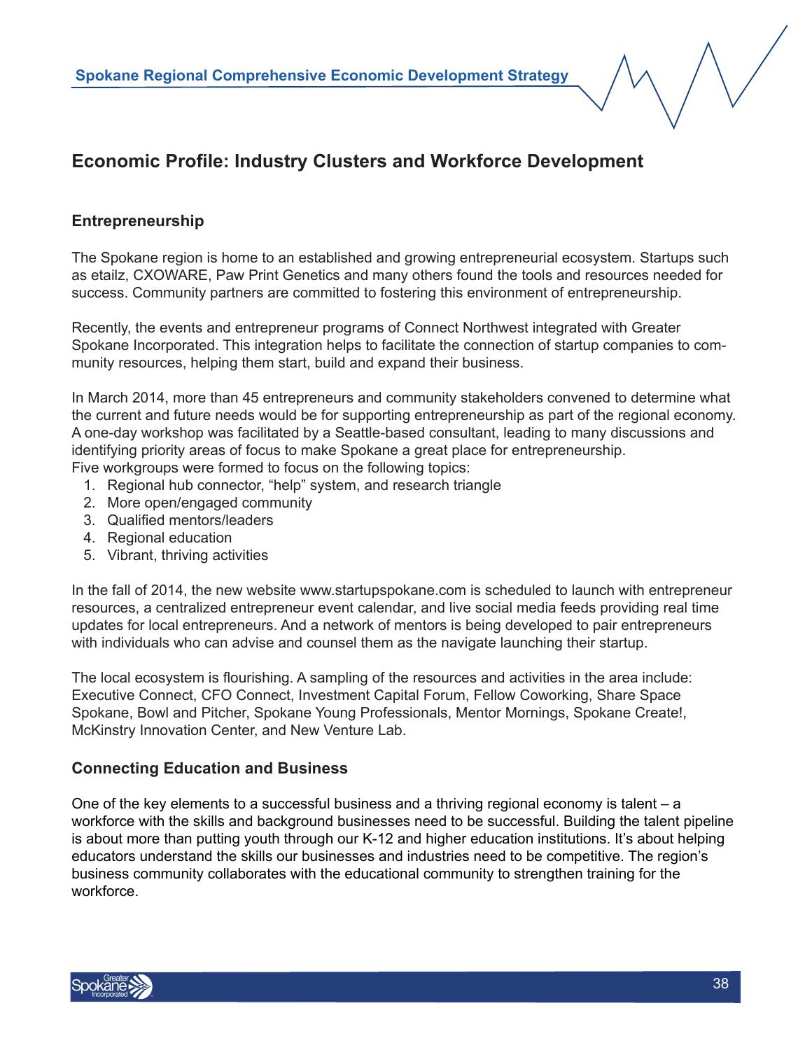## Economic Profile: Industry Clusters and Workforce Development

### Entrepreneurship

The Spokane region is home to an established and growing entrepreneurial ecosystem. Startups such as etailz, CXOWARE, Paw Print Genetics and many others found the tools and resources needed for success. Community partners are committed to fostering this environment of entrepreneurship.

Recently, the events and entrepreneur programs of Connect Northwest integrated with Greater Spokane Incorporated. This integration helps to facilitate the connection of startup companies to community resources, helping them start, build and expand their business.

In March 2014, more than 45 entrepreneurs and community stakeholders convened to determine what the current and future needs would be for supporting entrepreneurship as part of the regional economy. A one-day workshop was facilitated by a Seattle-based consultant, leading to many discussions and identifying priority areas of focus to make Spokane a great place for entrepreneurship.
Five workgroups were formed to focus on the following topics:

1. Regional hub connector, "help" system, and research triangle
2. More open/engaged community
3. Qualified mentors/leaders
4. Regional education
5. Vibrant, thriving activities

In the fall of 2014, the new website www.startupspokane.com is scheduled to launch with entrepreneur resources, a centralized entrepreneur event calendar, and live social media feeds providing real time updates for local entrepreneurs. And a network of mentors is being developed to pair entrepreneurs with individuals who can advise and counsel them as the navigate launching their startup.

The local ecosystem is flourishing. A sampling of the resources and activities in the area include: Executive Connect, CFO Connect, Investment Capital Forum, Fellow Coworking, Share Space Spokane, Bowl and Pitcher, Spokane Young Professionals, Mentor Mornings, Spokane Create!, McKinstry Innovation Center, and New Venture Lab.

### Connecting Education and Business

One of the key elements to a successful business and a thriving regional economy is talent – a workforce with the skills and background businesses need to be successful. Building the talent pipeline is about more than putting youth through our K-12 and higher education institutions. It's about helping educators understand the skills our businesses and industries need to be competitive. The region's business community collaborates with the educational community to strengthen training for the workforce.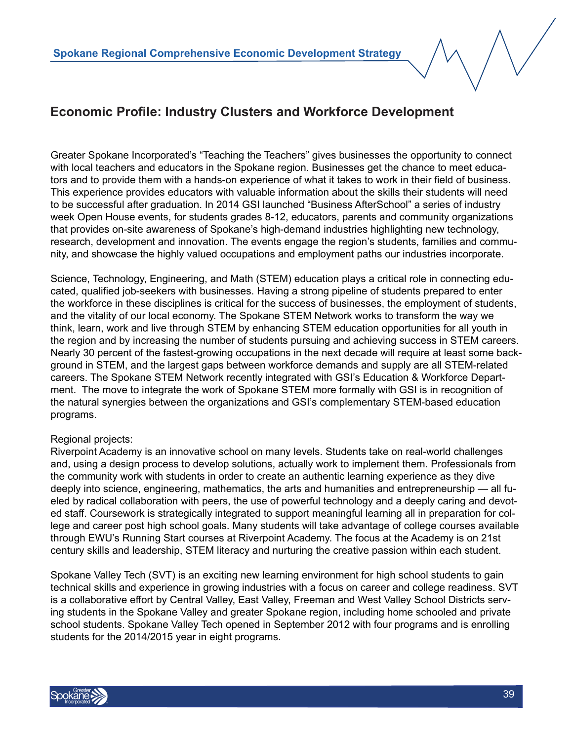## Economic Profile: Industry Clusters and Workforce Development

Greater Spokane Incorporated's "Teaching the Teachers" gives businesses the opportunity to connect with local teachers and educators in the Spokane region. Businesses get the chance to meet educators and to provide them with a hands-on experience of what it takes to work in their field of business. This experience provides educators with valuable information about the skills their students will need to be successful after graduation. In 2014 GSI launched "Business AfterSchool" a series of industry week Open House events, for students grades 8-12, educators, parents and community organizations that provides on-site awareness of Spokane's high-demand industries highlighting new technology, research, development and innovation. The events engage the region's students, families and community, and showcase the highly valued occupations and employment paths our industries incorporate.

Science, Technology, Engineering, and Math (STEM) education plays a critical role in connecting educated, qualified job-seekers with businesses. Having a strong pipeline of students prepared to enter the workforce in these disciplines is critical for the success of businesses, the employment of students, and the vitality of our local economy. The Spokane STEM Network works to transform the way we think, learn, work and live through STEM by enhancing STEM education opportunities for all youth in the region and by increasing the number of students pursuing and achieving success in STEM careers. Nearly 30 percent of the fastest-growing occupations in the next decade will require at least some background in STEM, and the largest gaps between workforce demands and supply are all STEM-related careers. The Spokane STEM Network recently integrated with GSI's Education & Workforce Department. The move to integrate the work of Spokane STEM more formally with GSI is in recognition of the natural synergies between the organizations and GSI's complementary STEM-based education programs.

Regional projects:
Riverpoint Academy is an innovative school on many levels. Students take on real-world challenges and, using a design process to develop solutions, actually work to implement them. Professionals from the community work with students in order to create an authentic learning experience as they dive deeply into science, engineering, mathematics, the arts and humanities and entrepreneurship — all fueled by radical collaboration with peers, the use of powerful technology and a deeply caring and devoted staff. Coursework is strategically integrated to support meaningful learning all in preparation for college and career post high school goals. Many students will take advantage of college courses available through EWU's Running Start courses at Riverpoint Academy. The focus at the Academy is on 21st century skills and leadership, STEM literacy and nurturing the creative passion within each student.

Spokane Valley Tech (SVT) is an exciting new learning environment for high school students to gain technical skills and experience in growing industries with a focus on career and college readiness. SVT is a collaborative effort by Central Valley, East Valley, Freeman and West Valley School Districts serving students in the Spokane Valley and greater Spokane region, including home schooled and private school students. Spokane Valley Tech opened in September 2012 with four programs and is enrolling students for the 2014/2015 year in eight programs.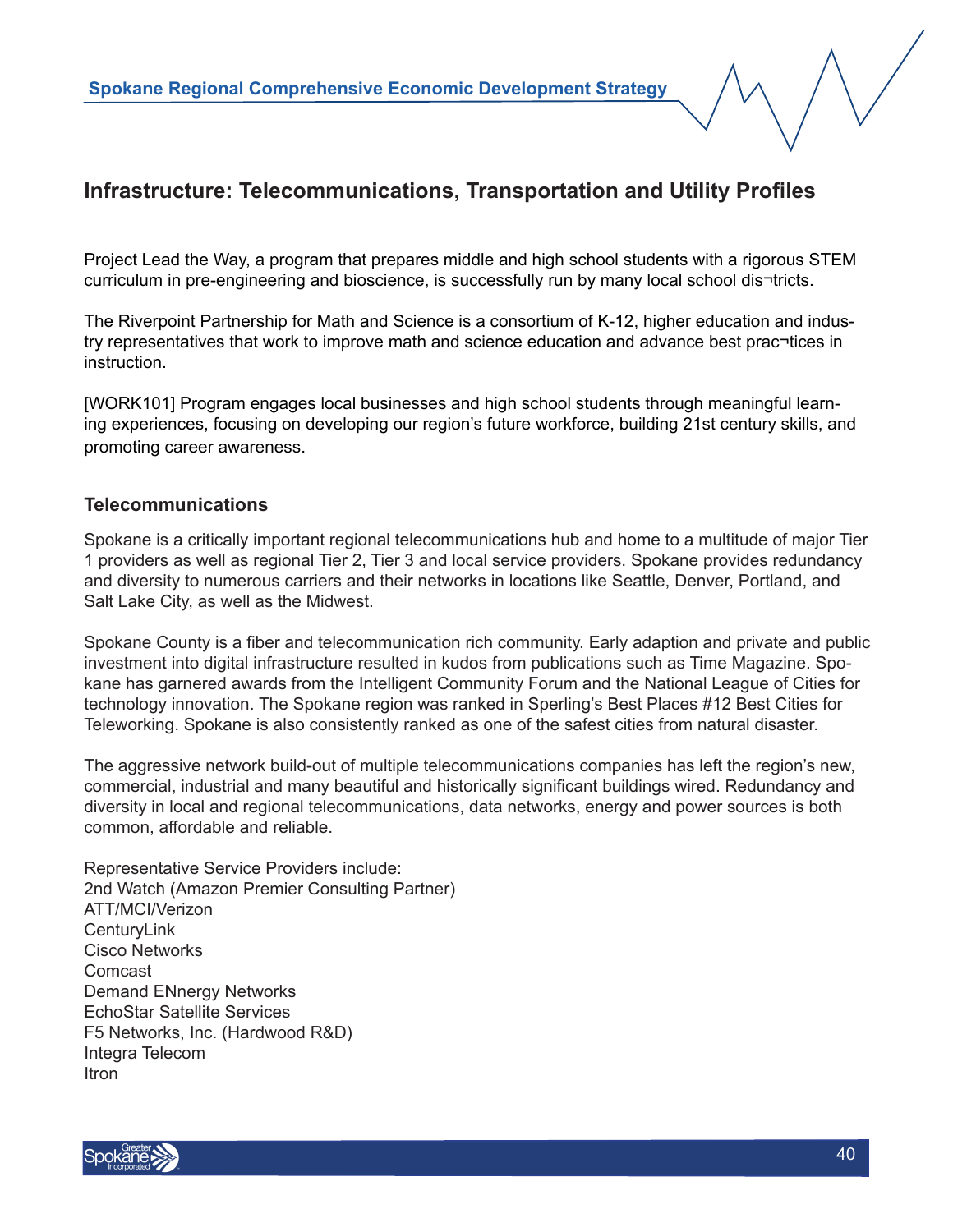## Infrastructure: Telecommunications, Transportation and Utility Profiles

Project Lead the Way, a program that prepares middle and high school students with a rigorous STEM curriculum in pre-engineering and bioscience, is successfully run by many local school dis¬tricts.

The Riverpoint Partnership for Math and Science is a consortium of K-12, higher education and industry representatives that work to improve math and science education and advance best prac¬tices in instruction.

[WORK101] Program engages local businesses and high school students through meaningful learning experiences, focusing on developing our region's future workforce, building 21st century skills, and promoting career awareness.

### Telecommunications

Spokane is a critically important regional telecommunications hub and home to a multitude of major Tier 1 providers as well as regional Tier 2, Tier 3 and local service providers. Spokane provides redundancy and diversity to numerous carriers and their networks in locations like Seattle, Denver, Portland, and Salt Lake City, as well as the Midwest.

Spokane County is a fiber and telecommunication rich community. Early adaption and private and public investment into digital infrastructure resulted in kudos from publications such as Time Magazine. Spokane has garnered awards from the Intelligent Community Forum and the National League of Cities for technology innovation. The Spokane region was ranked in Sperling's Best Places #12 Best Cities for Teleworking. Spokane is also consistently ranked as one of the safest cities from natural disaster.

The aggressive network build-out of multiple telecommunications companies has left the region's new, commercial, industrial and many beautiful and historically significant buildings wired. Redundancy and diversity in local and regional telecommunications, data networks, energy and power sources is both common, affordable and reliable.

Representative Service Providers include:
2nd Watch (Amazon Premier Consulting Partner)
ATT/MCI/Verizon
CenturyLink
Cisco Networks
Comcast
Demand ENnergy Networks
EchoStar Satellite Services
F5 Networks, Inc. (Hardwood R&D)
Integra Telecom
Itron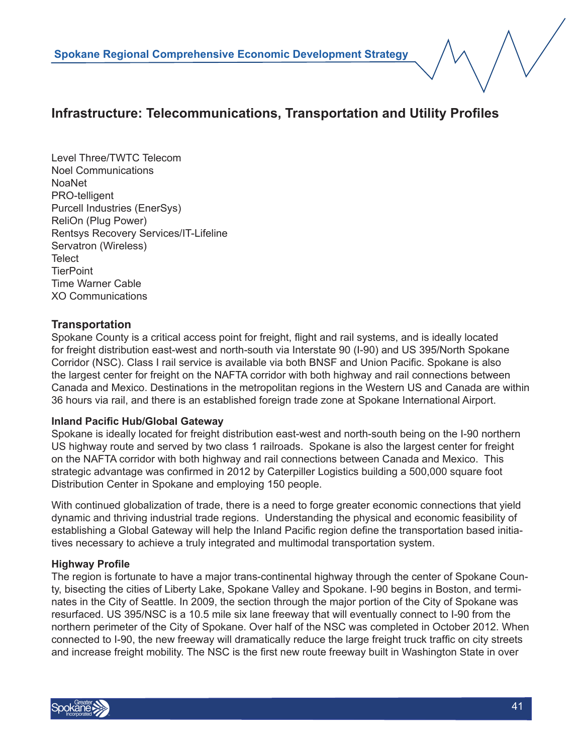## Infrastructure: Telecommunications, Transportation and Utility Profiles

Level Three/TWTC Telecom
Noel Communications
NoaNet
PRO-telligent
Purcell Industries (EnerSys)
ReliOn (Plug Power)
Rentsys Recovery Services/IT-Lifeline
Servatron (Wireless)
Telect
TierPoint
Time Warner Cable
XO Communications

### Transportation

Spokane County is a critical access point for freight, flight and rail systems, and is ideally located for freight distribution east-west and north-south via Interstate 90 (I-90) and US 395/North Spokane Corridor (NSC). Class I rail service is available via both BNSF and Union Pacific. Spokane is also the largest center for freight on the NAFTA corridor with both highway and rail connections between Canada and Mexico. Destinations in the metropolitan regions in the Western US and Canada are within 36 hours via rail, and there is an established foreign trade zone at Spokane International Airport.

#### Inland Pacific Hub/Global Gateway

Spokane is ideally located for freight distribution east-west and north-south being on the I-90 northern US highway route and served by two class 1 railroads. Spokane is also the largest center for freight on the NAFTA corridor with both highway and rail connections between Canada and Mexico. This strategic advantage was confirmed in 2012 by Caterpiller Logistics building a 500,000 square foot Distribution Center in Spokane and employing 150 people.

With continued globalization of trade, there is a need to forge greater economic connections that yield dynamic and thriving industrial trade regions. Understanding the physical and economic feasibility of establishing a Global Gateway will help the Inland Pacific region define the transportation based initiatives necessary to achieve a truly integrated and multimodal transportation system.

#### Highway Profile

The region is fortunate to have a major trans-continental highway through the center of Spokane County, bisecting the cities of Liberty Lake, Spokane Valley and Spokane. I-90 begins in Boston, and terminates in the City of Seattle. In 2009, the section through the major portion of the City of Spokane was resurfaced. US 395/NSC is a 10.5 mile six lane freeway that will eventually connect to I-90 from the northern perimeter of the City of Spokane. Over half of the NSC was completed in October 2012. When connected to I-90, the new freeway will dramatically reduce the large freight truck traffic on city streets and increase freight mobility. The NSC is the first new route freeway built in Washington State in over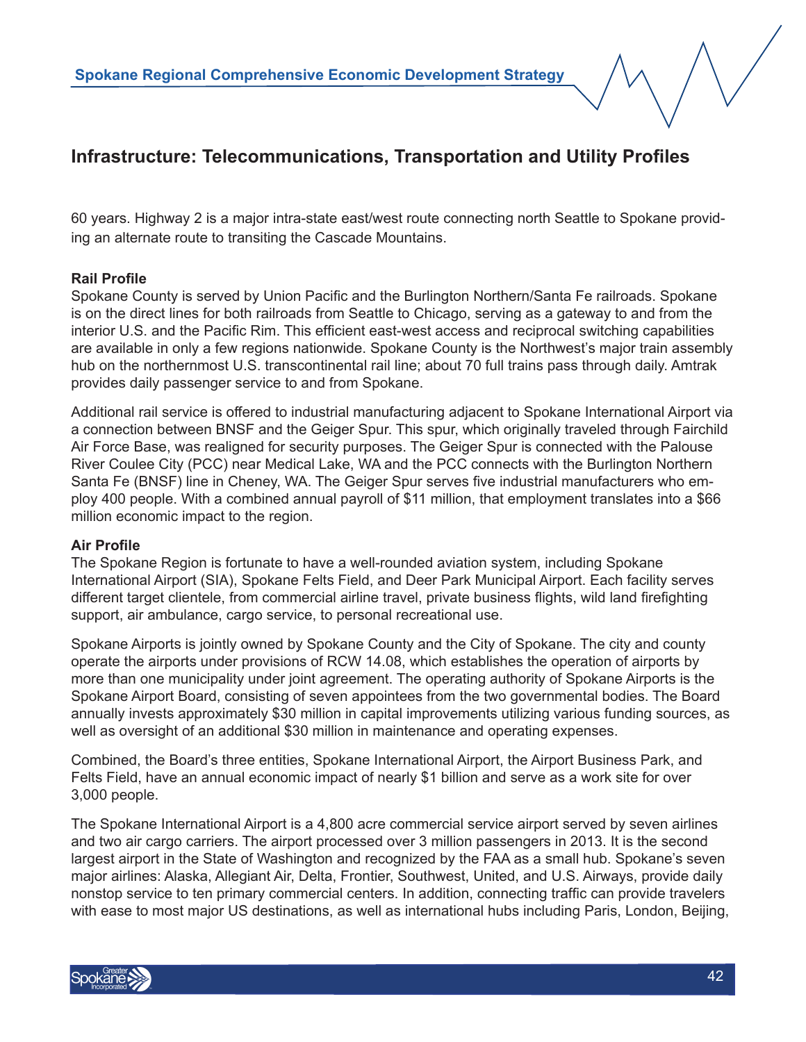## Infrastructure: Telecommunications, Transportation and Utility Profiles

60 years. Highway 2 is a major intra-state east/west route connecting north Seattle to Spokane providing an alternate route to transiting the Cascade Mountains.

**Rail Profile**

Spokane County is served by Union Pacific and the Burlington Northern/Santa Fe railroads. Spokane is on the direct lines for both railroads from Seattle to Chicago, serving as a gateway to and from the interior U.S. and the Pacific Rim. This efficient east-west access and reciprocal switching capabilities are available in only a few regions nationwide. Spokane County is the Northwest's major train assembly hub on the northernmost U.S. transcontinental rail line; about 70 full trains pass through daily. Amtrak provides daily passenger service to and from Spokane.

Additional rail service is offered to industrial manufacturing adjacent to Spokane International Airport via a connection between BNSF and the Geiger Spur. This spur, which originally traveled through Fairchild Air Force Base, was realigned for security purposes. The Geiger Spur is connected with the Palouse River Coulee City (PCC) near Medical Lake, WA and the PCC connects with the Burlington Northern Santa Fe (BNSF) line in Cheney, WA. The Geiger Spur serves five industrial manufacturers who employ 400 people. With a combined annual payroll of $11 million, that employment translates into a $66 million economic impact to the region.

**Air Profile**

The Spokane Region is fortunate to have a well-rounded aviation system, including Spokane International Airport (SIA), Spokane Felts Field, and Deer Park Municipal Airport. Each facility serves different target clientele, from commercial airline travel, private business flights, wild land firefighting support, air ambulance, cargo service, to personal recreational use.

Spokane Airports is jointly owned by Spokane County and the City of Spokane. The city and county operate the airports under provisions of RCW 14.08, which establishes the operation of airports by more than one municipality under joint agreement. The operating authority of Spokane Airports is the Spokane Airport Board, consisting of seven appointees from the two governmental bodies. The Board annually invests approximately $30 million in capital improvements utilizing various funding sources, as well as oversight of an additional $30 million in maintenance and operating expenses.

Combined, the Board's three entities, Spokane International Airport, the Airport Business Park, and Felts Field, have an annual economic impact of nearly $1 billion and serve as a work site for over 3,000 people.

The Spokane International Airport is a 4,800 acre commercial service airport served by seven airlines and two air cargo carriers. The airport processed over 3 million passengers in 2013. It is the second largest airport in the State of Washington and recognized by the FAA as a small hub. Spokane's seven major airlines: Alaska, Allegiant Air, Delta, Frontier, Southwest, United, and U.S. Airways, provide daily nonstop service to ten primary commercial centers. In addition, connecting traffic can provide travelers with ease to most major US destinations, as well as international hubs including Paris, London, Beijing,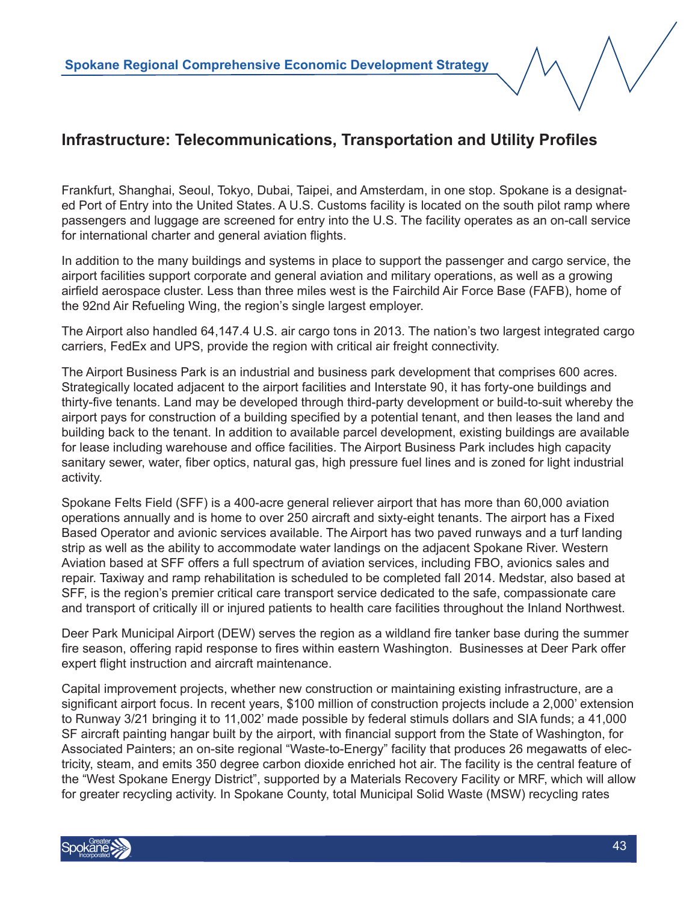## Infrastructure: Telecommunications, Transportation and Utility Profiles

Frankfurt, Shanghai, Seoul, Tokyo, Dubai, Taipei, and Amsterdam, in one stop. Spokane is a designated Port of Entry into the United States. A U.S. Customs facility is located on the south pilot ramp where passengers and luggage are screened for entry into the U.S. The facility operates as an on-call service for international charter and general aviation flights.

In addition to the many buildings and systems in place to support the passenger and cargo service, the airport facilities support corporate and general aviation and military operations, as well as a growing airfield aerospace cluster. Less than three miles west is the Fairchild Air Force Base (FAFB), home of the 92nd Air Refueling Wing, the region's single largest employer.

The Airport also handled 64,147.4 U.S. air cargo tons in 2013. The nation's two largest integrated cargo carriers, FedEx and UPS, provide the region with critical air freight connectivity.

The Airport Business Park is an industrial and business park development that comprises 600 acres. Strategically located adjacent to the airport facilities and Interstate 90, it has forty-one buildings and thirty-five tenants. Land may be developed through third-party development or build-to-suit whereby the airport pays for construction of a building specified by a potential tenant, and then leases the land and building back to the tenant. In addition to available parcel development, existing buildings are available for lease including warehouse and office facilities. The Airport Business Park includes high capacity sanitary sewer, water, fiber optics, natural gas, high pressure fuel lines and is zoned for light industrial activity.

Spokane Felts Field (SFF) is a 400-acre general reliever airport that has more than 60,000 aviation operations annually and is home to over 250 aircraft and sixty-eight tenants. The airport has a Fixed Based Operator and avionic services available. The Airport has two paved runways and a turf landing strip as well as the ability to accommodate water landings on the adjacent Spokane River. Western Aviation based at SFF offers a full spectrum of aviation services, including FBO, avionics sales and repair. Taxiway and ramp rehabilitation is scheduled to be completed fall 2014. Medstar, also based at SFF, is the region's premier critical care transport service dedicated to the safe, compassionate care and transport of critically ill or injured patients to health care facilities throughout the Inland Northwest.

Deer Park Municipal Airport (DEW) serves the region as a wildland fire tanker base during the summer fire season, offering rapid response to fires within eastern Washington. Businesses at Deer Park offer expert flight instruction and aircraft maintenance.

Capital improvement projects, whether new construction or maintaining existing infrastructure, are a significant airport focus. In recent years, $100 million of construction projects include a 2,000' extension to Runway 3/21 bringing it to 11,002' made possible by federal stimulus dollars and SIA funds; a 41,000 SF aircraft painting hangar built by the airport, with financial support from the State of Washington, for Associated Painters; an on-site regional "Waste-to-Energy" facility that produces 26 megawatts of electricity, steam, and emits 350 degree carbon dioxide enriched hot air. The facility is the central feature of the "West Spokane Energy District", supported by a Materials Recovery Facility or MRF, which will allow for greater recycling activity. In Spokane County, total Municipal Solid Waste (MSW) recycling rates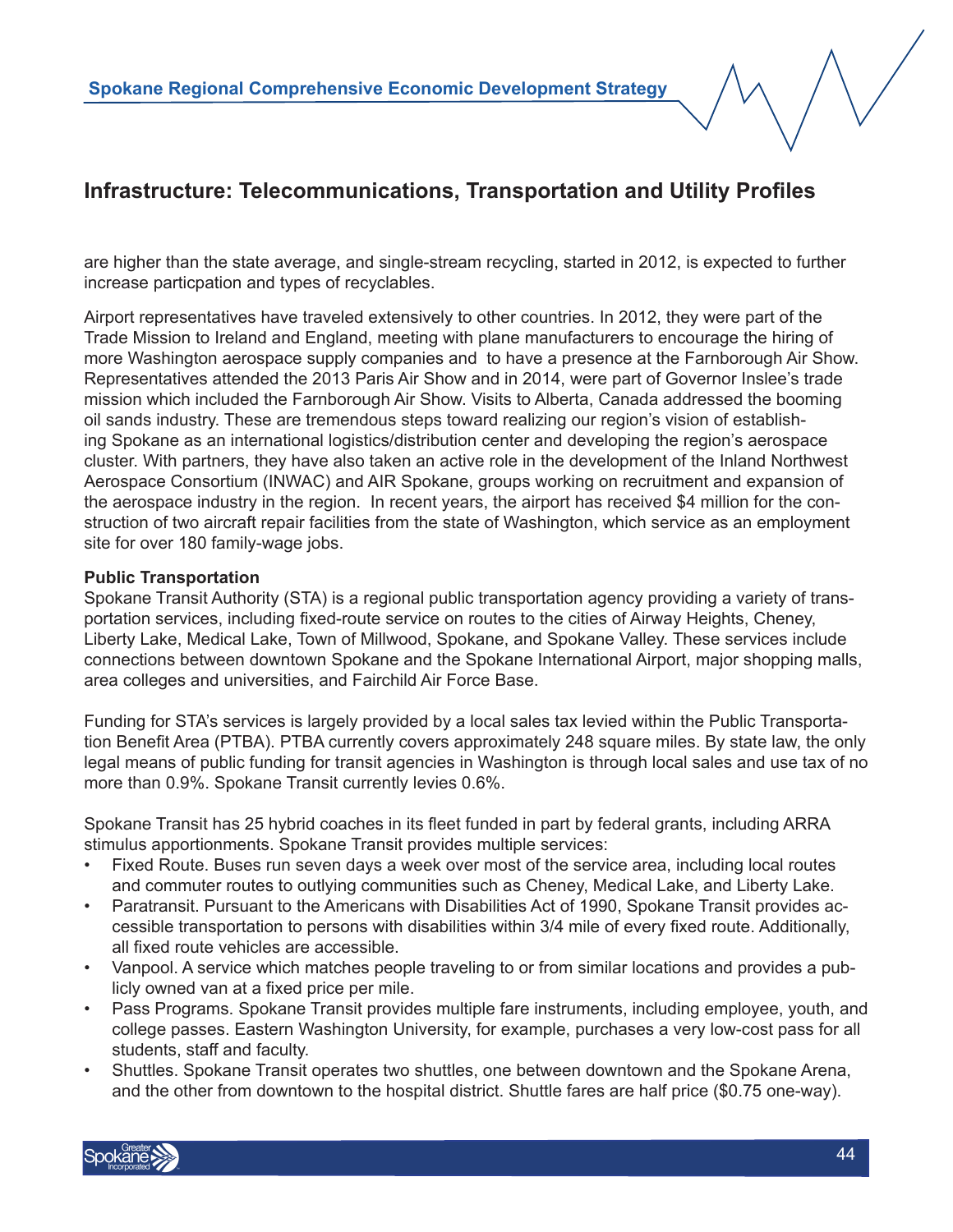## Infrastructure: Telecommunications, Transportation and Utility Profiles

are higher than the state average, and single-stream recycling, started in 2012, is expected to further increase particpation and types of recyclables.

Airport representatives have traveled extensively to other countries. In 2012, they were part of the Trade Mission to Ireland and England, meeting with plane manufacturers to encourage the hiring of more Washington aerospace supply companies and to have a presence at the Farnborough Air Show. Representatives attended the 2013 Paris Air Show and in 2014, were part of Governor Inslee's trade mission which included the Farnborough Air Show. Visits to Alberta, Canada addressed the booming oil sands industry. These are tremendous steps toward realizing our region's vision of establishing Spokane as an international logistics/distribution center and developing the region's aerospace cluster. With partners, they have also taken an active role in the development of the Inland Northwest Aerospace Consortium (INWAC) and AIR Spokane, groups working on recruitment and expansion of the aerospace industry in the region. In recent years, the airport has received $4 million for the construction of two aircraft repair facilities from the state of Washington, which service as an employment site for over 180 family-wage jobs.

**Public Transportation**

Spokane Transit Authority (STA) is a regional public transportation agency providing a variety of transportation services, including fixed-route service on routes to the cities of Airway Heights, Cheney, Liberty Lake, Medical Lake, Town of Millwood, Spokane, and Spokane Valley. These services include connections between downtown Spokane and the Spokane International Airport, major shopping malls, area colleges and universities, and Fairchild Air Force Base.

Funding for STA's services is largely provided by a local sales tax levied within the Public Transportation Benefit Area (PTBA). PTBA currently covers approximately 248 square miles. By state law, the only legal means of public funding for transit agencies in Washington is through local sales and use tax of no more than 0.9%. Spokane Transit currently levies 0.6%.

Spokane Transit has 25 hybrid coaches in its fleet funded in part by federal grants, including ARRA stimulus apportionments. Spokane Transit provides multiple services:

- Fixed Route. Buses run seven days a week over most of the service area, including local routes and commuter routes to outlying communities such as Cheney, Medical Lake, and Liberty Lake.
- Paratransit. Pursuant to the Americans with Disabilities Act of 1990, Spokane Transit provides accessible transportation to persons with disabilities within 3/4 mile of every fixed route. Additionally, all fixed route vehicles are accessible.
- Vanpool. A service which matches people traveling to or from similar locations and provides a publicly owned van at a fixed price per mile.
- Pass Programs. Spokane Transit provides multiple fare instruments, including employee, youth, and college passes. Eastern Washington University, for example, purchases a very low-cost pass for all students, staff and faculty.
- Shuttles. Spokane Transit operates two shuttles, one between downtown and the Spokane Arena, and the other from downtown to the hospital district. Shuttle fares are half price ($0.75 one-way).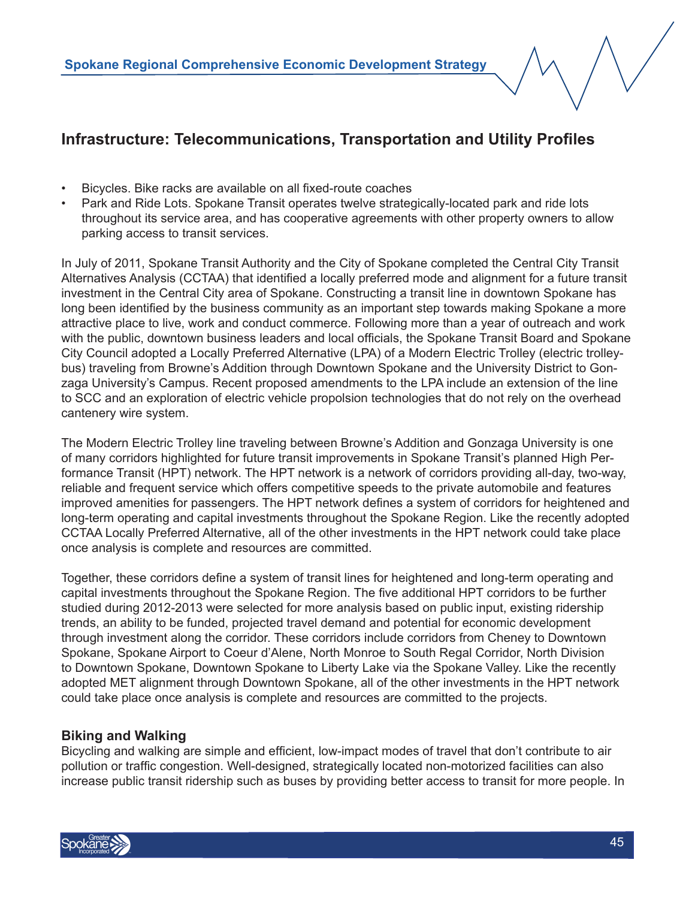## Infrastructure: Telecommunications, Transportation and Utility Profiles

- Bicycles. Bike racks are available on all fixed-route coaches
- Park and Ride Lots. Spokane Transit operates twelve strategically-located park and ride lots throughout its service area, and has cooperative agreements with other property owners to allow parking access to transit services.

In July of 2011, Spokane Transit Authority and the City of Spokane completed the Central City Transit Alternatives Analysis (CCTAA) that identified a locally preferred mode and alignment for a future transit investment in the Central City area of Spokane. Constructing a transit line in downtown Spokane has long been identified by the business community as an important step towards making Spokane a more attractive place to live, work and conduct commerce. Following more than a year of outreach and work with the public, downtown business leaders and local officials, the Spokane Transit Board and Spokane City Council adopted a Locally Preferred Alternative (LPA) of a Modern Electric Trolley (electric trolley-bus) traveling from Browne's Addition through Downtown Spokane and the University District to Gonzaga University's Campus. Recent proposed amendments to the LPA include an extension of the line to SCC and an exploration of electric vehicle propolsion technologies that do not rely on the overhead cantenery wire system.

The Modern Electric Trolley line traveling between Browne's Addition and Gonzaga University is one of many corridors highlighted for future transit improvements in Spokane Transit's planned High Performance Transit (HPT) network. The HPT network is a network of corridors providing all-day, two-way, reliable and frequent service which offers competitive speeds to the private automobile and features improved amenities for passengers. The HPT network defines a system of corridors for heightened and long-term operating and capital investments throughout the Spokane Region. Like the recently adopted CCTAA Locally Preferred Alternative, all of the other investments in the HPT network could take place once analysis is complete and resources are committed.

Together, these corridors define a system of transit lines for heightened and long-term operating and capital investments throughout the Spokane Region. The five additional HPT corridors to be further studied during 2012-2013 were selected for more analysis based on public input, existing ridership trends, an ability to be funded, projected travel demand and potential for economic development through investment along the corridor. These corridors include corridors from Cheney to Downtown Spokane, Spokane Airport to Coeur d'Alene, North Monroe to South Regal Corridor, North Division to Downtown Spokane, Downtown Spokane to Liberty Lake via the Spokane Valley. Like the recently adopted MET alignment through Downtown Spokane, all of the other investments in the HPT network could take place once analysis is complete and resources are committed to the projects.

### Biking and Walking

Bicycling and walking are simple and efficient, low-impact modes of travel that don't contribute to air pollution or traffic congestion. Well-designed, strategically located non-motorized facilities can also increase public transit ridership such as buses by providing better access to transit for more people. In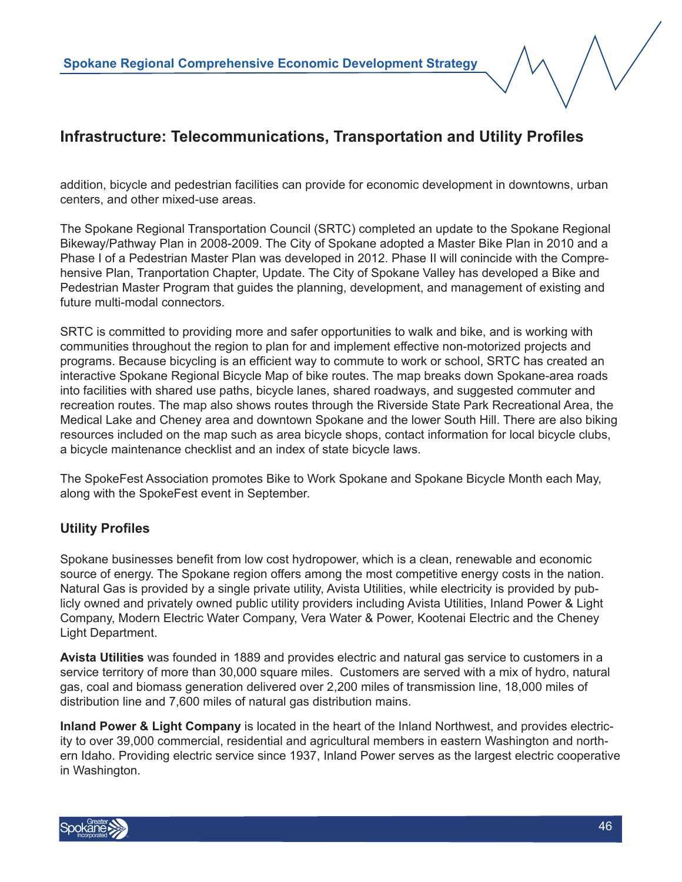## Infrastructure: Telecommunications, Transportation and Utility Profiles

addition, bicycle and pedestrian facilities can provide for economic development in downtowns, urban centers, and other mixed-use areas.

The Spokane Regional Transportation Council (SRTC) completed an update to the Spokane Regional Bikeway/Pathway Plan in 2008-2009. The City of Spokane adopted a Master Bike Plan in 2010 and a Phase I of a Pedestrian Master Plan was developed in 2012. Phase II will conincide with the Comprehensive Plan, Tranportation Chapter, Update. The City of Spokane Valley has developed a Bike and Pedestrian Master Program that guides the planning, development, and management of existing and future multi-modal connectors.

SRTC is committed to providing more and safer opportunities to walk and bike, and is working with communities throughout the region to plan for and implement effective non-motorized projects and programs. Because bicycling is an efficient way to commute to work or school, SRTC has created an interactive Spokane Regional Bicycle Map of bike routes. The map breaks down Spokane-area roads into facilities with shared use paths, bicycle lanes, shared roadways, and suggested commuter and recreation routes. The map also shows routes through the Riverside State Park Recreational Area, the Medical Lake and Cheney area and downtown Spokane and the lower South Hill. There are also biking resources included on the map such as area bicycle shops, contact information for local bicycle clubs, a bicycle maintenance checklist and an index of state bicycle laws.

The SpokeFest Association promotes Bike to Work Spokane and Spokane Bicycle Month each May, along with the SpokeFest event in September.

### Utility Profiles

Spokane businesses benefit from low cost hydropower, which is a clean, renewable and economic source of energy. The Spokane region offers among the most competitive energy costs in the nation. Natural Gas is provided by a single private utility, Avista Utilities, while electricity is provided by publicly owned and privately owned public utility providers including Avista Utilities, Inland Power & Light Company, Modern Electric Water Company, Vera Water & Power, Kootenai Electric and the Cheney Light Department.

**Avista Utilities** was founded in 1889 and provides electric and natural gas service to customers in a service territory of more than 30,000 square miles. Customers are served with a mix of hydro, natural gas, coal and biomass generation delivered over 2,200 miles of transmission line, 18,000 miles of distribution line and 7,600 miles of natural gas distribution mains.

**Inland Power & Light Company** is located in the heart of the Inland Northwest, and provides electricity to over 39,000 commercial, residential and agricultural members in eastern Washington and northern Idaho. Providing electric service since 1937, Inland Power serves as the largest electric cooperative in Washington.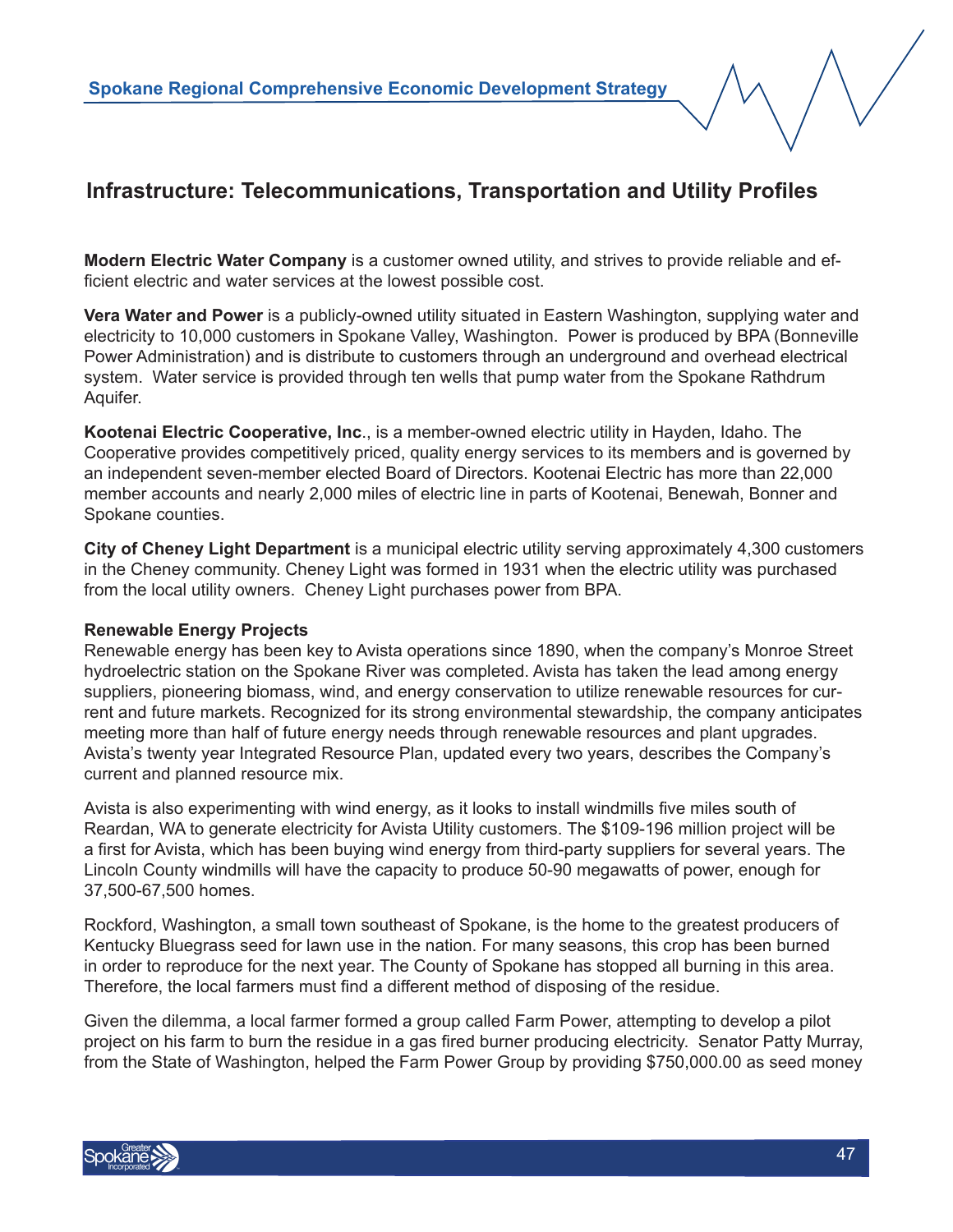## Infrastructure: Telecommunications, Transportation and Utility Profiles

**Modern Electric Water Company** is a customer owned utility, and strives to provide reliable and efficient electric and water services at the lowest possible cost.

**Vera Water and Power** is a publicly-owned utility situated in Eastern Washington, supplying water and electricity to 10,000 customers in Spokane Valley, Washington. Power is produced by BPA (Bonneville Power Administration) and is distribute to customers through an underground and overhead electrical system. Water service is provided through ten wells that pump water from the Spokane Rathdrum Aquifer.

**Kootenai Electric Cooperative, Inc**., is a member-owned electric utility in Hayden, Idaho. The Cooperative provides competitively priced, quality energy services to its members and is governed by an independent seven-member elected Board of Directors. Kootenai Electric has more than 22,000 member accounts and nearly 2,000 miles of electric line in parts of Kootenai, Benewah, Bonner and Spokane counties.

**City of Cheney Light Department** is a municipal electric utility serving approximately 4,300 customers in the Cheney community. Cheney Light was formed in 1931 when the electric utility was purchased from the local utility owners. Cheney Light purchases power from BPA.

**Renewable Energy Projects**

Renewable energy has been key to Avista operations since 1890, when the company's Monroe Street hydroelectric station on the Spokane River was completed. Avista has taken the lead among energy suppliers, pioneering biomass, wind, and energy conservation to utilize renewable resources for current and future markets. Recognized for its strong environmental stewardship, the company anticipates meeting more than half of future energy needs through renewable resources and plant upgrades. Avista's twenty year Integrated Resource Plan, updated every two years, describes the Company's current and planned resource mix.

Avista is also experimenting with wind energy, as it looks to install windmills five miles south of Reardan, WA to generate electricity for Avista Utility customers. The $109-196 million project will be a first for Avista, which has been buying wind energy from third-party suppliers for several years. The Lincoln County windmills will have the capacity to produce 50-90 megawatts of power, enough for 37,500-67,500 homes.

Rockford, Washington, a small town southeast of Spokane, is the home to the greatest producers of Kentucky Bluegrass seed for lawn use in the nation. For many seasons, this crop has been burned in order to reproduce for the next year. The County of Spokane has stopped all burning in this area. Therefore, the local farmers must find a different method of disposing of the residue.

Given the dilemma, a local farmer formed a group called Farm Power, attempting to develop a pilot project on his farm to burn the residue in a gas fired burner producing electricity. Senator Patty Murray, from the State of Washington, helped the Farm Power Group by providing $750,000.00 as seed money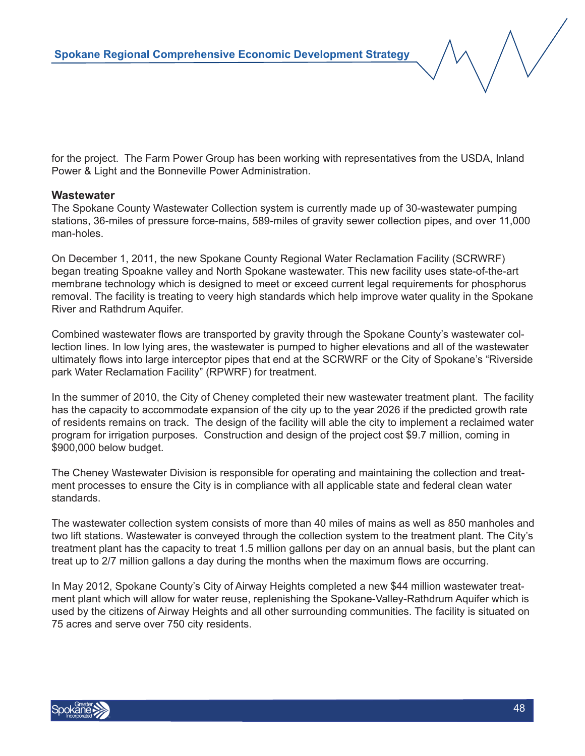for the project. The Farm Power Group has been working with representatives from the USDA, Inland Power & Light and the Bonneville Power Administration.

**Wastewater**

The Spokane County Wastewater Collection system is currently made up of 30-wastewater pumping stations, 36-miles of pressure force-mains, 589-miles of gravity sewer collection pipes, and over 11,000 man-holes.

On December 1, 2011, the new Spokane County Regional Water Reclamation Facility (SCRWRF) began treating Spoakne valley and North Spokane wastewater. This new facility uses state-of-the-art membrane technology which is designed to meet or exceed current legal requirements for phosphorus removal. The facility is treating to veery high standards which help improve water quality in the Spokane River and Rathdrum Aquifer.

Combined wastewater flows are transported by gravity through the Spokane County's wastewater collection lines. In low lying ares, the wastewater is pumped to higher elevations and all of the wastewater ultimately flows into large interceptor pipes that end at the SCRWRF or the City of Spokane's "Riverside park Water Reclamation Facility" (RPWRF) for treatment.

In the summer of 2010, the City of Cheney completed their new wastewater treatment plant. The facility has the capacity to accommodate expansion of the city up to the year 2026 if the predicted growth rate of residents remains on track. The design of the facility will able the city to implement a reclaimed water program for irrigation purposes. Construction and design of the project cost $9.7 million, coming in $900,000 below budget.

The Cheney Wastewater Division is responsible for operating and maintaining the collection and treatment processes to ensure the City is in compliance with all applicable state and federal clean water standards.

The wastewater collection system consists of more than 40 miles of mains as well as 850 manholes and two lift stations. Wastewater is conveyed through the collection system to the treatment plant. The City's treatment plant has the capacity to treat 1.5 million gallons per day on an annual basis, but the plant can treat up to 2/7 million gallons a day during the months when the maximum flows are occurring.

In May 2012, Spokane County's City of Airway Heights completed a new $44 million wastewater treatment plant which will allow for water reuse, replenishing the Spokane-Valley-Rathdrum Aquifer which is used by the citizens of Airway Heights and all other surrounding communities. The facility is situated on 75 acres and serve over 750 city residents.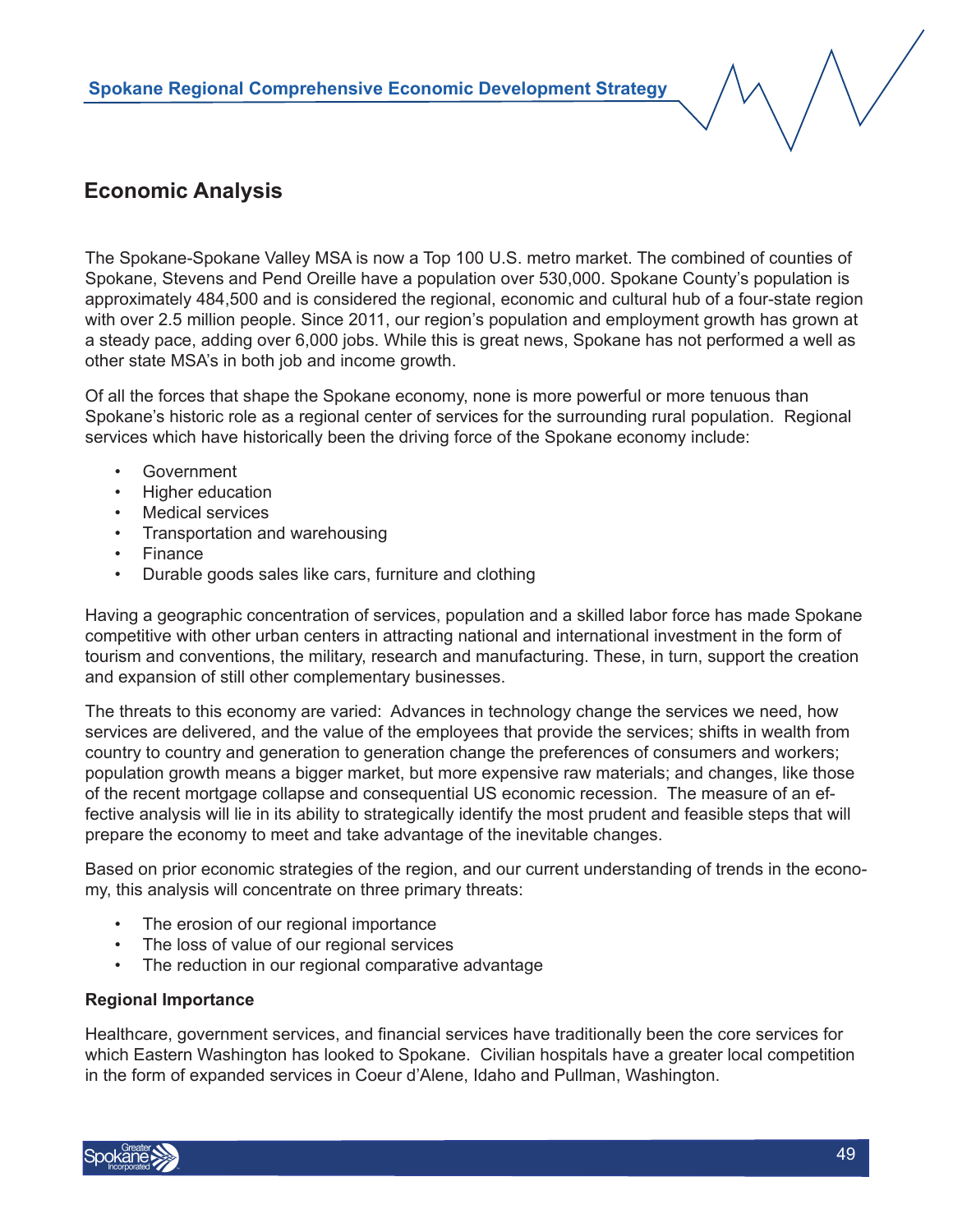## Economic Analysis

The Spokane-Spokane Valley MSA is now a Top 100 U.S. metro market. The combined of counties of Spokane, Stevens and Pend Oreille have a population over 530,000. Spokane County's population is approximately 484,500 and is considered the regional, economic and cultural hub of a four-state region with over 2.5 million people. Since 2011, our region's population and employment growth has grown at a steady pace, adding over 6,000 jobs. While this is great news, Spokane has not performed a well as other state MSA's in both job and income growth.

Of all the forces that shape the Spokane economy, none is more powerful or more tenuous than Spokane's historic role as a regional center of services for the surrounding rural population. Regional services which have historically been the driving force of the Spokane economy include:

- Government
- Higher education
- Medical services
- Transportation and warehousing
- Finance
- Durable goods sales like cars, furniture and clothing

Having a geographic concentration of services, population and a skilled labor force has made Spokane competitive with other urban centers in attracting national and international investment in the form of tourism and conventions, the military, research and manufacturing. These, in turn, support the creation and expansion of still other complementary businesses.

The threats to this economy are varied: Advances in technology change the services we need, how services are delivered, and the value of the employees that provide the services; shifts in wealth from country to country and generation to generation change the preferences of consumers and workers; population growth means a bigger market, but more expensive raw materials; and changes, like those of the recent mortgage collapse and consequential US economic recession. The measure of an effective analysis will lie in its ability to strategically identify the most prudent and feasible steps that will prepare the economy to meet and take advantage of the inevitable changes.

Based on prior economic strategies of the region, and our current understanding of trends in the economy, this analysis will concentrate on three primary threats:

- The erosion of our regional importance
- The loss of value of our regional services
- The reduction in our regional comparative advantage

**Regional Importance**

Healthcare, government services, and financial services have traditionally been the core services for which Eastern Washington has looked to Spokane. Civilian hospitals have a greater local competition in the form of expanded services in Coeur d'Alene, Idaho and Pullman, Washington.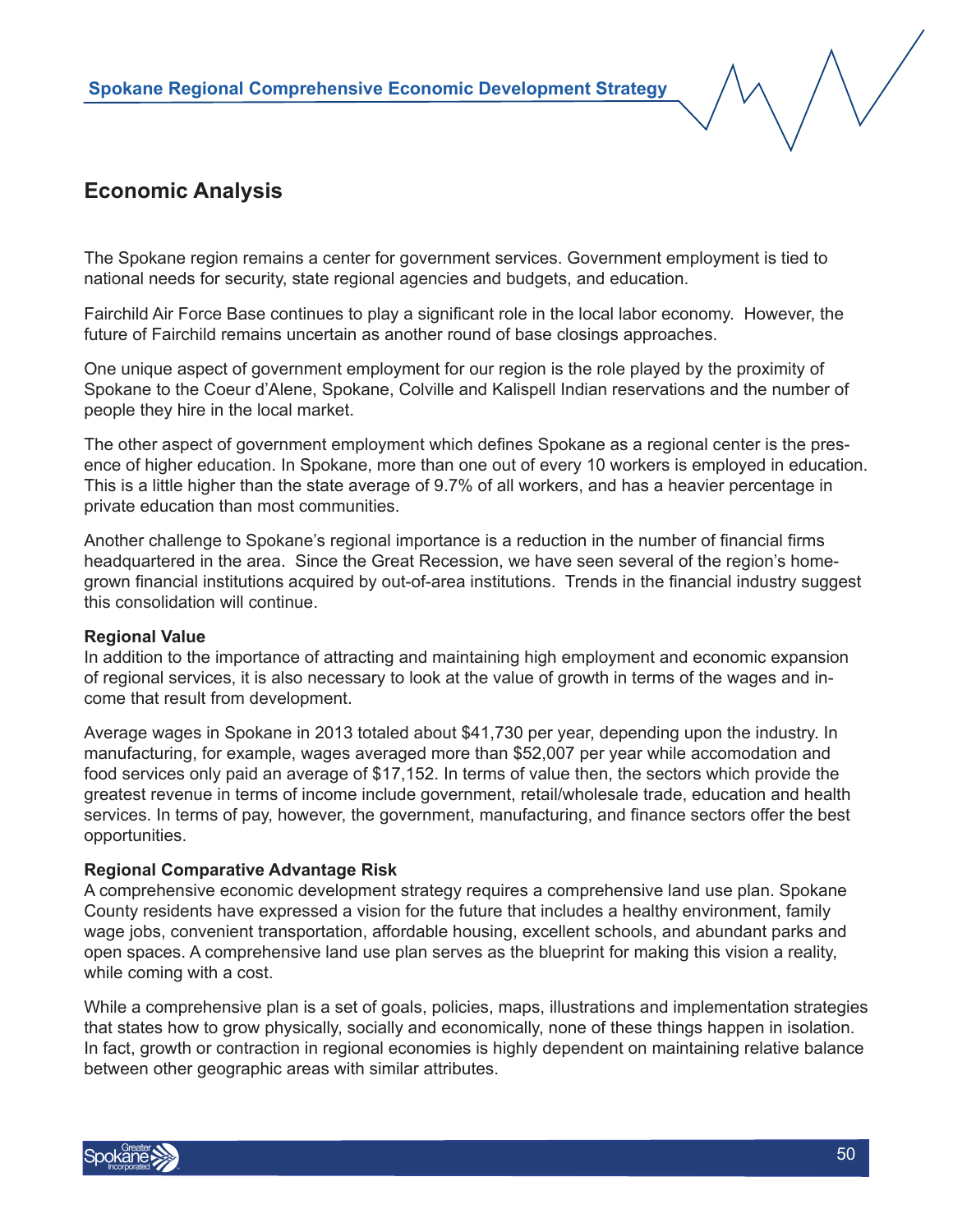## Economic Analysis

The Spokane region remains a center for government services. Government employment is tied to national needs for security, state regional agencies and budgets, and education.

Fairchild Air Force Base continues to play a significant role in the local labor economy. However, the future of Fairchild remains uncertain as another round of base closings approaches.

One unique aspect of government employment for our region is the role played by the proximity of Spokane to the Coeur d'Alene, Spokane, Colville and Kalispell Indian reservations and the number of people they hire in the local market.

The other aspect of government employment which defines Spokane as a regional center is the presence of higher education. In Spokane, more than one out of every 10 workers is employed in education. This is a little higher than the state average of 9.7% of all workers, and has a heavier percentage in private education than most communities.

Another challenge to Spokane's regional importance is a reduction in the number of financial firms headquartered in the area. Since the Great Recession, we have seen several of the region's home-grown financial institutions acquired by out-of-area institutions. Trends in the financial industry suggest this consolidation will continue.

**Regional Value**

In addition to the importance of attracting and maintaining high employment and economic expansion of regional services, it is also necessary to look at the value of growth in terms of the wages and income that result from development.

Average wages in Spokane in 2013 totaled about $41,730 per year, depending upon the industry. In manufacturing, for example, wages averaged more than $52,007 per year while accomodation and food services only paid an average of $17,152. In terms of value then, the sectors which provide the greatest revenue in terms of income include government, retail/wholesale trade, education and health services. In terms of pay, however, the government, manufacturing, and finance sectors offer the best opportunities.

**Regional Comparative Advantage Risk**

A comprehensive economic development strategy requires a comprehensive land use plan. Spokane County residents have expressed a vision for the future that includes a healthy environment, family wage jobs, convenient transportation, affordable housing, excellent schools, and abundant parks and open spaces. A comprehensive land use plan serves as the blueprint for making this vision a reality, while coming with a cost.

While a comprehensive plan is a set of goals, policies, maps, illustrations and implementation strategies that states how to grow physically, socially and economically, none of these things happen in isolation. In fact, growth or contraction in regional economies is highly dependent on maintaining relative balance between other geographic areas with similar attributes.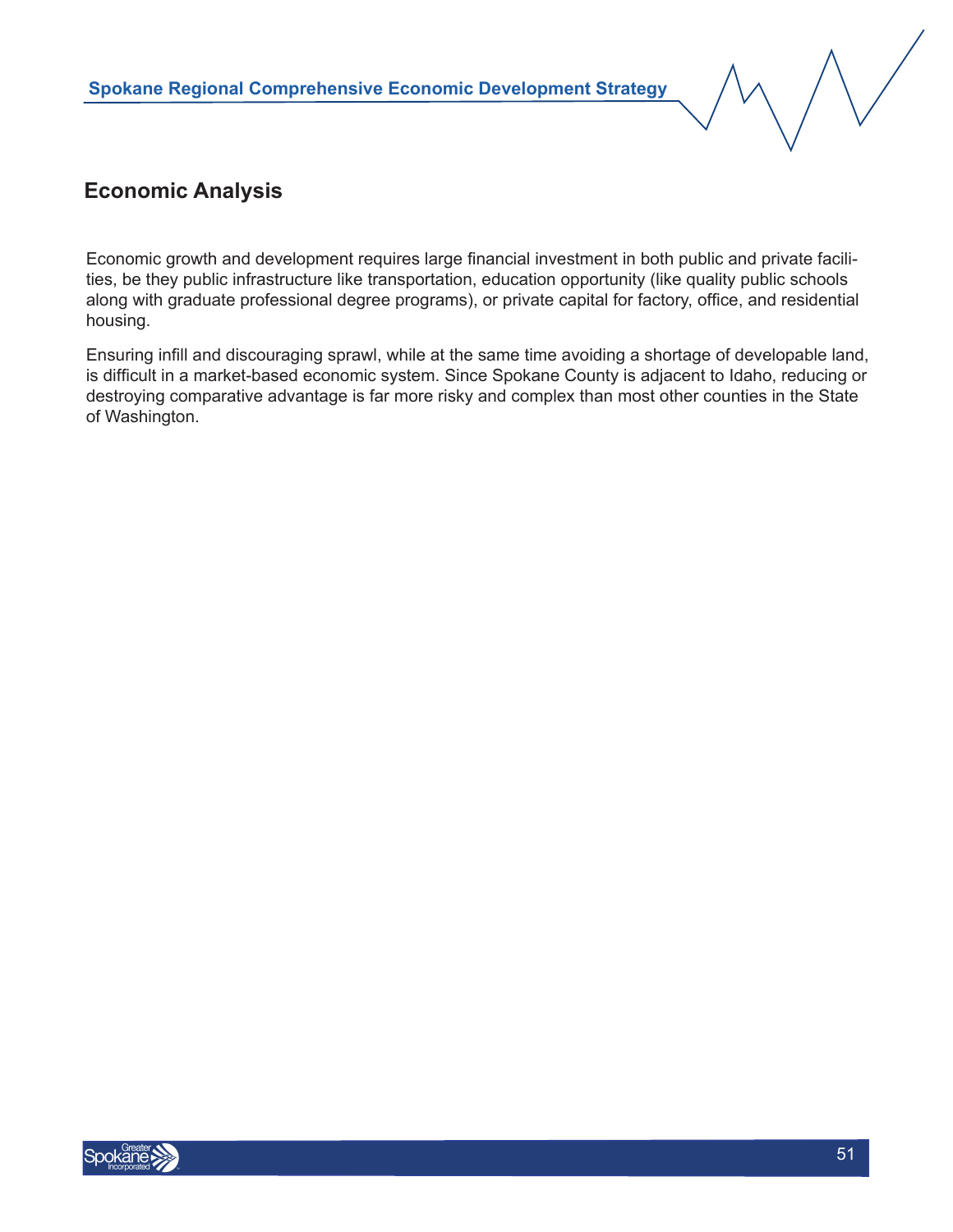## Economic Analysis

Economic growth and development requires large financial investment in both public and private facilities, be they public infrastructure like transportation, education opportunity (like quality public schools along with graduate professional degree programs), or private capital for factory, office, and residential housing.

Ensuring infill and discouraging sprawl, while at the same time avoiding a shortage of developable land, is difficult in a market-based economic system. Since Spokane County is adjacent to Idaho, reducing or destroying comparative advantage is far more risky and complex than most other counties in the State of Washington.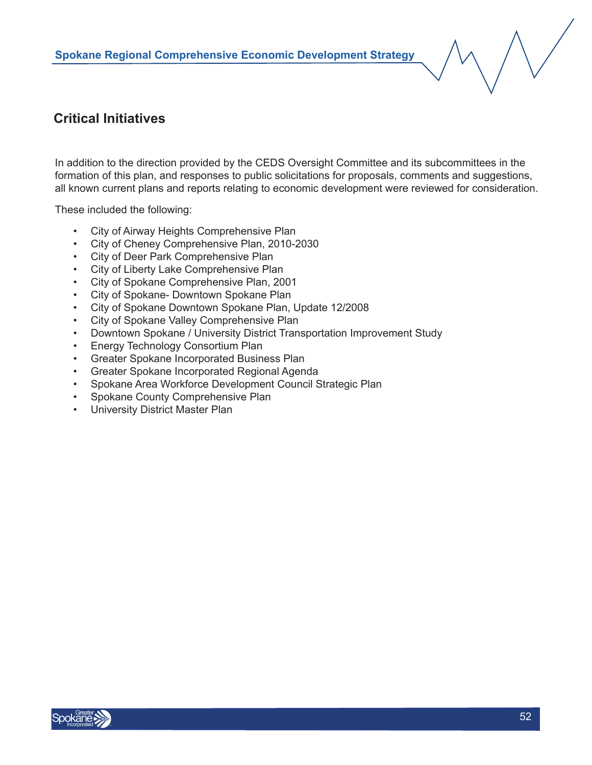## Critical Initiatives

In addition to the direction provided by the CEDS Oversight Committee and its subcommittees in the formation of this plan, and responses to public solicitations for proposals, comments and suggestions, all known current plans and reports relating to economic development were reviewed for consideration.

These included the following:

- City of Airway Heights Comprehensive Plan
- City of Cheney Comprehensive Plan, 2010-2030
- City of Deer Park Comprehensive Plan
- City of Liberty Lake Comprehensive Plan
- City of Spokane Comprehensive Plan, 2001
- City of Spokane- Downtown Spokane Plan
- City of Spokane Downtown Spokane Plan, Update 12/2008
- City of Spokane Valley Comprehensive Plan
- Downtown Spokane / University District Transportation Improvement Study
- Energy Technology Consortium Plan
- Greater Spokane Incorporated Business Plan
- Greater Spokane Incorporated Regional Agenda
- Spokane Area Workforce Development Council Strategic Plan
- Spokane County Comprehensive Plan
- University District Master Plan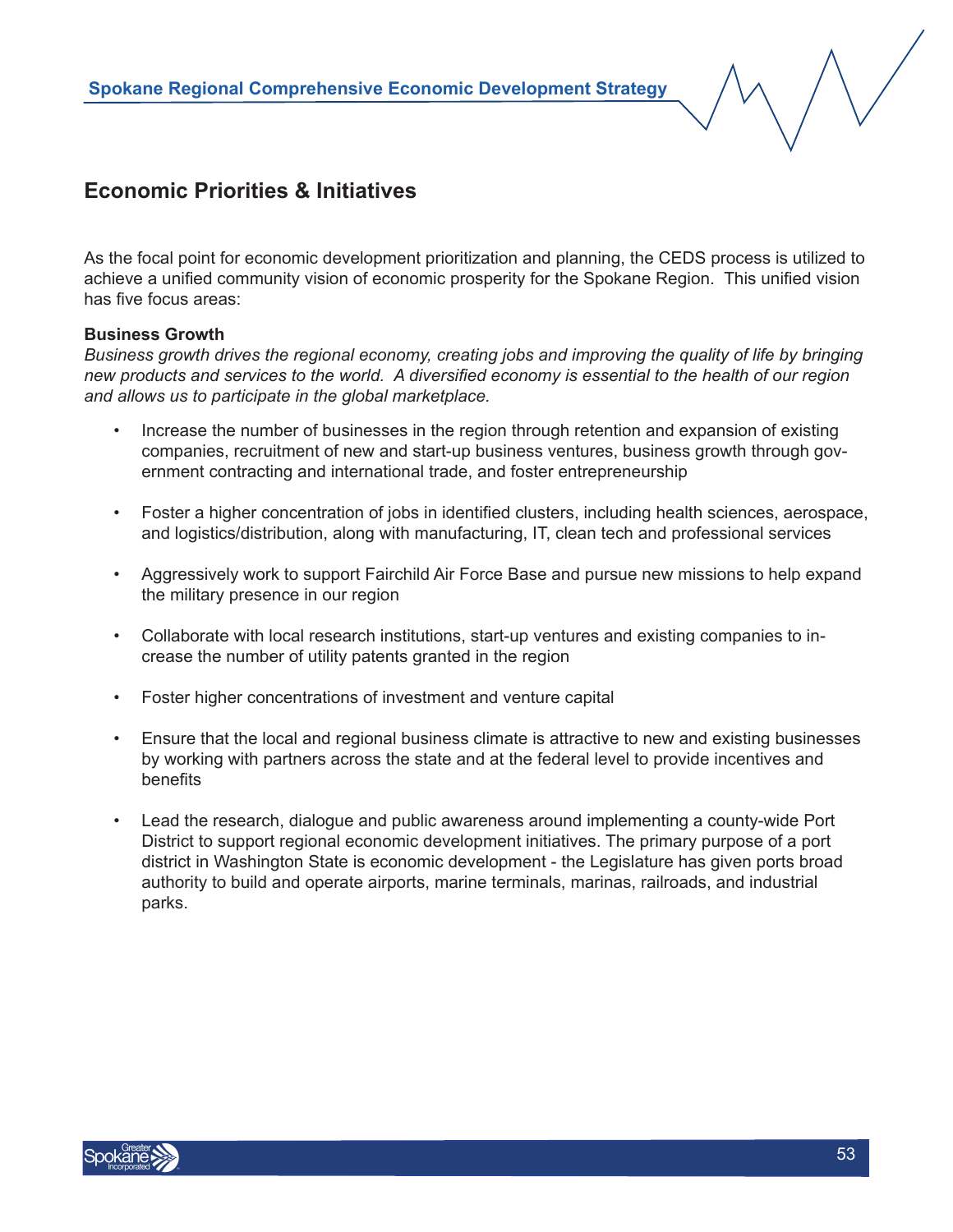## Economic Priorities & Initiatives

As the focal point for economic development prioritization and planning, the CEDS process is utilized to achieve a unified community vision of economic prosperity for the Spokane Region. This unified vision has five focus areas:

**Business Growth**

*Business growth drives the regional economy, creating jobs and improving the quality of life by bringing new products and services to the world. A diversified economy is essential to the health of our region and allows us to participate in the global marketplace.*

- Increase the number of businesses in the region through retention and expansion of existing companies, recruitment of new and start-up business ventures, business growth through government contracting and international trade, and foster entrepreneurship
- Foster a higher concentration of jobs in identified clusters, including health sciences, aerospace, and logistics/distribution, along with manufacturing, IT, clean tech and professional services
- Aggressively work to support Fairchild Air Force Base and pursue new missions to help expand the military presence in our region
- Collaborate with local research institutions, start-up ventures and existing companies to increase the number of utility patents granted in the region
- Foster higher concentrations of investment and venture capital
- Ensure that the local and regional business climate is attractive to new and existing businesses by working with partners across the state and at the federal level to provide incentives and benefits
- Lead the research, dialogue and public awareness around implementing a county-wide Port District to support regional economic development initiatives. The primary purpose of a port district in Washington State is economic development - the Legislature has given ports broad authority to build and operate airports, marine terminals, marinas, railroads, and industrial parks.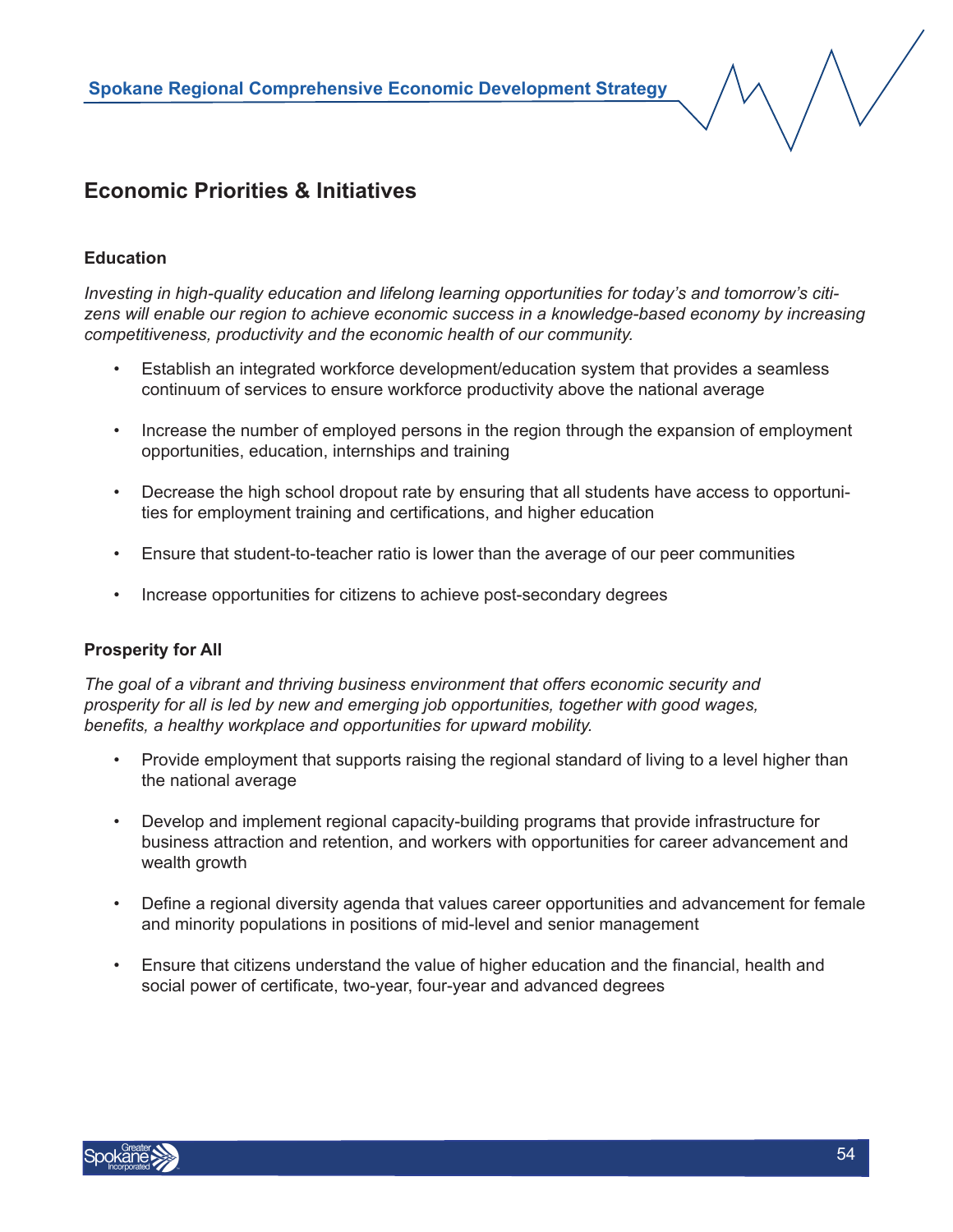## Economic Priorities & Initiatives

### Education

*Investing in high-quality education and lifelong learning opportunities for today's and tomorrow's citizens will enable our region to achieve economic success in a knowledge-based economy by increasing competitiveness, productivity and the economic health of our community.*

- Establish an integrated workforce development/education system that provides a seamless continuum of services to ensure workforce productivity above the national average
- Increase the number of employed persons in the region through the expansion of employment opportunities, education, internships and training
- Decrease the high school dropout rate by ensuring that all students have access to opportunities for employment training and certifications, and higher education
- Ensure that student-to-teacher ratio is lower than the average of our peer communities
- Increase opportunities for citizens to achieve post-secondary degrees

### Prosperity for All

*The goal of a vibrant and thriving business environment that offers economic security and prosperity for all is led by new and emerging job opportunities, together with good wages, benefits, a healthy workplace and opportunities for upward mobility.*

- Provide employment that supports raising the regional standard of living to a level higher than the national average
- Develop and implement regional capacity-building programs that provide infrastructure for business attraction and retention, and workers with opportunities for career advancement and wealth growth
- Define a regional diversity agenda that values career opportunities and advancement for female and minority populations in positions of mid-level and senior management
- Ensure that citizens understand the value of higher education and the financial, health and social power of certificate, two-year, four-year and advanced degrees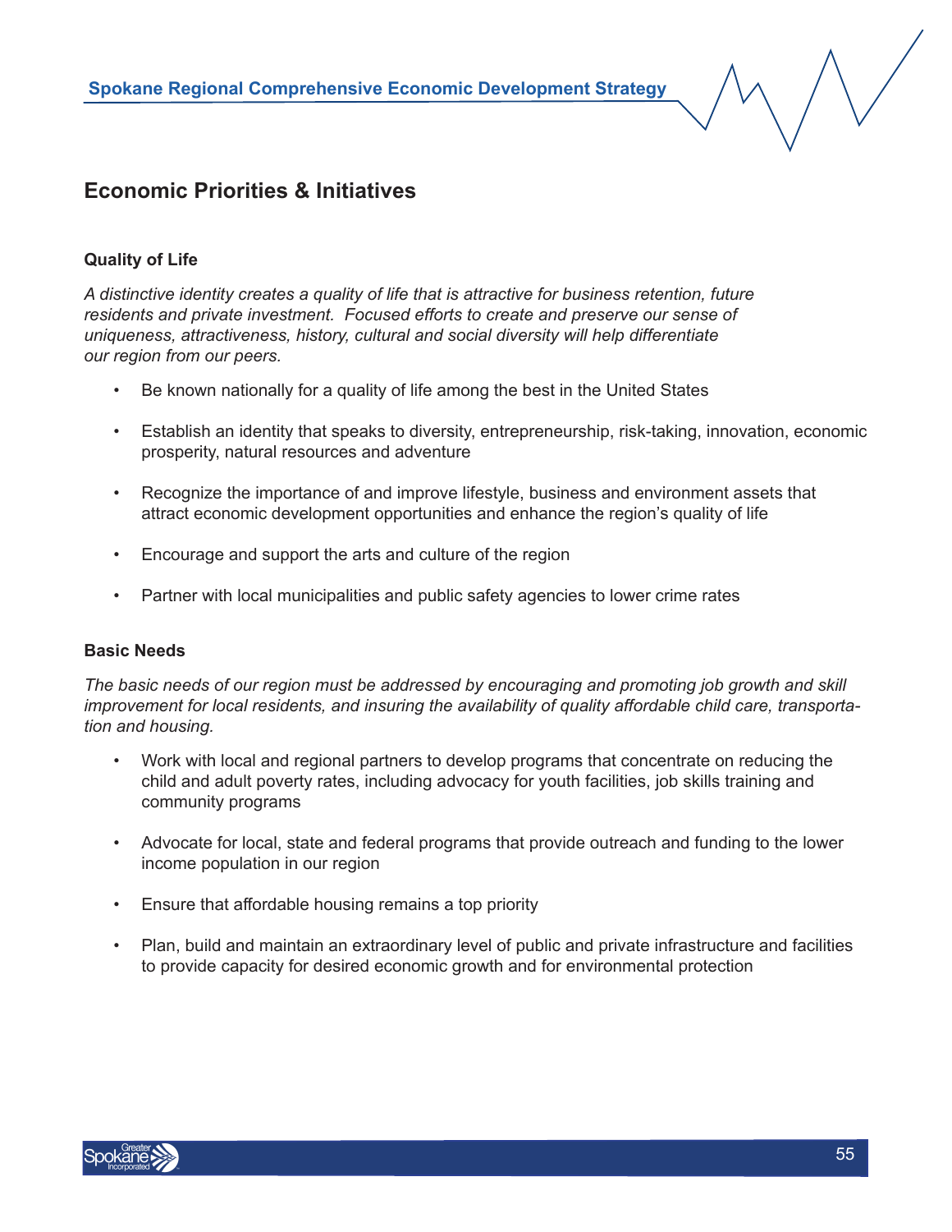## Economic Priorities & Initiatives

### Quality of Life

*A distinctive identity creates a quality of life that is attractive for business retention, future residents and private investment. Focused efforts to create and preserve our sense of uniqueness, attractiveness, history, cultural and social diversity will help differentiate our region from our peers.*

- Be known nationally for a quality of life among the best in the United States
- Establish an identity that speaks to diversity, entrepreneurship, risk-taking, innovation, economic prosperity, natural resources and adventure
- Recognize the importance of and improve lifestyle, business and environment assets that attract economic development opportunities and enhance the region's quality of life
- Encourage and support the arts and culture of the region
- Partner with local municipalities and public safety agencies to lower crime rates

### Basic Needs

*The basic needs of our region must be addressed by encouraging and promoting job growth and skill improvement for local residents, and insuring the availability of quality affordable child care, transportation and housing.*

- Work with local and regional partners to develop programs that concentrate on reducing the child and adult poverty rates, including advocacy for youth facilities, job skills training and community programs
- Advocate for local, state and federal programs that provide outreach and funding to the lower income population in our region
- Ensure that affordable housing remains a top priority
- Plan, build and maintain an extraordinary level of public and private infrastructure and facilities to provide capacity for desired economic growth and for environmental protection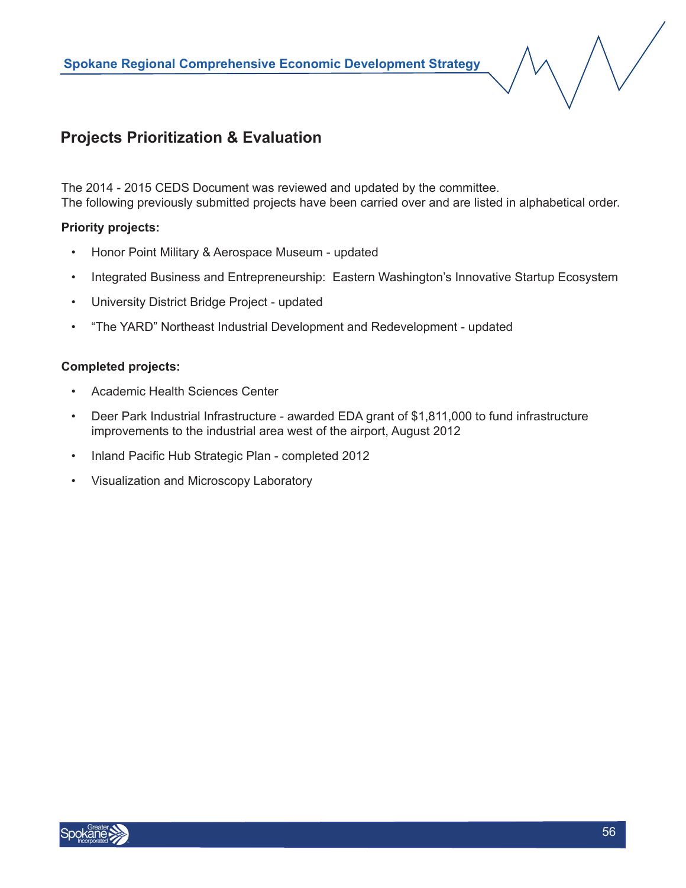## Projects Prioritization & Evaluation

The 2014 - 2015 CEDS Document was reviewed and updated by the committee.
The following previously submitted projects have been carried over and are listed in alphabetical order.

**Priority projects:**

- Honor Point Military & Aerospace Museum - updated
- Integrated Business and Entrepreneurship: Eastern Washington's Innovative Startup Ecosystem
- University District Bridge Project - updated
- "The YARD" Northeast Industrial Development and Redevelopment - updated

**Completed projects:**

- Academic Health Sciences Center
- Deer Park Industrial Infrastructure - awarded EDA grant of $1,811,000 to fund infrastructure improvements to the industrial area west of the airport, August 2012
- Inland Pacific Hub Strategic Plan - completed 2012
- Visualization and Microscopy Laboratory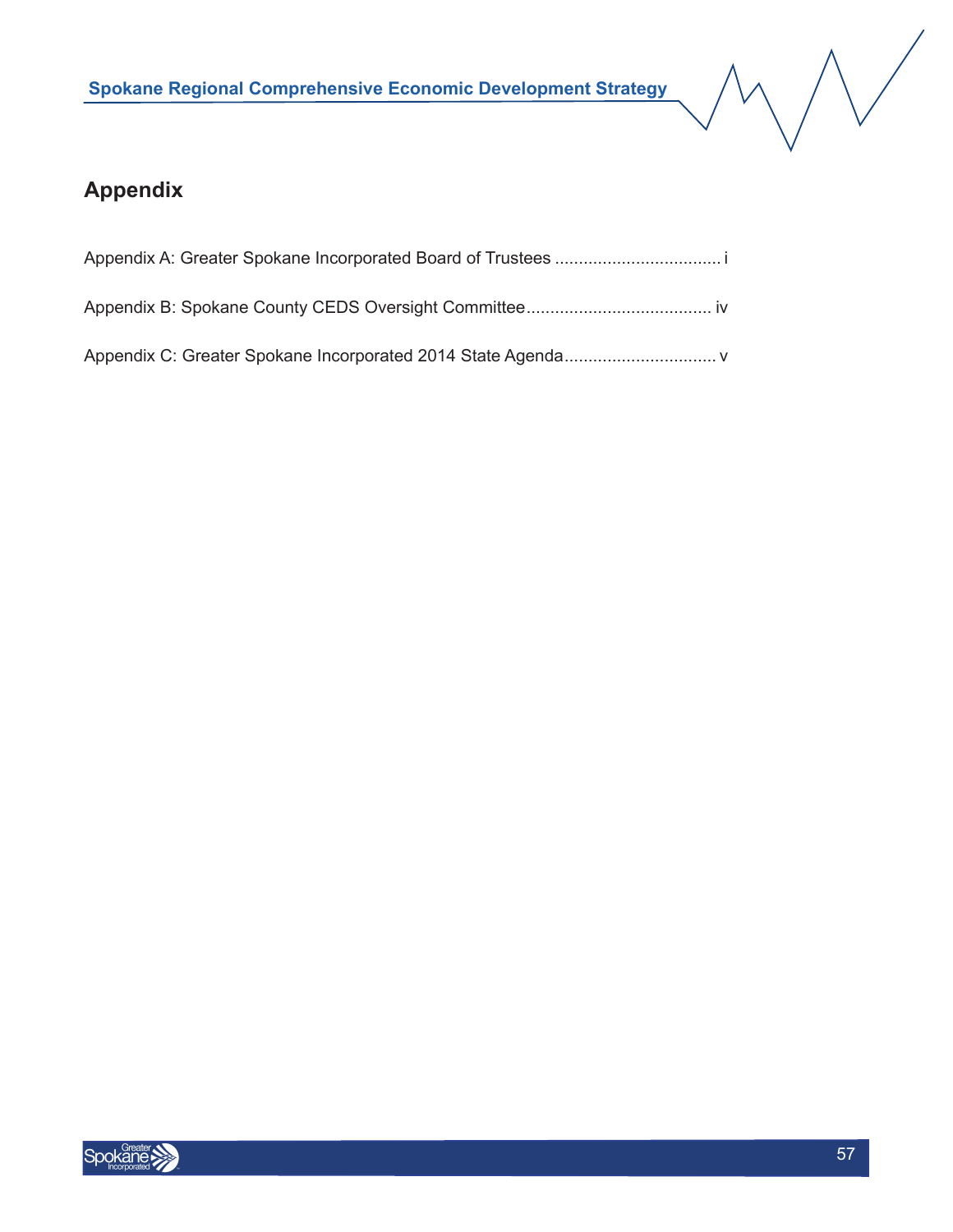# Appendix

Appendix A: Greater Spokane Incorporated Board of Trustees .................................. i

Appendix B: Spokane County CEDS Oversight Committee...................................... iv

Appendix C: Greater Spokane Incorporated 2014 State Agenda................................ v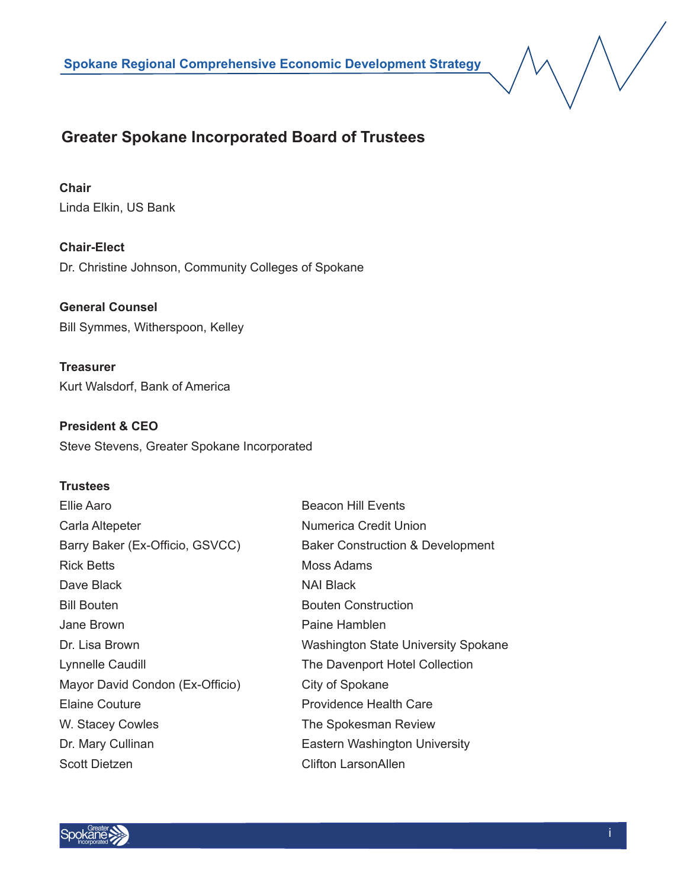## Greater Spokane Incorporated Board of Trustees

**Chair**
Linda Elkin, US Bank

**Chair-Elect**
Dr. Christine Johnson, Community Colleges of Spokane

**General Counsel**
Bill Symmes, Witherspoon, Kelley

**Treasurer**
Kurt Walsdorf, Bank of America

**President & CEO**
Steve Stevens, Greater Spokane Incorporated

**Trustees**

| | |
|---|---|
| Ellie Aaro | Beacon Hill Events |
| Carla Altepeter | Numerica Credit Union |
| Barry Baker (Ex-Officio, GSVCC) | Baker Construction & Development |
| Rick Betts | Moss Adams |
| Dave Black | NAI Black |
| Bill Bouten | Bouten Construction |
| Jane Brown | Paine Hamblen |
| Dr. Lisa Brown | Washington State University Spokane |
| Lynnelle Caudill | The Davenport Hotel Collection |
| Mayor David Condon (Ex-Officio) | City of Spokane |
| Elaine Couture | Providence Health Care |
| W. Stacey Cowles | The Spokesman Review |
| Dr. Mary Cullinan | Eastern Washington University |
| Scott Dietzen | Clifton LarsonAllen |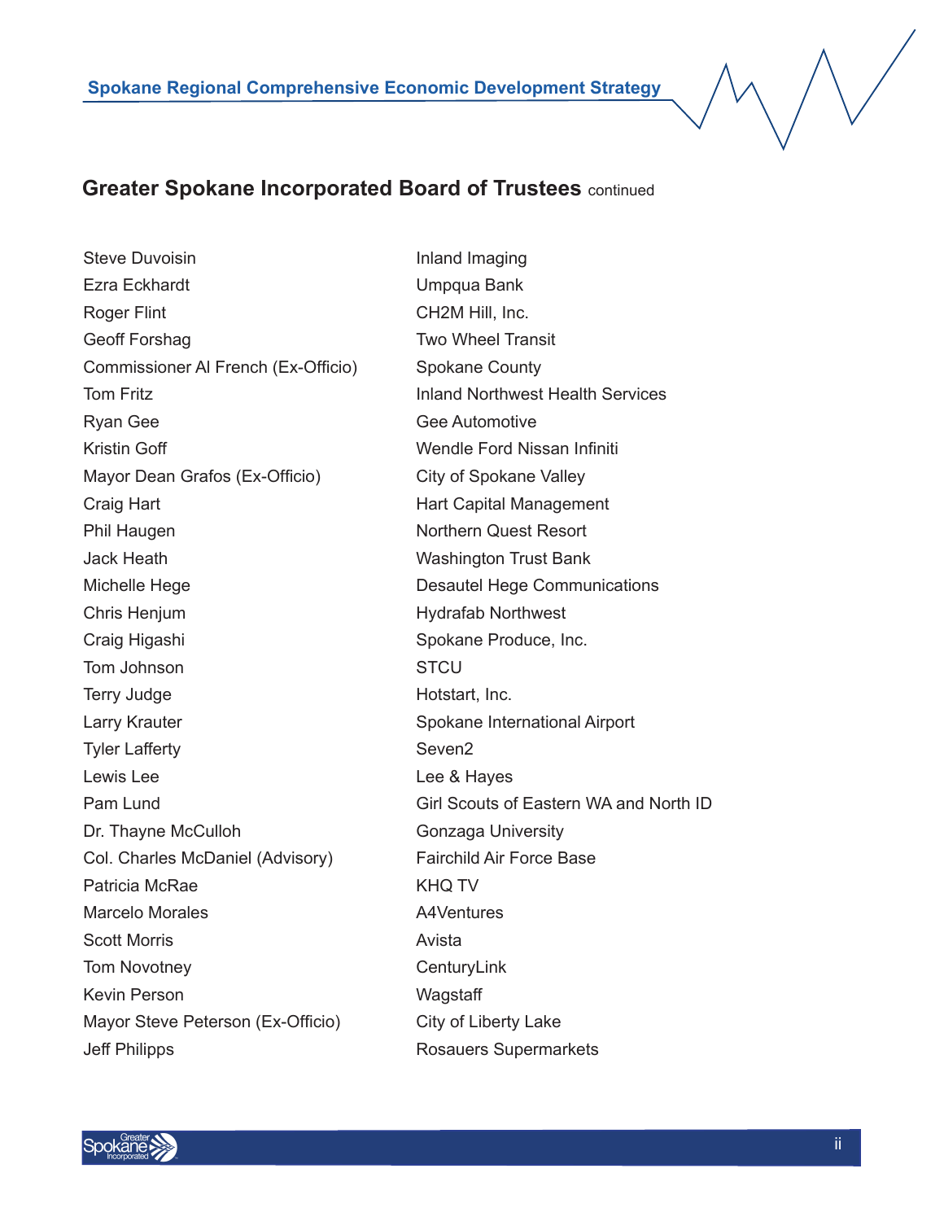## Greater Spokane Incorporated Board of Trustees continued

| | |
|---|---|
| Steve Duvoisin | Inland Imaging |
| Ezra Eckhardt | Umpqua Bank |
| Roger Flint | CH2M Hill, Inc. |
| Geoff Forshag | Two Wheel Transit |
| Commissioner Al French (Ex-Officio) | Spokane County |
| Tom Fritz | Inland Northwest Health Services |
| Ryan Gee | Gee Automotive |
| Kristin Goff | Wendle Ford Nissan Infiniti |
| Mayor Dean Grafos (Ex-Officio) | City of Spokane Valley |
| Craig Hart | Hart Capital Management |
| Phil Haugen | Northern Quest Resort |
| Jack Heath | Washington Trust Bank |
| Michelle Hege | Desautel Hege Communications |
| Chris Henjum | Hydrafab Northwest |
| Craig Higashi | Spokane Produce, Inc. |
| Tom Johnson | STCU |
| Terry Judge | Hotstart, Inc. |
| Larry Krauter | Spokane International Airport |
| Tyler Lafferty | Seven2 |
| Lewis Lee | Lee & Hayes |
| Pam Lund | Girl Scouts of Eastern WA and North ID |
| Dr. Thayne McCulloh | Gonzaga University |
| Col. Charles McDaniel (Advisory) | Fairchild Air Force Base |
| Patricia McRae | KHQ TV |
| Marcelo Morales | A4Ventures |
| Scott Morris | Avista |
| Tom Novotney | CenturyLink |
| Kevin Person | Wagstaff |
| Mayor Steve Peterson (Ex-Officio) | City of Liberty Lake |
| Jeff Philipps | Rosauers Supermarkets |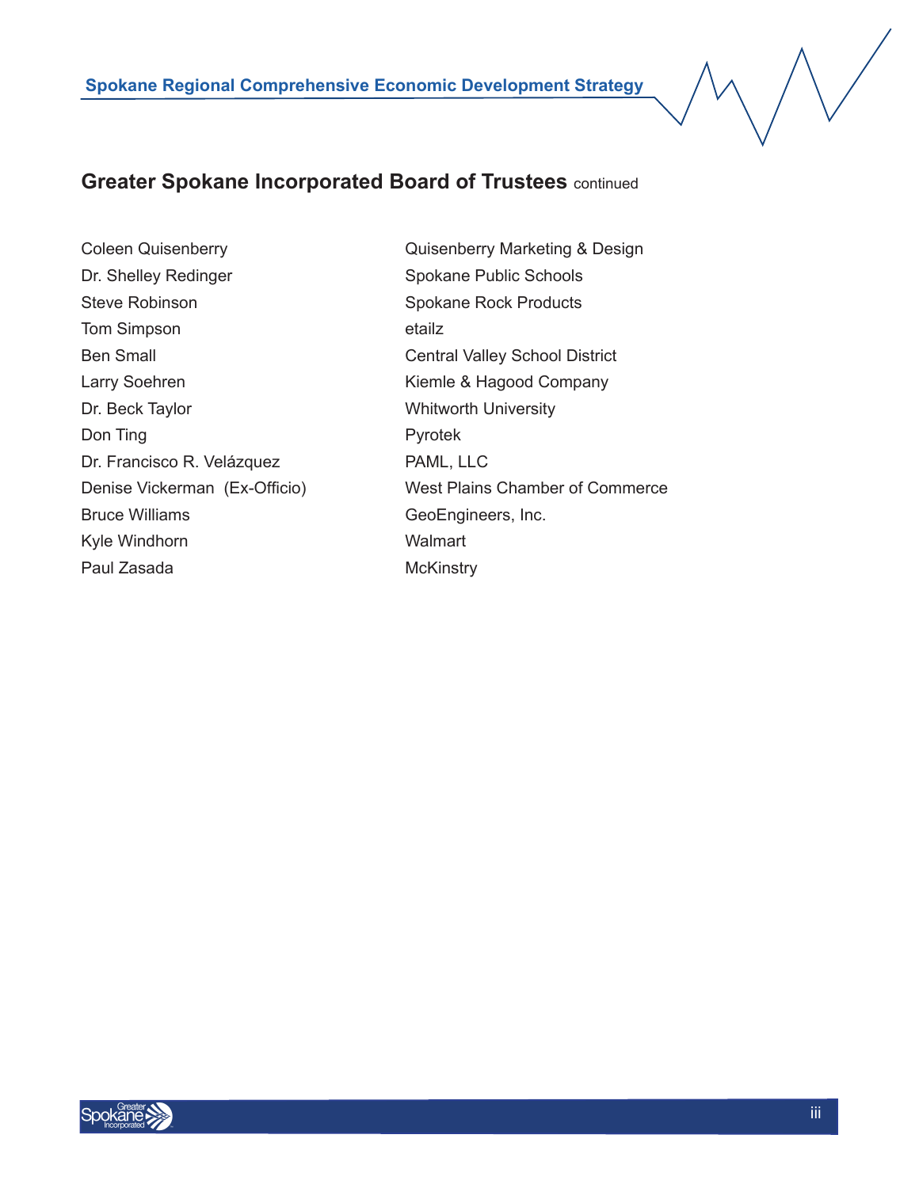## Greater Spokane Incorporated Board of Trustees continued

| | |
|---|---|
| Coleen Quisenberry | Quisenberry Marketing & Design |
| Dr. Shelley Redinger | Spokane Public Schools |
| Steve Robinson | Spokane Rock Products |
| Tom Simpson | etailz |
| Ben Small | Central Valley School District |
| Larry Soehren | Kiemle & Hagood Company |
| Dr. Beck Taylor | Whitworth University |
| Don Ting | Pyrotek |
| Dr. Francisco R. Velázquez | PAML, LLC |
| Denise Vickerman (Ex-Officio) | West Plains Chamber of Commerce |
| Bruce Williams | GeoEngineers, Inc. |
| Kyle Windhorn | Walmart |
| Paul Zasada | McKinstry |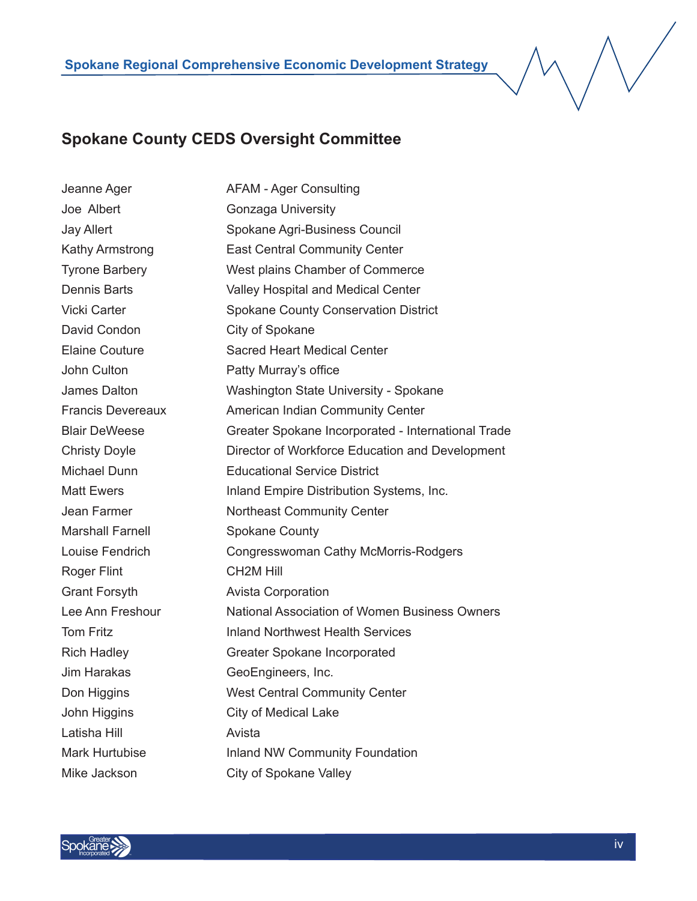## Spokane County CEDS Oversight Committee

| | |
|---|---|
| Jeanne Ager | AFAM - Ager Consulting |
| Joe Albert | Gonzaga University |
| Jay Allert | Spokane Agri-Business Council |
| Kathy Armstrong | East Central Community Center |
| Tyrone Barbery | West plains Chamber of Commerce |
| Dennis Barts | Valley Hospital and Medical Center |
| Vicki Carter | Spokane County Conservation District |
| David Condon | City of Spokane |
| Elaine Couture | Sacred Heart Medical Center |
| John Culton | Patty Murray's office |
| James Dalton | Washington State University - Spokane |
| Francis Devereaux | American Indian Community Center |
| Blair DeWeese | Greater Spokane Incorporated - International Trade |
| Christy Doyle | Director of Workforce Education and Development |
| Michael Dunn | Educational Service District |
| Matt Ewers | Inland Empire Distribution Systems, Inc. |
| Jean Farmer | Northeast Community Center |
| Marshall Farnell | Spokane County |
| Louise Fendrich | Congresswoman Cathy McMorris-Rodgers |
| Roger Flint | CH2M Hill |
| Grant Forsyth | Avista Corporation |
| Lee Ann Freshour | National Association of Women Business Owners |
| Tom Fritz | Inland Northwest Health Services |
| Rich Hadley | Greater Spokane Incorporated |
| Jim Harakas | GeoEngineers, Inc. |
| Don Higgins | West Central Community Center |
| John Higgins | City of Medical Lake |
| Latisha Hill | Avista |
| Mark Hurtubise | Inland NW Community Foundation |
| Mike Jackson | City of Spokane Valley |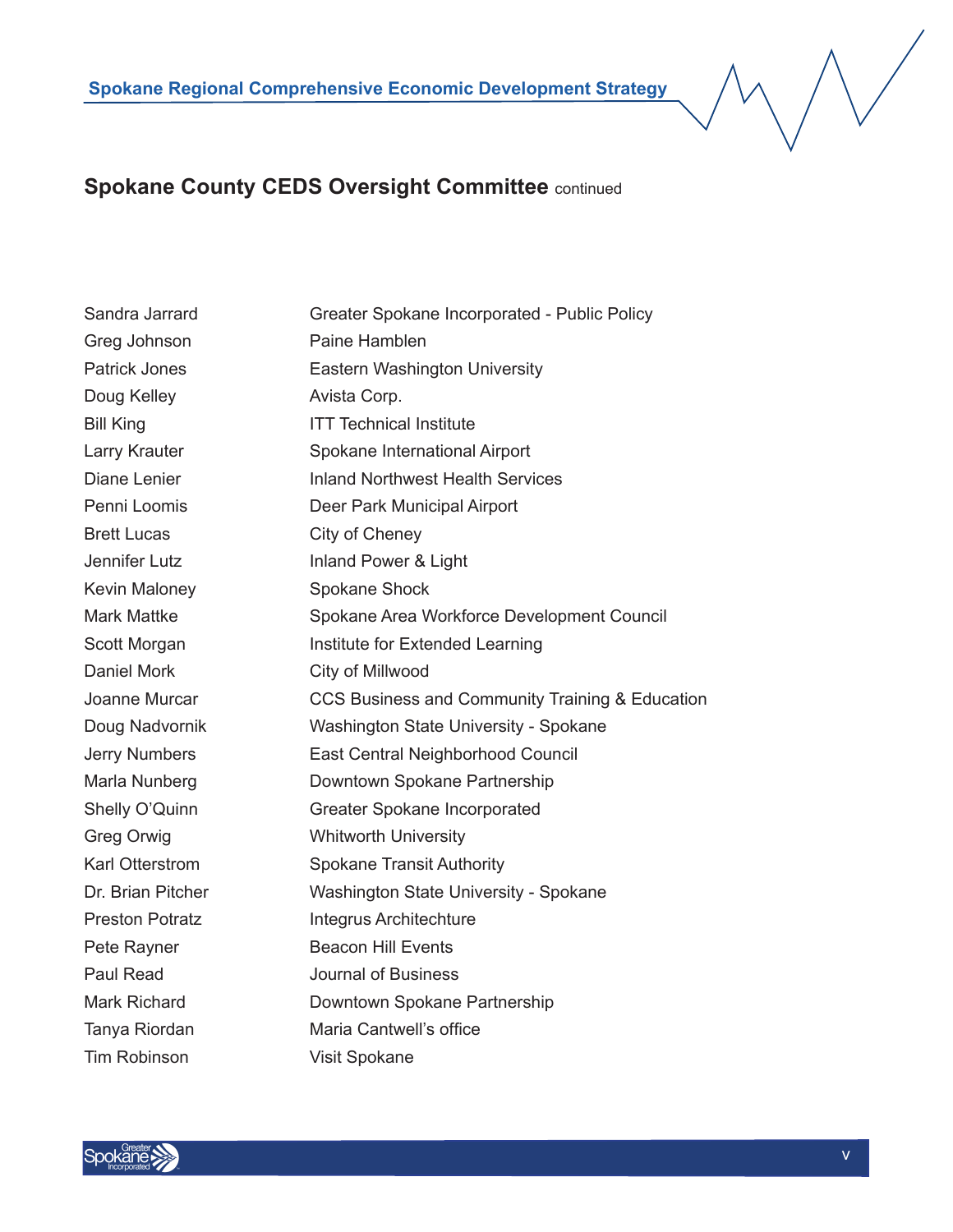## Spokane County CEDS Oversight Committee continued

| | |
|---|---|
| Sandra Jarrard | Greater Spokane Incorporated - Public Policy |
| Greg Johnson | Paine Hamblen |
| Patrick Jones | Eastern Washington University |
| Doug Kelley | Avista Corp. |
| Bill King | ITT Technical Institute |
| Larry Krauter | Spokane International Airport |
| Diane Lenier | Inland Northwest Health Services |
| Penni Loomis | Deer Park Municipal Airport |
| Brett Lucas | City of Cheney |
| Jennifer Lutz | Inland Power & Light |
| Kevin Maloney | Spokane Shock |
| Mark Mattke | Spokane Area Workforce Development Council |
| Scott Morgan | Institute for Extended Learning |
| Daniel Mork | City of Millwood |
| Joanne Murcar | CCS Business and Community Training & Education |
| Doug Nadvornik | Washington State University - Spokane |
| Jerry Numbers | East Central Neighborhood Council |
| Marla Nunberg | Downtown Spokane Partnership |
| Shelly O'Quinn | Greater Spokane Incorporated |
| Greg Orwig | Whitworth University |
| Karl Otterstrom | Spokane Transit Authority |
| Dr. Brian Pitcher | Washington State University - Spokane |
| Preston Potratz | Integrus Architechture |
| Pete Rayner | Beacon Hill Events |
| Paul Read | Journal of Business |
| Mark Richard | Downtown Spokane Partnership |
| Tanya Riordan | Maria Cantwell's office |
| Tim Robinson | Visit Spokane |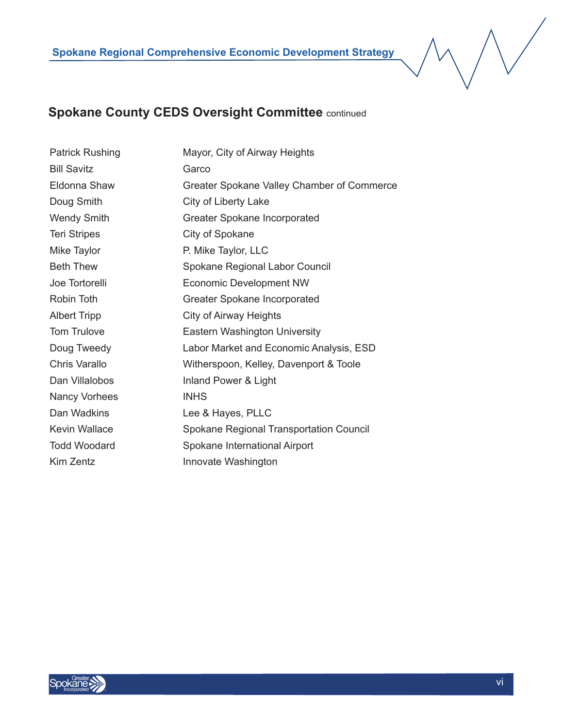## Spokane County CEDS Oversight Committee continued

| | |
|---|---|
| Patrick Rushing | Mayor, City of Airway Heights |
| Bill Savitz | Garco |
| Eldonna Shaw | Greater Spokane Valley Chamber of Commerce |
| Doug Smith | City of Liberty Lake |
| Wendy Smith | Greater Spokane Incorporated |
| Teri Stripes | City of Spokane |
| Mike Taylor | P. Mike Taylor, LLC |
| Beth Thew | Spokane Regional Labor Council |
| Joe Tortorelli | Economic Development NW |
| Robin Toth | Greater Spokane Incorporated |
| Albert Tripp | City of Airway Heights |
| Tom Trulove | Eastern Washington University |
| Doug Tweedy | Labor Market and Economic Analysis, ESD |
| Chris Varallo | Witherspoon, Kelley, Davenport & Toole |
| Dan Villalobos | Inland Power & Light |
| Nancy Vorhees | INHS |
| Dan Wadkins | Lee & Hayes, PLLC |
| Kevin Wallace | Spokane Regional Transportation Council |
| Todd Woodard | Spokane International Airport |
| Kim Zentz | Innovate Washington |